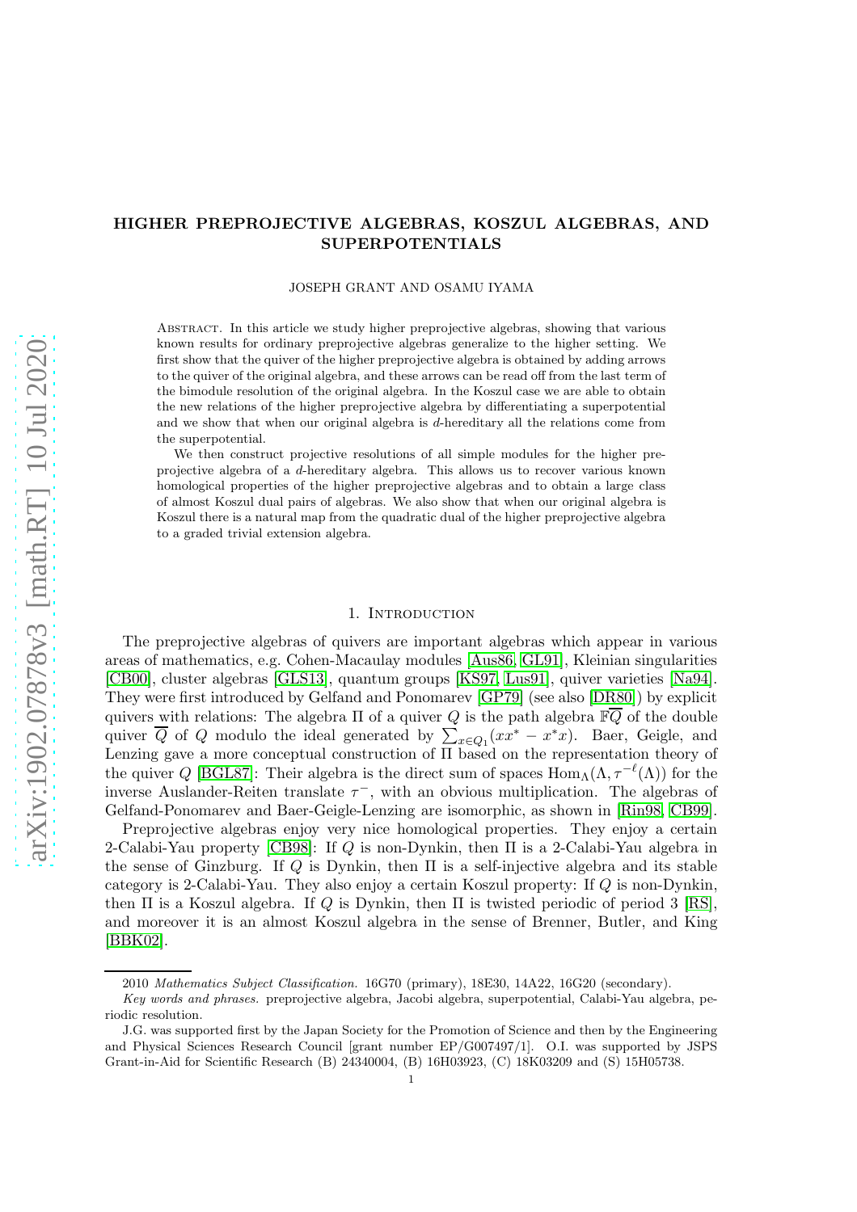# HIGHER PREPROJECTIVE ALGEBRAS, KOSZUL ALGEBRAS, AND SUPERPOTENTIALS

JOSEPH GRANT AND OSAMU IYAMA

Abstract. In this article we study higher preprojective algebras, showing that various known results for ordinary preprojective algebras generalize to the higher setting. We first show that the quiver of the higher preprojective algebra is obtained by adding arrows to the quiver of the original algebra, and these arrows can be read off from the last term of the bimodule resolution of the original algebra. In the Koszul case we are able to obtain the new relations of the higher preprojective algebra by differentiating a superpotential and we show that when our original algebra is $d$-hereditary all the relations come from the superpotential.

We then construct projective resolutions of all simple modules for the higher preprojective algebra of a $d$-hereditary algebra. This allows us to recover various known homological properties of the higher preprojective algebras and to obtain a large class of almost Koszul dual pairs of algebras. We also show that when our original algebra is Koszul there is a natural map from the quadratic dual of the higher preprojective algebra to a graded trivial extension algebra.

## 1. Introduction

The preprojective algebras of quivers are important algebras which appear in various areas of mathematics, e.g. Cohen-Macaulay modules [Aus86, GL91], Kleinian singularities [CB00], cluster algebras [GLS13], quantum groups [KS97, Lus91], quiver varieties [Na94]. They were first introduced by Gelfand and Ponomarev [GP79] (see also [DR80]) by explicit quivers with relations: The algebra $\Pi$ of a quiver $Q$ is the path algebra $\mathbb{F}\overline{Q}$ of the double quiver $\overline{Q}$ of $Q$ modulo the ideal generated by $\sum_{x\in Q_1}(xx^* - x^*x)$. Baer, Geigle, and Lenzing gave a more conceptual construction of $\Pi$ based on the representation theory of the quiver $Q$ [BGL87]: Their algebra is the direct sum of spaces $\operatorname{Hom}_\Lambda(\Lambda, \tau^{-\ell}(\Lambda))$ for the inverse Auslander-Reiten translate $\tau^-$, with an obvious multiplication. The algebras of Gelfand-Ponomarev and Baer-Geigle-Lenzing are isomorphic, as shown in [Rin98, CB99].

Preprojective algebras enjoy very nice homological properties. They enjoy a certain 2-Calabi-Yau property [CB98]: If $Q$ is non-Dynkin, then $\Pi$ is a 2-Calabi-Yau algebra in the sense of Ginzburg. If $Q$ is Dynkin, then $\Pi$ is a self-injective algebra and its stable category is 2-Calabi-Yau. They also enjoy a certain Koszul property: If $Q$ is non-Dynkin, then $\Pi$ is a Koszul algebra. If $Q$ is Dynkin, then $\Pi$ is twisted periodic of period 3 [RS], and moreover it is an almost Koszul algebra in the sense of Brenner, Butler, and King [BBK02].

2010 *Mathematics Subject Classification.* 16G70 (primary), 18E30, 14A22, 16G20 (secondary).

*Key words and phrases.* preprojective algebra, Jacobi algebra, superpotential, Calabi-Yau algebra, periodic resolution.

J.G. was supported first by the Japan Society for the Promotion of Science and then by the Engineering and Physical Sciences Research Council [grant number EP/G007497/1]. O.I. was supported by JSPS Grant-in-Aid for Scientific Research (B) 24340004, (B) 16H03923, (C) 18K03209 and (S) 15H05738.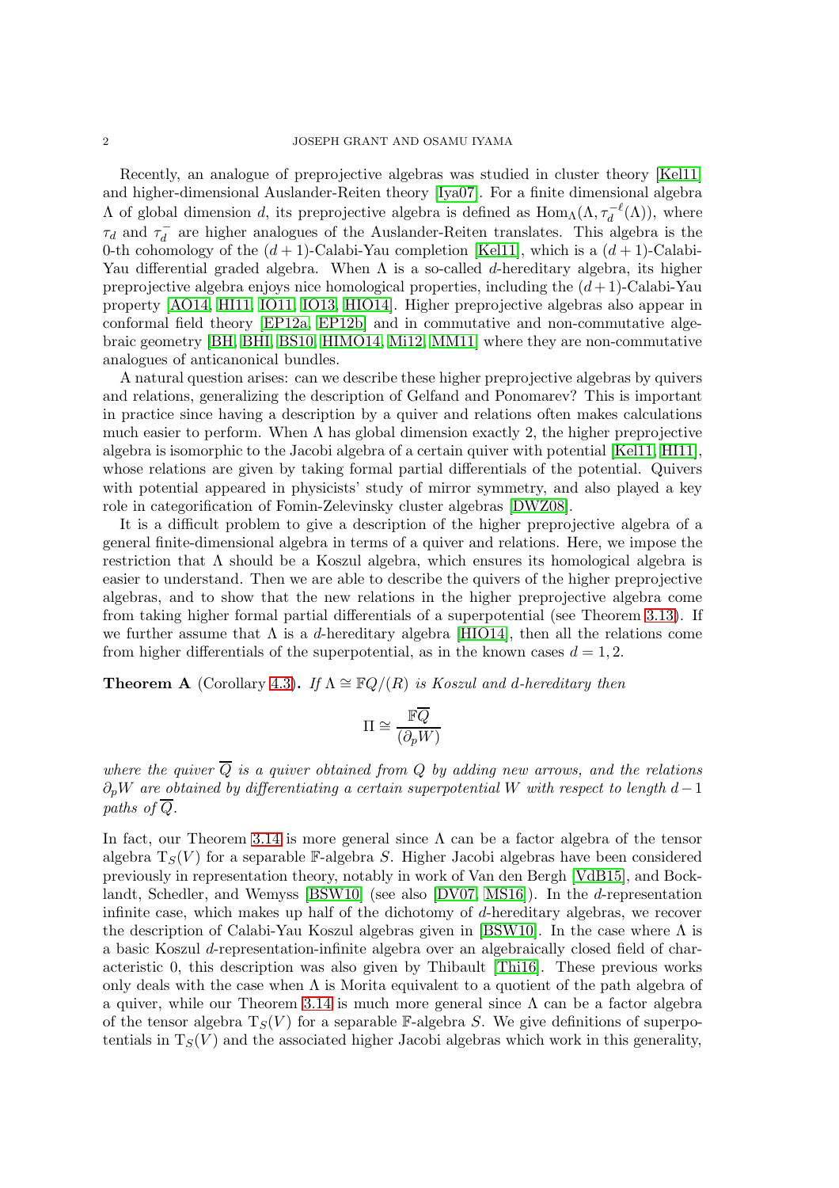Recently, an analogue of preprojective algebras was studied in cluster theory [Kel11] and higher-dimensional Auslander-Reiten theory [Iya07]. For a finite dimensional algebra $\Lambda$ of global dimension $d$, its preprojective algebra is defined as $\mathrm{Hom}_\Lambda(\Lambda, \tau_d^{-\ell}(\Lambda))$, where $\tau_d$ and $\tau_d^-$ are higher analogues of the Auslander-Reiten translates. This algebra is the 0-th cohomology of the $(d+1)$-Calabi-Yau completion [Kel11], which is a $(d+1)$-Calabi-Yau differential graded algebra. When $\Lambda$ is a so-called $d$-hereditary algebra, its higher preprojective algebra enjoys nice homological properties, including the $(d+1)$-Calabi-Yau property [AO14, HI11, IO11, IO13, HIO14]. Higher preprojective algebras also appear in conformal field theory [EP12a, EP12b] and in commutative and non-commutative algebraic geometry [BH, BHI, BS10, HIMO14, Mi12, MM11] where they are non-commutative analogues of anticanonical bundles.

A natural question arises: can we describe these higher preprojective algebras by quivers and relations, generalizing the description of Gelfand and Ponomarev? This is important in practice since having a description by a quiver and relations often makes calculations much easier to perform. When $\Lambda$ has global dimension exactly 2, the higher preprojective algebra is isomorphic to the Jacobi algebra of a certain quiver with potential [Kel11, HI11], whose relations are given by taking formal partial differentials of the potential. Quivers with potential appeared in physicists' study of mirror symmetry, and also played a key role in categorification of Fomin-Zelevinsky cluster algebras [DWZ08].

It is a difficult problem to give a description of the higher preprojective algebra of a general finite-dimensional algebra in terms of a quiver and relations. Here, we impose the restriction that $\Lambda$ should be a Koszul algebra, which ensures its homological algebra is easier to understand. Then we are able to describe the quivers of the higher preprojective algebras, and to show that the new relations in the higher preprojective algebra come from taking higher formal partial differentials of a superpotential (see Theorem 3.13). If we further assume that $\Lambda$ is a $d$-hereditary algebra [HIO14], then all the relations come from higher differentials of the superpotential, as in the known cases $d = 1, 2$.

**Theorem A** (Corollary 4.3)**.** *If $\Lambda \cong \mathbb{F}Q/(R)$ is Koszul and $d$-hereditary then*

$$\Pi \cong \frac{\mathbb{F}\overline{Q}}{(\partial_p W)}$$

*where the quiver $\overline{Q}$ is a quiver obtained from $Q$ by adding new arrows, and the relations $\partial_p W$ are obtained by differentiating a certain superpotential $W$ with respect to length $d-1$ paths of $\overline{Q}$.*

In fact, our Theorem 3.14 is more general since $\Lambda$ can be a factor algebra of the tensor algebra $\mathrm{T}_S(V)$ for a separable $\mathbb{F}$-algebra $S$. Higher Jacobi algebras have been considered previously in representation theory, notably in work of Van den Bergh [VdB15], and Bocklandt, Schedler, and Wemyss [BSW10] (see also [DV07, MS16]). In the $d$-representation infinite case, which makes up half of the dichotomy of $d$-hereditary algebras, we recover the description of Calabi-Yau Koszul algebras given in [BSW10]. In the case where $\Lambda$ is a basic Koszul $d$-representation-infinite algebra over an algebraically closed field of characteristic 0, this description was also given by Thibault [Thi16]. These previous works only deals with the case when $\Lambda$ is Morita equivalent to a quotient of the path algebra of a quiver, while our Theorem 3.14 is much more general since $\Lambda$ can be a factor algebra of the tensor algebra $\mathrm{T}_S(V)$ for a separable $\mathbb{F}$-algebra $S$. We give definitions of superpotentials in $\mathrm{T}_S(V)$ and the associated higher Jacobi algebras which work in this generality,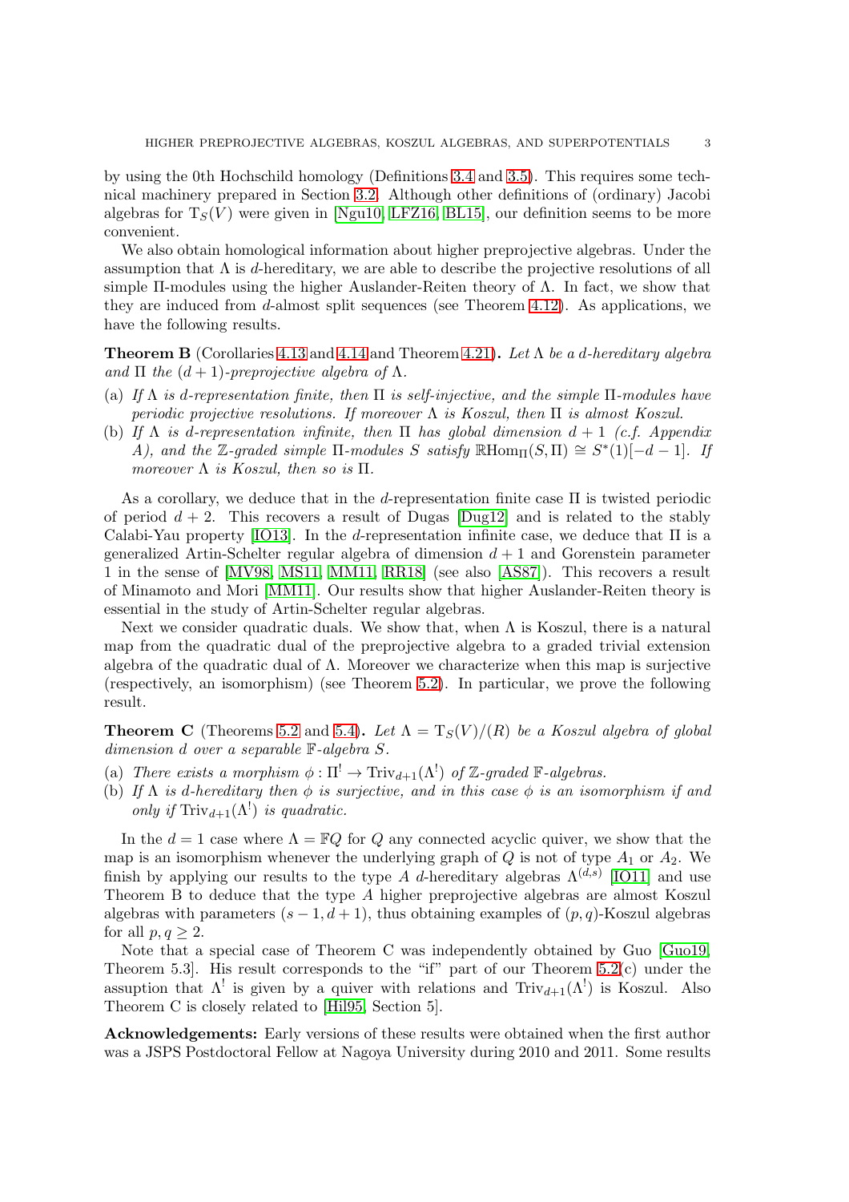by using the 0th Hochschild homology (Definitions 3.4 and 3.5). This requires some technical machinery prepared in Section 3.2. Although other definitions of (ordinary) Jacobi algebras for $\mathrm{T}_S(V)$ were given in [Ngu10, LFZ16, BL15], our definition seems to be more convenient.

We also obtain homological information about higher preprojective algebras. Under the assumption that $\Lambda$ is $d$-hereditary, we are able to describe the projective resolutions of all simple $\Pi$-modules using the higher Auslander-Reiten theory of $\Lambda$. In fact, we show that they are induced from $d$-almost split sequences (see Theorem 4.12). As applications, we have the following results.

**Theorem B** (Corollaries 4.13 and 4.14 and Theorem 4.21)**.** *Let $\Lambda$ be a $d$-hereditary algebra and $\Pi$ the $(d+1)$-preprojective algebra of $\Lambda$.*

(a) *If $\Lambda$ is $d$-representation finite, then $\Pi$ is self-injective, and the simple $\Pi$-modules have periodic projective resolutions. If moreover $\Lambda$ is Koszul, then $\Pi$ is almost Koszul.*
(b) *If $\Lambda$ is $d$-representation infinite, then $\Pi$ has global dimension $d+1$ (c.f. Appendix A), and the $\mathbb{Z}$-graded simple $\Pi$-modules $S$ satisfy $\mathbb{R}\mathrm{Hom}_\Pi(S,\Pi) \cong S^*(1)[-d-1]$. If moreover $\Lambda$ is Koszul, then so is $\Pi$.*

As a corollary, we deduce that in the $d$-representation finite case $\Pi$ is twisted periodic of period $d+2$. This recovers a result of Dugas [Dug12] and is related to the stably Calabi-Yau property [IO13]. In the $d$-representation infinite case, we deduce that $\Pi$ is a generalized Artin-Schelter regular algebra of dimension $d+1$ and Gorenstein parameter 1 in the sense of [MV98, MS11, MM11, RR18] (see also [AS87]). This recovers a result of Minamoto and Mori [MM11]. Our results show that higher Auslander-Reiten theory is essential in the study of Artin-Schelter regular algebras.

Next we consider quadratic duals. We show that, when $\Lambda$ is Koszul, there is a natural map from the quadratic dual of the preprojective algebra to a graded trivial extension algebra of the quadratic dual of $\Lambda$. Moreover we characterize when this map is surjective (respectively, an isomorphism) (see Theorem 5.2). In particular, we prove the following result.

**Theorem C** (Theorems 5.2 and 5.4)**.** *Let $\Lambda = \mathrm{T}_S(V)/(R)$ be a Koszul algebra of global dimension $d$ over a separable $\mathbb{F}$-algebra $S$.*

(a) *There exists a morphism $\phi : \Pi^! \to \mathrm{Triv}_{d+1}(\Lambda^!)$ of $\mathbb{Z}$-graded $\mathbb{F}$-algebras.*
(b) *If $\Lambda$ is $d$-hereditary then $\phi$ is surjective, and in this case $\phi$ is an isomorphism if and only if $\mathrm{Triv}_{d+1}(\Lambda^!)$ is quadratic.*

In the $d=1$ case where $\Lambda = \mathbb{F}Q$ for $Q$ any connected acyclic quiver, we show that the map is an isomorphism whenever the underlying graph of $Q$ is not of type $A_1$ or $A_2$. We finish by applying our results to the type $A$ $d$-hereditary algebras $\Lambda^{(d,s)}$ [IO11] and use Theorem B to deduce that the type $A$ higher preprojective algebras are almost Koszul algebras with parameters $(s-1, d+1)$, thus obtaining examples of $(p,q)$-Koszul algebras for all $p, q \geq 2$.

Note that a special case of Theorem C was independently obtained by Guo [Guo19, Theorem 5.3]. His result corresponds to the "if" part of our Theorem 5.2(c) under the assuption that $\Lambda^!$ is given by a quiver with relations and $\mathrm{Triv}_{d+1}(\Lambda^!)$ is Koszul. Also Theorem C is closely related to [Hil95, Section 5].

**Acknowledgements:** Early versions of these results were obtained when the first author was a JSPS Postdoctoral Fellow at Nagoya University during 2010 and 2011. Some results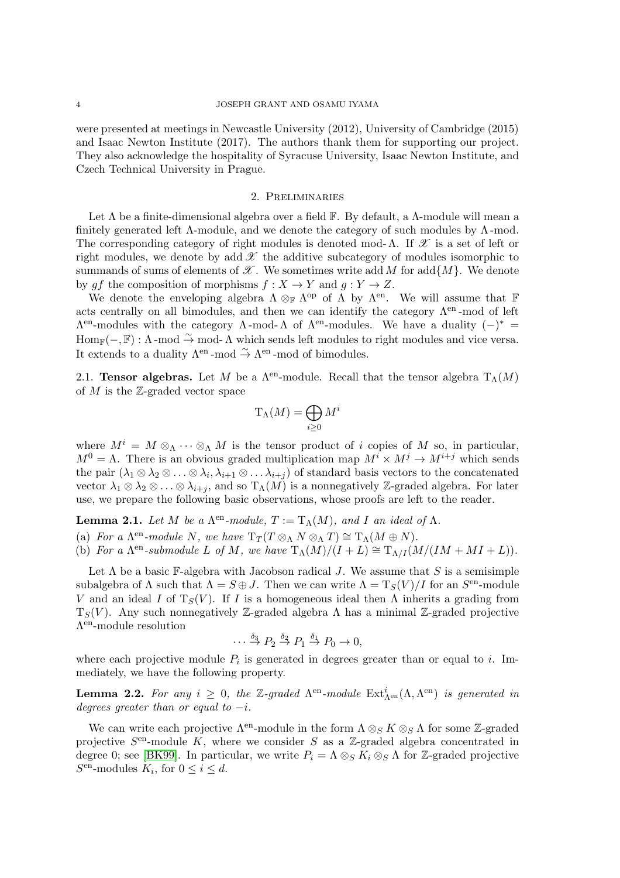were presented at meetings in Newcastle University (2012), University of Cambridge (2015) and Isaac Newton Institute (2017). The authors thank them for supporting our project. They also acknowledge the hospitality of Syracuse University, Isaac Newton Institute, and Czech Technical University in Prague.

## 2. Preliminaries

Let $\Lambda$ be a finite-dimensional algebra over a field $\mathbb{F}$. By default, a $\Lambda$-module will mean a finitely generated left $\Lambda$-module, and we denote the category of such modules by $\Lambda$-mod. The corresponding category of right modules is denoted mod-$\Lambda$. If $\mathscr{X}$ is a set of left or right modules, we denote by $\operatorname{add}\mathscr{X}$ the additive subcategory of modules isomorphic to summands of sums of elements of $\mathscr{X}$. We sometimes write $\operatorname{add} M$ for $\operatorname{add}\{M\}$. We denote by $gf$ the composition of morphisms $f : X \to Y$ and $g : Y \to Z$.

We denote the enveloping algebra $\Lambda \otimes_{\mathbb{F}} \Lambda^{\mathrm{op}}$ of $\Lambda$ by $\Lambda^{\mathrm{en}}$. We will assume that $\mathbb{F}$ acts centrally on all bimodules, and then we can identify the category $\Lambda^{\mathrm{en}}$-mod of left $\Lambda^{\mathrm{en}}$-modules with the category $\Lambda$-mod-$\Lambda$ of $\Lambda^{\mathrm{en}}$-modules. We have a duality $(-)^* = \operatorname{Hom}_{\mathbb{F}}(-, \mathbb{F}) : \Lambda\text{-mod} \xrightarrow{\sim} \text{mod-}\Lambda$ which sends left modules to right modules and vice versa. It extends to a duality $\Lambda^{\mathrm{en}}\text{-mod} \xrightarrow{\sim} \Lambda^{\mathrm{en}}\text{-mod}$ of bimodules.

2.1. **Tensor algebras.** Let $M$ be a $\Lambda^{\mathrm{en}}$-module. Recall that the tensor algebra $\mathrm{T}_\Lambda(M)$ of $M$ is the $\mathbb{Z}$-graded vector space

$$\mathrm{T}_\Lambda(M) = \bigoplus_{i \geq 0} M^i$$

where $M^i = M \otimes_\Lambda \cdots \otimes_\Lambda M$ is the tensor product of $i$ copies of $M$ so, in particular, $M^0 = \Lambda$. There is an obvious graded multiplication map $M^i \times M^j \to M^{i+j}$ which sends the pair $(\lambda_1 \otimes \lambda_2 \otimes \ldots \otimes \lambda_i, \lambda_{i+1} \otimes \ldots \lambda_{i+j})$ of standard basis vectors to the concatenated vector $\lambda_1 \otimes \lambda_2 \otimes \ldots \otimes \lambda_{i+j}$, and so $\mathrm{T}_\Lambda(M)$ is a nonnegatively $\mathbb{Z}$-graded algebra. For later use, we prepare the following basic observations, whose proofs are left to the reader.

**Lemma 2.1.** *Let $M$ be a $\Lambda^{\mathrm{en}}$-module, $T := \mathrm{T}_\Lambda(M)$, and $I$ an ideal of $\Lambda$.*

(a) *For a $\Lambda^{\mathrm{en}}$-module $N$, we have $\mathrm{T}_T(T \otimes_\Lambda N \otimes_\Lambda T) \cong \mathrm{T}_\Lambda(M \oplus N)$.*
(b) *For a $\Lambda^{\mathrm{en}}$-submodule $L$ of $M$, we have $\mathrm{T}_\Lambda(M)/(I + L) \cong \mathrm{T}_{\Lambda/I}(M/(IM + MI + L))$.*

Let $\Lambda$ be a basic $\mathbb{F}$-algebra with Jacobson radical $J$. We assume that $S$ is a semisimple subalgebra of $\Lambda$ such that $\Lambda = S \oplus J$. Then we can write $\Lambda = \mathrm{T}_S(V)/I$ for an $S^{\mathrm{en}}$-module $V$ and an ideal $I$ of $\mathrm{T}_S(V)$. If $I$ is a homogeneous ideal then $\Lambda$ inherits a grading from $\mathrm{T}_S(V)$. Any such nonnegatively $\mathbb{Z}$-graded algebra $\Lambda$ has a minimal $\mathbb{Z}$-graded projective $\Lambda^{\mathrm{en}}$-module resolution

$$\cdots \xrightarrow{\delta_3} P_2 \xrightarrow{\delta_2} P_1 \xrightarrow{\delta_1} P_0 \to 0,$$

where each projective module $P_i$ is generated in degrees greater than or equal to $i$. Immediately, we have the following property.

**Lemma 2.2.** *For any $i \geq 0$, the $\mathbb{Z}$-graded $\Lambda^{\mathrm{en}}$-module $\operatorname{Ext}^i_{\Lambda^{\mathrm{en}}}(\Lambda, \Lambda^{\mathrm{en}})$ is generated in degrees greater than or equal to $-i$.*

We can write each projective $\Lambda^{\mathrm{en}}$-module in the form $\Lambda \otimes_S K \otimes_S \Lambda$ for some $\mathbb{Z}$-graded projective $S^{\mathrm{en}}$-module $K$, where we consider $S$ as a $\mathbb{Z}$-graded algebra concentrated in degree 0; see [BK99]. In particular, we write $P_i = \Lambda \otimes_S K_i \otimes_S \Lambda$ for $\mathbb{Z}$-graded projective $S^{\mathrm{en}}$-modules $K_i$, for $0 \leq i \leq d$.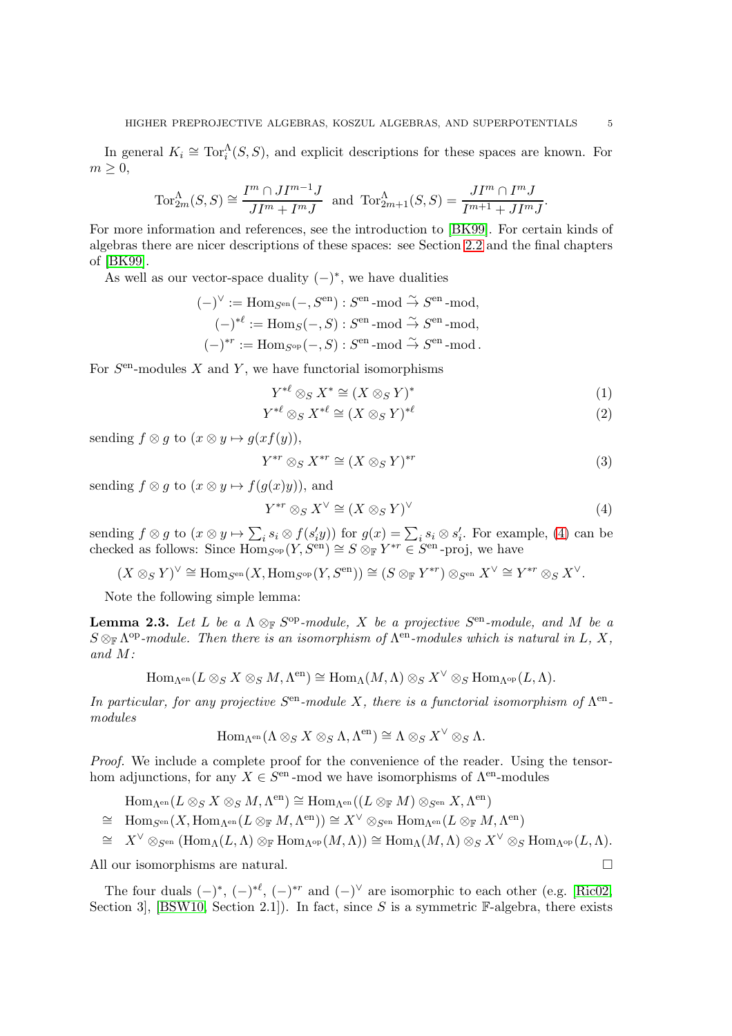In general $K_i \cong \mathrm{Tor}_i^\Lambda(S,S)$, and explicit descriptions for these spaces are known. For $m \geq 0$,

$$\mathrm{Tor}_{2m}^\Lambda(S,S) \cong \frac{I^m \cap JI^{m-1}J}{JI^m + I^mJ} \text{ and } \mathrm{Tor}_{2m+1}^\Lambda(S,S) = \frac{JI^m \cap I^mJ}{I^{m+1} + JI^mJ}.$$

For more information and references, see the introduction to [BK99]. For certain kinds of algebras there are nicer descriptions of these spaces: see Section 2.2 and the final chapters of [BK99].

As well as our vector-space duality $(-)^*$, we have dualities

$$(-)^\vee := \mathrm{Hom}_{S^{\mathrm{en}}}(-, S^{\mathrm{en}}) : S^{\mathrm{en}}\text{-mod} \xrightarrow{\sim} S^{\mathrm{en}}\text{-mod},$$
$$(-)^{*\ell} := \mathrm{Hom}_S(-, S) : S^{\mathrm{en}}\text{-mod} \xrightarrow{\sim} S^{\mathrm{en}}\text{-mod},$$
$$(-)^{*r} := \mathrm{Hom}_{S^{\mathrm{op}}}(-, S) : S^{\mathrm{en}}\text{-mod} \xrightarrow{\sim} S^{\mathrm{en}}\text{-mod}.$$

For $S^{\mathrm{en}}$-modules $X$ and $Y$, we have functorial isomorphisms

$$Y^{*\ell} \otimes_S X^* \cong (X \otimes_S Y)^* \tag{1}$$
$$Y^{*\ell} \otimes_S X^{*\ell} \cong (X \otimes_S Y)^{*\ell} \tag{2}$$

sending $f \otimes g$ to $(x \otimes y \mapsto g(xf(y))$,

$$Y^{*r} \otimes_S X^{*r} \cong (X \otimes_S Y)^{*r} \tag{3}$$

sending $f \otimes g$ to $(x \otimes y \mapsto f(g(x)y))$, and

$$Y^{*r} \otimes_S X^\vee \cong (X \otimes_S Y)^\vee \tag{4}$$

sending $f \otimes g$ to $(x \otimes y \mapsto \sum_i s_i \otimes f(s_i'y))$ for $g(x) = \sum_i s_i \otimes s_i'$. For example, (4) can be checked as follows: Since $\mathrm{Hom}_{S^{\mathrm{op}}}(Y, S^{\mathrm{en}}) \cong S \otimes_{\mathbb{F}} Y^{*r} \in S^{\mathrm{en}}\text{-proj}$, we have

$$(X \otimes_S Y)^\vee \cong \mathrm{Hom}_{S^{\mathrm{en}}}(X, \mathrm{Hom}_{S^{\mathrm{op}}}(Y, S^{\mathrm{en}})) \cong (S \otimes_{\mathbb{F}} Y^{*r}) \otimes_{S^{\mathrm{en}}} X^\vee \cong Y^{*r} \otimes_S X^\vee.$$

Note the following simple lemma:

**Lemma 2.3.** *Let $L$ be a $\Lambda \otimes_{\mathbb{F}} S^{\mathrm{op}}$-module, $X$ be a projective $S^{\mathrm{en}}$-module, and $M$ be a $S \otimes_{\mathbb{F}} \Lambda^{\mathrm{op}}$-module. Then there is an isomorphism of $\Lambda^{\mathrm{en}}$-modules which is natural in $L$, $X$, and $M$:*

$$\mathrm{Hom}_{\Lambda^{\mathrm{en}}}(L \otimes_S X \otimes_S M, \Lambda^{\mathrm{en}}) \cong \mathrm{Hom}_\Lambda(M, \Lambda) \otimes_S X^\vee \otimes_S \mathrm{Hom}_{\Lambda^{\mathrm{op}}}(L, \Lambda).$$

*In particular, for any projective $S^{\mathrm{en}}$-module $X$, there is a functorial isomorphism of $\Lambda^{\mathrm{en}}$-modules*

$$\mathrm{Hom}_{\Lambda^{\mathrm{en}}}(\Lambda \otimes_S X \otimes_S \Lambda, \Lambda^{\mathrm{en}}) \cong \Lambda \otimes_S X^\vee \otimes_S \Lambda.$$

*Proof.* We include a complete proof for the convenience of the reader. Using the tensor-hom adjunctions, for any $X \in S^{\mathrm{en}}\text{-mod}$ we have isomorphisms of $\Lambda^{\mathrm{en}}$-modules

$$\begin{aligned}
&\mathrm{Hom}_{\Lambda^{\mathrm{en}}}(L \otimes_S X \otimes_S M, \Lambda^{\mathrm{en}}) \cong \mathrm{Hom}_{\Lambda^{\mathrm{en}}}((L \otimes_{\mathbb{F}} M) \otimes_{S^{\mathrm{en}}} X, \Lambda^{\mathrm{en}}) \\
\cong\ &\mathrm{Hom}_{S^{\mathrm{en}}}(X, \mathrm{Hom}_{\Lambda^{\mathrm{en}}}(L \otimes_{\mathbb{F}} M, \Lambda^{\mathrm{en}})) \cong X^\vee \otimes_{S^{\mathrm{en}}} \mathrm{Hom}_{\Lambda^{\mathrm{en}}}(L \otimes_{\mathbb{F}} M, \Lambda^{\mathrm{en}}) \\
\cong\ &X^\vee \otimes_{S^{\mathrm{en}}} (\mathrm{Hom}_\Lambda(L, \Lambda) \otimes_{\mathbb{F}} \mathrm{Hom}_{\Lambda^{\mathrm{op}}}(M, \Lambda)) \cong \mathrm{Hom}_\Lambda(M, \Lambda) \otimes_S X^\vee \otimes_S \mathrm{Hom}_{\Lambda^{\mathrm{op}}}(L, \Lambda).
\end{aligned}$$

All our isomorphisms are natural. $\square$

The four duals $(-)^*$, $(-)^{*\ell}$, $(-)^{*r}$ and $(-)^\vee$ are isomorphic to each other (e.g. [Ric02, Section 3], [BSW10, Section 2.1]). In fact, since $S$ is a symmetric $\mathbb{F}$-algebra, there exists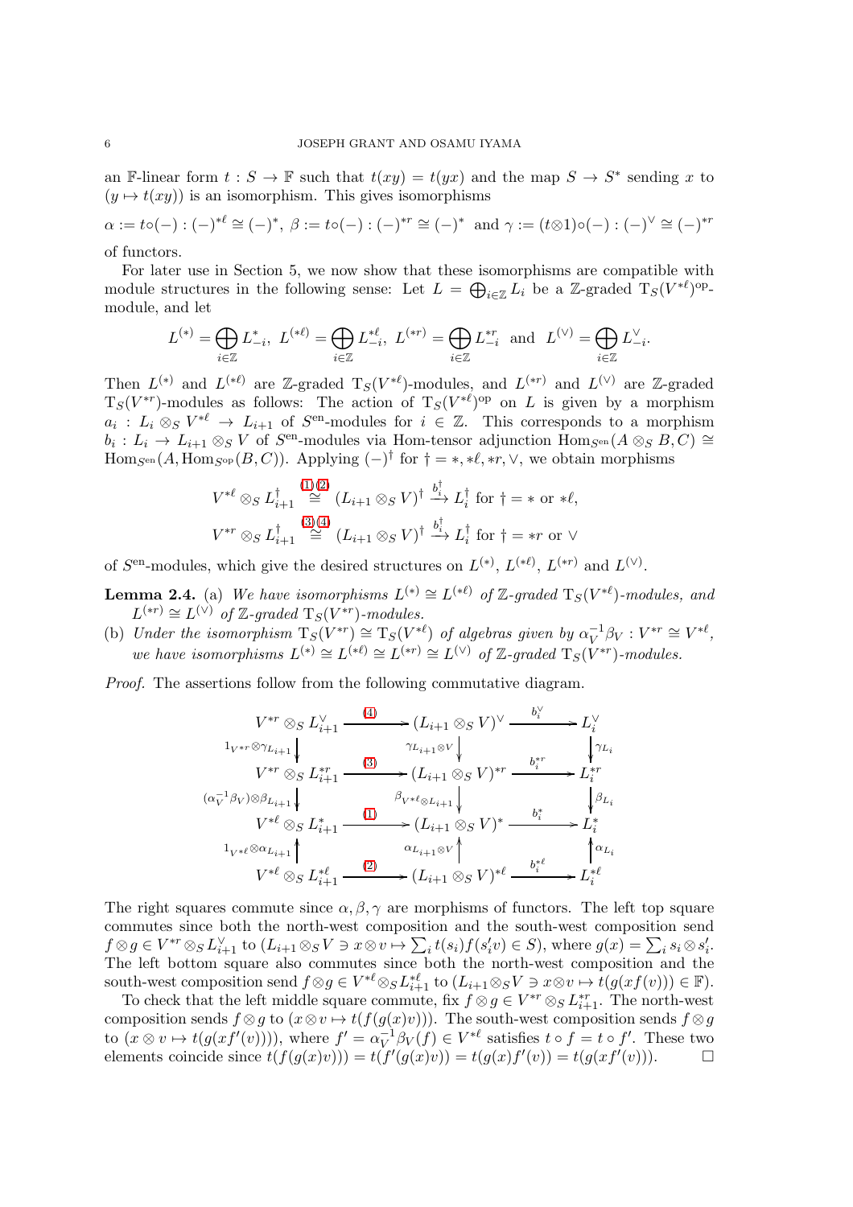an $\mathbb{F}$-linear form $t : S \to \mathbb{F}$ such that $t(xy) = t(yx)$ and the map $S \to S^*$ sending $x$ to $(y \mapsto t(xy))$ is an isomorphism. This gives isomorphisms

$$\alpha := t\circ(-) : (-)^{*\ell} \cong (-)^*,\ \beta := t\circ(-) : (-)^{*r} \cong (-)^* \ \text{ and } \gamma := (t\otimes 1)\circ(-) : (-)^\vee \cong (-)^{*r}$$

of functors.

For later use in Section 5, we now show that these isomorphisms are compatible with module structures in the following sense: Let $L = \bigoplus_{i\in\mathbb{Z}} L_i$ be a $\mathbb{Z}$-graded $\mathrm{T}_S(V^{*\ell})^{\mathrm{op}}$-module, and let

$$L^{(*)} = \bigoplus_{i\in\mathbb{Z}} L_{-i}^*,\ L^{(*\ell)} = \bigoplus_{i\in\mathbb{Z}} L_{-i}^{*\ell},\ L^{(*r)} = \bigoplus_{i\in\mathbb{Z}} L_{-i}^{*r} \ \text{ and } \ L^{(\vee)} = \bigoplus_{i\in\mathbb{Z}} L_{-i}^{\vee}.$$

Then $L^{(*)}$ and $L^{(*\ell)}$ are $\mathbb{Z}$-graded $\mathrm{T}_S(V^{*\ell})$-modules, and $L^{(*r)}$ and $L^{(\vee)}$ are $\mathbb{Z}$-graded $\mathrm{T}_S(V^{*r})$-modules as follows: The action of $\mathrm{T}_S(V^{*\ell})^{\mathrm{op}}$ on $L$ is given by a morphism $a_i : L_i \otimes_S V^{*\ell} \to L_{i+1}$ of $S^{\mathrm{en}}$-modules for $i \in \mathbb{Z}$. This corresponds to a morphism $b_i : L_i \to L_{i+1} \otimes_S V$ of $S^{\mathrm{en}}$-modules via Hom-tensor adjunction $\mathrm{Hom}_{S^{\mathrm{en}}}(A \otimes_S B, C) \cong \mathrm{Hom}_{S^{\mathrm{en}}}(A, \mathrm{Hom}_{S^{\mathrm{op}}}(B, C))$. Applying $(-)^\dagger$ for $\dagger = *, *\ell, *r, \vee$, we obtain morphisms

$$V^{*\ell} \otimes_S L_{i+1}^\dagger \overset{(1)(2)}{\cong} (L_{i+1} \otimes_S V)^\dagger \xrightarrow{b_i^\dagger} L_i^\dagger \text{ for } \dagger = * \text{ or } *\ell,$$

$$V^{*r} \otimes_S L_{i+1}^\dagger \overset{(3)(4)}{\cong} (L_{i+1} \otimes_S V)^\dagger \xrightarrow{b_i^\dagger} L_i^\dagger \text{ for } \dagger = *r \text{ or } \vee$$

of $S^{\mathrm{en}}$-modules, which give the desired structures on $L^{(*)}$, $L^{(*\ell)}$, $L^{(*r)}$ and $L^{(\vee)}$.

**Lemma 2.4.** (a) *We have isomorphisms $L^{(*)} \cong L^{(*\ell)}$ of $\mathbb{Z}$-graded $\mathrm{T}_S(V^{*\ell})$-modules, and $L^{(*r)} \cong L^{(\vee)}$ of $\mathbb{Z}$-graded $\mathrm{T}_S(V^{*r})$-modules.*
(b) *Under the isomorphism $\mathrm{T}_S(V^{*r}) \cong \mathrm{T}_S(V^{*\ell})$ of algebras given by $\alpha_V^{-1}\beta_V : V^{*r} \cong V^{*\ell}$, we have isomorphisms $L^{(*)} \cong L^{(*\ell)} \cong L^{(*r)} \cong L^{(\vee)}$ of $\mathbb{Z}$-graded $\mathrm{T}_S(V^{*r})$-modules.*

*Proof.* The assertions follow from the following commutative diagram.

$$\begin{array}{ccccc}
V^{*r} \otimes_S L_{i+1}^\vee & \xrightarrow{(4)} & (L_{i+1} \otimes_S V)^\vee & \xrightarrow{b_i^\vee} & L_i^\vee \\
\downarrow{\scriptstyle 1_{V^{*r}}\otimes\gamma_{L_{i+1}}} & & \downarrow{\scriptstyle \gamma_{L_{i+1}\otimes V}} & & \downarrow{\scriptstyle \gamma_{L_i}} \\
V^{*r} \otimes_S L_{i+1}^{*r} & \xrightarrow{(3)} & (L_{i+1} \otimes_S V)^{*r} & \xrightarrow{b_i^{*r}} & L_i^{*r} \\
\downarrow{\scriptstyle (\alpha_V^{-1}\beta_V)\otimes\beta_{L_{i+1}}} & & \downarrow{\scriptstyle \beta_{V^{*\ell}\otimes L_{i+1}}} & & \downarrow{\scriptstyle \beta_{L_i}} \\
V^{*\ell} \otimes_S L_{i+1}^{*} & \xrightarrow{(1)} & (L_{i+1} \otimes_S V)^{*} & \xrightarrow{b_i^{*}} & L_i^{*} \\
\uparrow{\scriptstyle 1_{V^{*\ell}}\otimes\alpha_{L_{i+1}}} & & \uparrow{\scriptstyle \alpha_{L_{i+1}\otimes V}} & & \uparrow{\scriptstyle \alpha_{L_i}} \\
V^{*\ell} \otimes_S L_{i+1}^{*\ell} & \xrightarrow{(2)} & (L_{i+1} \otimes_S V)^{*\ell} & \xrightarrow{b_i^{*\ell}} & L_i^{*\ell}
\end{array}$$

The right squares commute since $\alpha, \beta, \gamma$ are morphisms of functors. The left top square commutes since both the north-west composition and the south-west composition send $f \otimes g \in V^{*r} \otimes_S L_{i+1}^\vee$ to $(L_{i+1} \otimes_S V \ni x \otimes v \mapsto \sum_i t(s_i) f(s_i' v) \in S)$, where $g(x) = \sum_i s_i \otimes s_i'$. The left bottom square also commutes since both the north-west composition and the south-west composition send $f \otimes g \in V^{*\ell} \otimes_S L_{i+1}^{*\ell}$ to $(L_{i+1} \otimes_S V \ni x \otimes v \mapsto t(g(xf(v))) \in \mathbb{F})$.

To check that the left middle square commute, fix $f \otimes g \in V^{*r} \otimes_S L_{i+1}^{*r}$. The north-west composition sends $f \otimes g$ to $(x \otimes v \mapsto t(f(g(x)v)))$. The south-west composition sends $f \otimes g$ to $(x \otimes v \mapsto t(g(xf'(v))))$, where $f' = \alpha_V^{-1}\beta_V(f) \in V^{*\ell}$ satisfies $t \circ f = t \circ f'$. These two elements coincide since $t(f(g(x)v)) = t(f'(g(x)v)) = t(g(x)f'(v)) = t(g(xf'(v)))$. $\square$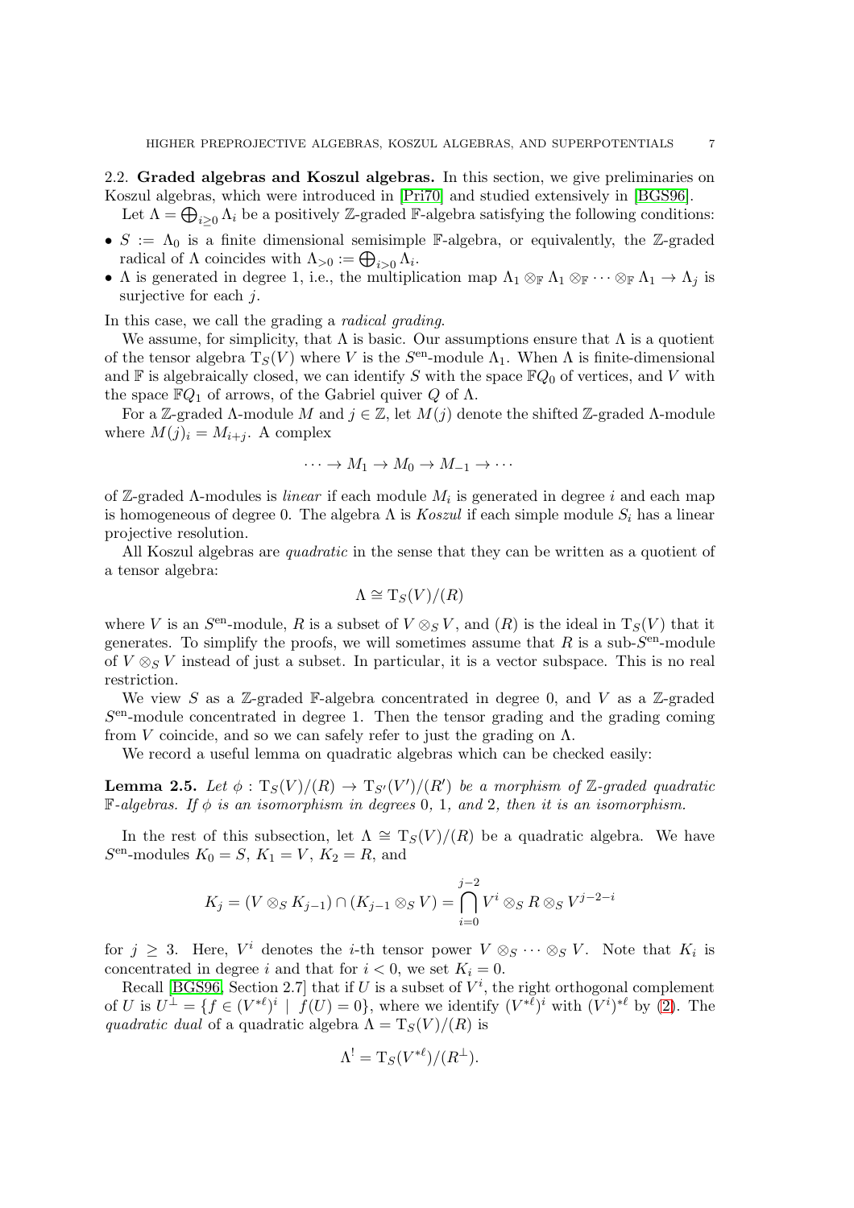2.2. **Graded algebras and Koszul algebras.** In this section, we give preliminaries on Koszul algebras, which were introduced in [Pri70] and studied extensively in [BGS96].

Let $\Lambda = \bigoplus_{i \geq 0} \Lambda_i$ be a positively $\mathbb{Z}$-graded $\mathbb{F}$-algebra satisfying the following conditions:

- $S := \Lambda_0$ is a finite dimensional semisimple $\mathbb{F}$-algebra, or equivalently, the $\mathbb{Z}$-graded radical of $\Lambda$ coincides with $\Lambda_{>0} := \bigoplus_{i>0} \Lambda_i$.
- $\Lambda$ is generated in degree 1, i.e., the multiplication map $\Lambda_1 \otimes_{\mathbb{F}} \Lambda_1 \otimes_{\mathbb{F}} \cdots \otimes_{\mathbb{F}} \Lambda_1 \to \Lambda_j$ is surjective for each $j$.

In this case, we call the grading a *radical grading*.

We assume, for simplicity, that $\Lambda$ is basic. Our assumptions ensure that $\Lambda$ is a quotient of the tensor algebra $\mathrm{T}_S(V)$ where $V$ is the $S^{\mathrm{en}}$-module $\Lambda_1$. When $\Lambda$ is finite-dimensional and $\mathbb{F}$ is algebraically closed, we can identify $S$ with the space $\mathbb{F}Q_0$ of vertices, and $V$ with the space $\mathbb{F}Q_1$ of arrows, of the Gabriel quiver $Q$ of $\Lambda$.

For a $\mathbb{Z}$-graded $\Lambda$-module $M$ and $j \in \mathbb{Z}$, let $M(j)$ denote the shifted $\mathbb{Z}$-graded $\Lambda$-module where $M(j)_i = M_{i+j}$. A complex

$$\cdots \to M_1 \to M_0 \to M_{-1} \to \cdots$$

of $\mathbb{Z}$-graded $\Lambda$-modules is *linear* if each module $M_i$ is generated in degree $i$ and each map is homogeneous of degree 0. The algebra $\Lambda$ is *Koszul* if each simple module $S_i$ has a linear projective resolution.

All Koszul algebras are *quadratic* in the sense that they can be written as a quotient of a tensor algebra:

$$\Lambda \cong \mathrm{T}_S(V)/(R)$$

where $V$ is an $S^{\mathrm{en}}$-module, $R$ is a subset of $V \otimes_S V$, and $(R)$ is the ideal in $\mathrm{T}_S(V)$ that it generates. To simplify the proofs, we will sometimes assume that $R$ is a sub-$S^{\mathrm{en}}$-module of $V \otimes_S V$ instead of just a subset. In particular, it is a vector subspace. This is no real restriction.

We view $S$ as a $\mathbb{Z}$-graded $\mathbb{F}$-algebra concentrated in degree 0, and $V$ as a $\mathbb{Z}$-graded $S^{\mathrm{en}}$-module concentrated in degree 1. Then the tensor grading and the grading coming from $V$ coincide, and so we can safely refer to just the grading on $\Lambda$.

We record a useful lemma on quadratic algebras which can be checked easily:

**Lemma 2.5.** *Let $\phi : \mathrm{T}_S(V)/(R) \to \mathrm{T}_{S'}(V')/(R')$ be a morphism of $\mathbb{Z}$-graded quadratic $\mathbb{F}$-algebras. If $\phi$ is an isomorphism in degrees 0, 1, and 2, then it is an isomorphism.*

In the rest of this subsection, let $\Lambda \cong \mathrm{T}_S(V)/(R)$ be a quadratic algebra. We have $S^{\mathrm{en}}$-modules $K_0 = S$, $K_1 = V$, $K_2 = R$, and

$$K_j = (V \otimes_S K_{j-1}) \cap (K_{j-1} \otimes_S V) = \bigcap_{i=0}^{j-2} V^i \otimes_S R \otimes_S V^{j-2-i}$$

for $j \geq 3$. Here, $V^i$ denotes the $i$-th tensor power $V \otimes_S \cdots \otimes_S V$. Note that $K_i$ is concentrated in degree $i$ and that for $i < 0$, we set $K_i = 0$.

Recall [BGS96, Section 2.7] that if $U$ is a subset of $V^i$, the right orthogonal complement of $U$ is $U^\perp = \{f \in (V^{*\ell})^i \mid f(U) = 0\}$, where we identify $(V^{*\ell})^i$ with $(V^i)^{*\ell}$ by (2). The *quadratic dual* of a quadratic algebra $\Lambda = \mathrm{T}_S(V)/(R)$ is

$$\Lambda^! = \mathrm{T}_S(V^{*\ell})/(R^\perp).$$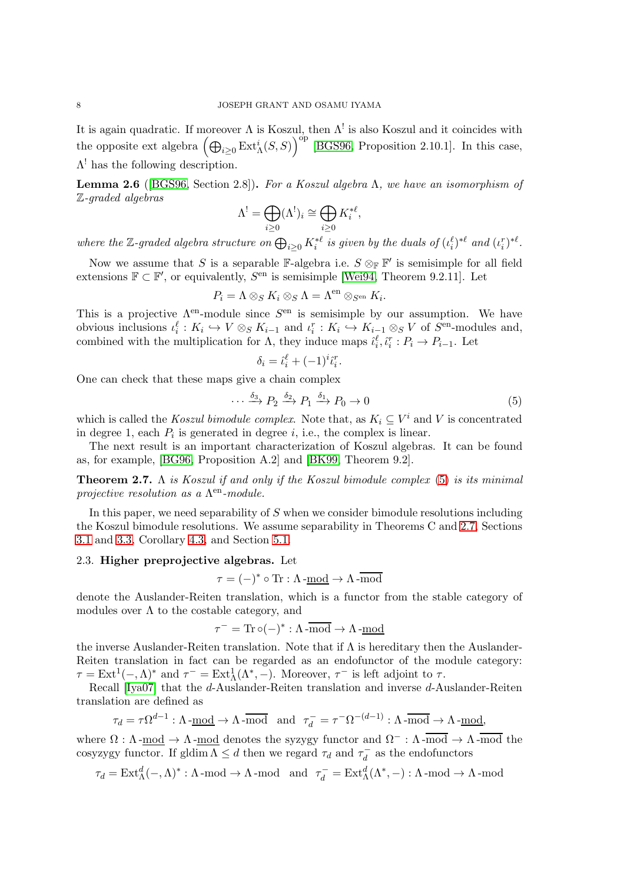It is again quadratic. If moreover $\Lambda$ is Koszul, then $\Lambda^!$ is also Koszul and it coincides with the opposite ext algebra $\left(\bigoplus_{i\geq 0}\operatorname{Ext}^i_\Lambda(S,S)\right)^{\mathrm{op}}$ [BGS96, Proposition 2.10.1]. In this case, $\Lambda^!$ has the following description.

**Lemma 2.6** ([BGS96, Section 2.8])**.** *For a Koszul algebra $\Lambda$, we have an isomorphism of $\mathbb{Z}$-graded algebras*

$$\Lambda^! = \bigoplus_{i\geq 0}(\Lambda^!)_i \cong \bigoplus_{i\geq 0} K_i^{*\ell},$$

*where the $\mathbb{Z}$-graded algebra structure on $\bigoplus_{i\geq 0} K_i^{*\ell}$ is given by the duals of $(\iota_i^\ell)^{*\ell}$ and $(\iota_i^r)^{*\ell}$.*

Now we assume that $S$ is a separable $\mathbb{F}$-algebra i.e. $S\otimes_{\mathbb{F}}\mathbb{F}'$ is semisimple for all field extensions $\mathbb{F}\subset\mathbb{F}'$, or equivalently, $S^{\mathrm{en}}$ is semisimple [Wei94, Theorem 9.2.11]. Let

$$P_i = \Lambda\otimes_S K_i\otimes_S\Lambda = \Lambda^{\mathrm{en}}\otimes_{S^{\mathrm{en}}} K_i.$$

This is a projective $\Lambda^{\mathrm{en}}$-module since $S^{\mathrm{en}}$ is semisimple by our assumption. We have obvious inclusions $\iota_i^\ell : K_i \hookrightarrow V\otimes_S K_{i-1}$ and $\iota_i^r : K_i\hookrightarrow K_{i-1}\otimes_S V$ of $S^{\mathrm{en}}$-modules and, combined with the multiplication for $\Lambda$, they induce maps $\hat{\iota}_i^\ell, \hat{\iota}_i^r : P_i\to P_{i-1}$. Let

$$\delta_i = \hat{\iota}_i^\ell + (-1)^i\hat{\iota}_i^r.$$

One can check that these maps give a chain complex

$$\cdots \xrightarrow{\delta_3} P_2 \xrightarrow{\delta_2} P_1 \xrightarrow{\delta_1} P_0 \to 0 \tag{5}$$

which is called the *Koszul bimodule complex*. Note that, as $K_i\subseteq V^i$ and $V$ is concentrated in degree 1, each $P_i$ is generated in degree $i$, i.e., the complex is linear.

The next result is an important characterization of Koszul algebras. It can be found as, for example, [BG96, Proposition A.2] and [BK99, Theorem 9.2].

**Theorem 2.7.** *$\Lambda$ is Koszul if and only if the Koszul bimodule complex (5) is its minimal projective resolution as a $\Lambda^{\mathrm{en}}$-module.*

In this paper, we need separability of $S$ when we consider bimodule resolutions including the Koszul bimodule resolutions. We assume separability in Theorems C and 2.7, Sections 3.1 and 3.3, Corollary 4.3, and Section 5.1.

### 2.3. Higher preprojective algebras.

Let

$$\tau = (-)^*\circ\operatorname{Tr} : \Lambda\text{-}\underline{\mathrm{mod}}\to\Lambda\text{-}\overline{\mathrm{mod}}$$

denote the Auslander-Reiten translation, which is a functor from the stable category of modules over $\Lambda$ to the costable category, and

$$\tau^- = \operatorname{Tr}\circ(-)^* : \Lambda\text{-}\overline{\mathrm{mod}}\to\Lambda\text{-}\underline{\mathrm{mod}}$$

the inverse Auslander-Reiten translation. Note that if $\Lambda$ is hereditary then the Auslander-Reiten translation in fact can be regarded as an endofunctor of the module category: $\tau = \operatorname{Ext}^1(-,\Lambda)^*$ and $\tau^- = \operatorname{Ext}^1_\Lambda(\Lambda^*,-)$. Moreover, $\tau^-$ is left adjoint to $\tau$.

Recall [Iya07] that the $d$-Auslander-Reiten translation and inverse $d$-Auslander-Reiten translation are defined as

$$\tau_d = \tau\Omega^{d-1} : \Lambda\text{-}\underline{\mathrm{mod}}\to\Lambda\text{-}\overline{\mathrm{mod}} \quad\text{and}\quad \tau_d^- = \tau^-\Omega^{-(d-1)} : \Lambda\text{-}\overline{\mathrm{mod}}\to\Lambda\text{-}\underline{\mathrm{mod}},$$

where $\Omega : \Lambda\text{-}\underline{\mathrm{mod}}\to\Lambda\text{-}\underline{\mathrm{mod}}$ denotes the syzygy functor and $\Omega^- : \Lambda\text{-}\overline{\mathrm{mod}}\to\Lambda\text{-}\overline{\mathrm{mod}}$ the cosyzygy functor. If $\operatorname{gldim}\Lambda\leq d$ then we regard $\tau_d$ and $\tau_d^-$ as the endofunctors

$$\tau_d = \operatorname{Ext}^d_\Lambda(-,\Lambda)^* : \Lambda\text{-mod}\to\Lambda\text{-mod} \quad\text{and}\quad \tau_d^- = \operatorname{Ext}^d_\Lambda(\Lambda^*,-) : \Lambda\text{-mod}\to\Lambda\text{-mod}$$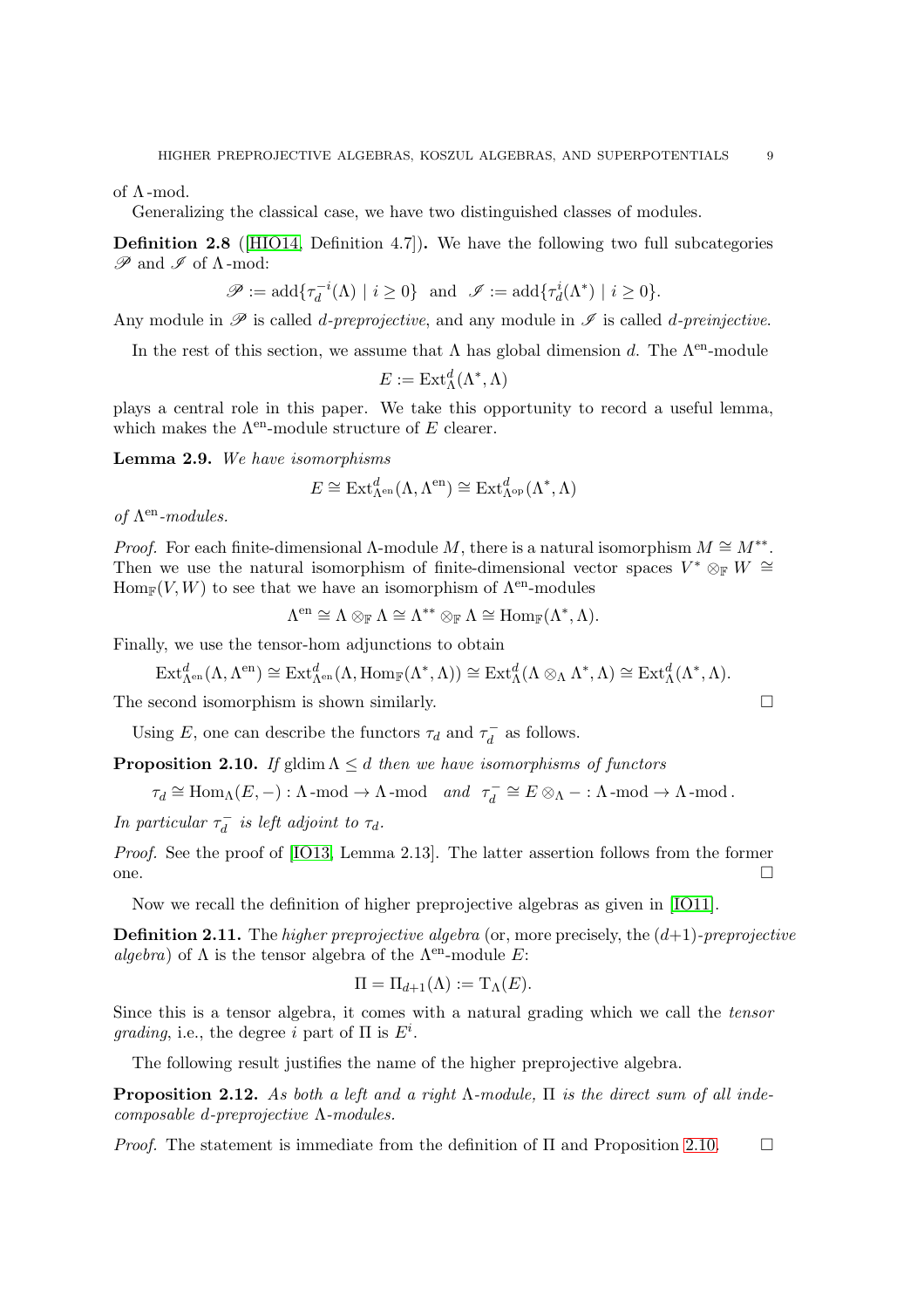of $\Lambda$-mod.

Generalizing the classical case, we have two distinguished classes of modules.

**Definition 2.8** ([HIO14, Definition 4.7])**.** We have the following two full subcategories $\mathscr{P}$ and $\mathscr{I}$ of $\Lambda$-mod:

$$\mathscr{P} := \operatorname{add}\{\tau_d^{-i}(\Lambda) \mid i \geq 0\} \quad \text{and} \quad \mathscr{I} := \operatorname{add}\{\tau_d^{i}(\Lambda^*) \mid i \geq 0\}.$$

Any module in $\mathscr{P}$ is called *d-preprojective*, and any module in $\mathscr{I}$ is called *d-preinjective*.

In the rest of this section, we assume that $\Lambda$ has global dimension $d$. The $\Lambda^{\mathrm{en}}$-module

$$E := \operatorname{Ext}^d_\Lambda(\Lambda^*, \Lambda)$$

plays a central role in this paper. We take this opportunity to record a useful lemma, which makes the $\Lambda^{\mathrm{en}}$-module structure of $E$ clearer.

**Lemma 2.9.** *We have isomorphisms*

$$E \cong \operatorname{Ext}^d_{\Lambda^{\mathrm{en}}}(\Lambda, \Lambda^{\mathrm{en}}) \cong \operatorname{Ext}^d_{\Lambda^{\mathrm{op}}}(\Lambda^*, \Lambda)$$

*of $\Lambda^{\mathrm{en}}$-modules.*

*Proof.* For each finite-dimensional $\Lambda$-module $M$, there is a natural isomorphism $M \cong M^{**}$. Then we use the natural isomorphism of finite-dimensional vector spaces $V^* \otimes_{\mathbb{F}} W \cong \operatorname{Hom}_{\mathbb{F}}(V, W)$ to see that we have an isomorphism of $\Lambda^{\mathrm{en}}$-modules

$$\Lambda^{\mathrm{en}} \cong \Lambda \otimes_{\mathbb{F}} \Lambda \cong \Lambda^{**} \otimes_{\mathbb{F}} \Lambda \cong \operatorname{Hom}_{\mathbb{F}}(\Lambda^*, \Lambda).$$

Finally, we use the tensor-hom adjunctions to obtain

$$\operatorname{Ext}^d_{\Lambda^{\mathrm{en}}}(\Lambda, \Lambda^{\mathrm{en}}) \cong \operatorname{Ext}^d_{\Lambda^{\mathrm{en}}}(\Lambda, \operatorname{Hom}_{\mathbb{F}}(\Lambda^*, \Lambda)) \cong \operatorname{Ext}^d_\Lambda(\Lambda \otimes_\Lambda \Lambda^*, \Lambda) \cong \operatorname{Ext}^d_\Lambda(\Lambda^*, \Lambda).$$

The second isomorphism is shown similarly. $\square$

Using $E$, one can describe the functors $\tau_d$ and $\tau_d^-$ as follows.

**Proposition 2.10.** *If* $\operatorname{gldim} \Lambda \leq d$ *then we have isomorphisms of functors*

$$\tau_d \cong \operatorname{Hom}_\Lambda(E, -) : \Lambda\text{-mod} \to \Lambda\text{-mod} \quad \text{and} \quad \tau_d^- \cong E \otimes_\Lambda - : \Lambda\text{-mod} \to \Lambda\text{-mod}.$$

*In particular $\tau_d^-$ is left adjoint to $\tau_d$.*

*Proof.* See the proof of [IO13, Lemma 2.13]. The latter assertion follows from the former one. $\square$

Now we recall the definition of higher preprojective algebras as given in [IO11].

**Definition 2.11.** The *higher preprojective algebra* (or, more precisely, the $(d+1)$-*preprojective algebra*) of $\Lambda$ is the tensor algebra of the $\Lambda^{\mathrm{en}}$-module $E$:

$$\Pi = \Pi_{d+1}(\Lambda) := \mathrm{T}_\Lambda(E).$$

Since this is a tensor algebra, it comes with a natural grading which we call the *tensor grading*, i.e., the degree $i$ part of $\Pi$ is $E^i$.

The following result justifies the name of the higher preprojective algebra.

**Proposition 2.12.** *As both a left and a right $\Lambda$-module, $\Pi$ is the direct sum of all indecomposable $d$-preprojective $\Lambda$-modules.*

*Proof.* The statement is immediate from the definition of $\Pi$ and Proposition 2.10. $\square$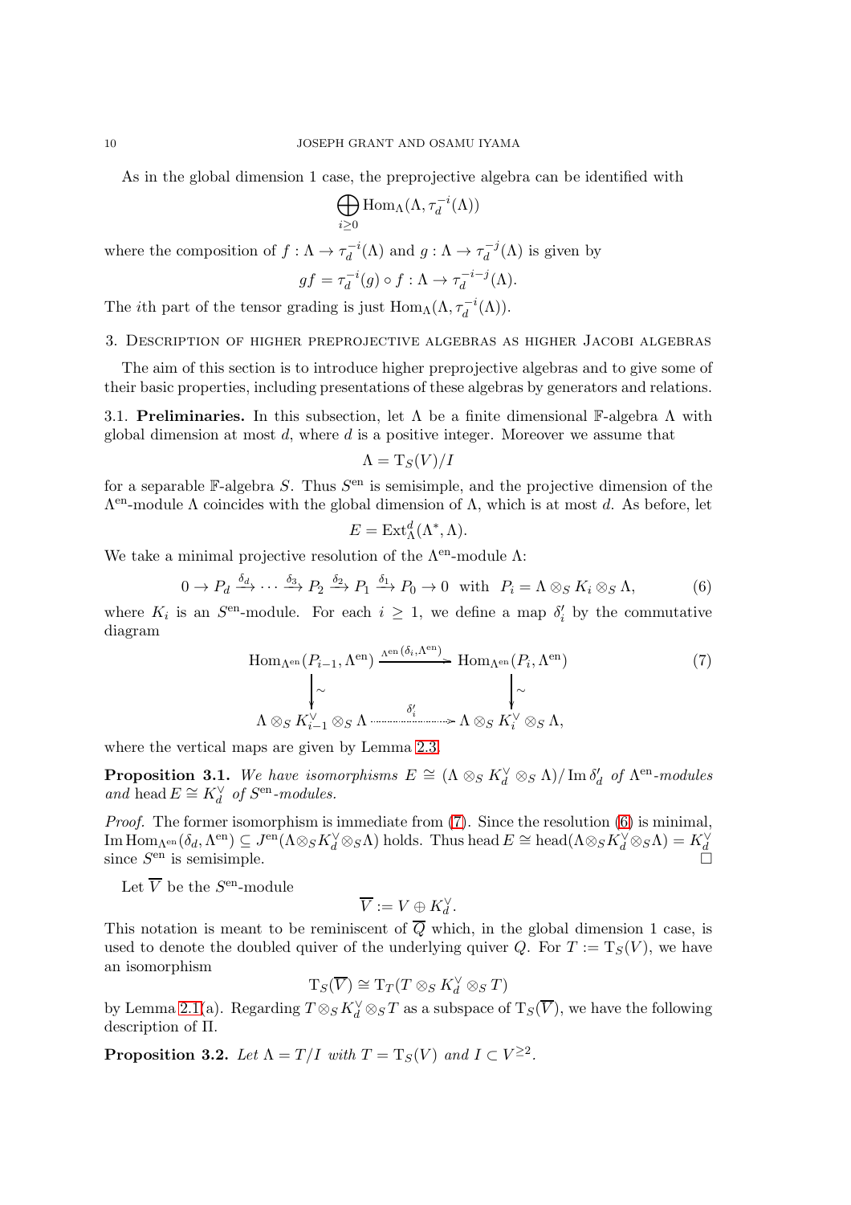As in the global dimension 1 case, the preprojective algebra can be identified with

$$\bigoplus_{i\geq 0} \operatorname{Hom}_\Lambda(\Lambda, \tau_d^{-i}(\Lambda))$$

where the composition of $f : \Lambda \to \tau_d^{-i}(\Lambda)$ and $g : \Lambda \to \tau_d^{-j}(\Lambda)$ is given by

$$gf = \tau_d^{-i}(g) \circ f : \Lambda \to \tau_d^{-i-j}(\Lambda).$$

The $i$th part of the tensor grading is just $\operatorname{Hom}_\Lambda(\Lambda, \tau_d^{-i}(\Lambda))$.

## 3. Description of higher preprojective algebras as higher Jacobi algebras

The aim of this section is to introduce higher preprojective algebras and to give some of their basic properties, including presentations of these algebras by generators and relations.

**3.1. Preliminaries.** In this subsection, let $\Lambda$ be a finite dimensional $\mathbb{F}$-algebra $\Lambda$ with global dimension at most $d$, where $d$ is a positive integer. Moreover we assume that

$$\Lambda = \mathrm{T}_S(V)/I$$

for a separable $\mathbb{F}$-algebra $S$. Thus $S^{\mathrm{en}}$ is semisimple, and the projective dimension of the $\Lambda^{\mathrm{en}}$-module $\Lambda$ coincides with the global dimension of $\Lambda$, which is at most $d$. As before, let

$$E = \operatorname{Ext}^d_\Lambda(\Lambda^*, \Lambda).$$

We take a minimal projective resolution of the $\Lambda^{\mathrm{en}}$-module $\Lambda$:

$$0 \to P_d \xrightarrow{\delta_d} \cdots \xrightarrow{\delta_3} P_2 \xrightarrow{\delta_2} P_1 \xrightarrow{\delta_1} P_0 \to 0 \quad \text{with} \quad P_i = \Lambda \otimes_S K_i \otimes_S \Lambda, \tag{6}$$

where $K_i$ is an $S^{\mathrm{en}}$-module. For each $i \geq 1$, we define a map $\delta'_i$ by the commutative diagram

$$\begin{array}{ccc} \operatorname{Hom}_{\Lambda^{\mathrm{en}}}(P_{i-1}, \Lambda^{\mathrm{en}}) & \xrightarrow{\Lambda^{\mathrm{en}}(\delta_i, \Lambda^{\mathrm{en}})} & \operatorname{Hom}_{\Lambda^{\mathrm{en}}}(P_i, \Lambda^{\mathrm{en}}) \\ \downarrow\wr & & \downarrow\wr \\ \Lambda \otimes_S K_{i-1}^\vee \otimes_S \Lambda & \xrightarrow{\delta'_i} & \Lambda \otimes_S K_i^\vee \otimes_S \Lambda, \end{array} \tag{7}$$

where the vertical maps are given by Lemma 2.3.

**Proposition 3.1.** *We have isomorphisms* $E \cong (\Lambda \otimes_S K_d^\vee \otimes_S \Lambda)/\operatorname{Im} \delta'_d$ *of* $\Lambda^{\mathrm{en}}$*-modules and* $\operatorname{head} E \cong K_d^\vee$ *of* $S^{\mathrm{en}}$*-modules.*

*Proof.* The former isomorphism is immediate from (7). Since the resolution (6) is minimal, $\operatorname{Im} \operatorname{Hom}_{\Lambda^{\mathrm{en}}}(\delta_d, \Lambda^{\mathrm{en}}) \subseteq J^{\mathrm{en}}(\Lambda \otimes_S K_d^\vee \otimes_S \Lambda)$ holds. Thus $\operatorname{head} E \cong \operatorname{head}(\Lambda \otimes_S K_d^\vee \otimes_S \Lambda) = K_d^\vee$ since $S^{\mathrm{en}}$ is semisimple. $\square$

Let $\overline{V}$ be the $S^{\mathrm{en}}$-module

$$\overline{V} := V \oplus K_d^\vee.$$

This notation is meant to be reminiscent of $\overline{Q}$ which, in the global dimension 1 case, is used to denote the doubled quiver of the underlying quiver $Q$. For $T := \mathrm{T}_S(V)$, we have an isomorphism

$$\mathrm{T}_S(\overline{V}) \cong \mathrm{T}_T(T \otimes_S K_d^\vee \otimes_S T)$$

by Lemma 2.1(a). Regarding $T \otimes_S K_d^\vee \otimes_S T$ as a subspace of $\mathrm{T}_S(\overline{V})$, we have the following description of $\Pi$.

**Proposition 3.2.** *Let* $\Lambda = T/I$ *with* $T = \mathrm{T}_S(V)$ *and* $I \subset V^{\geq 2}$.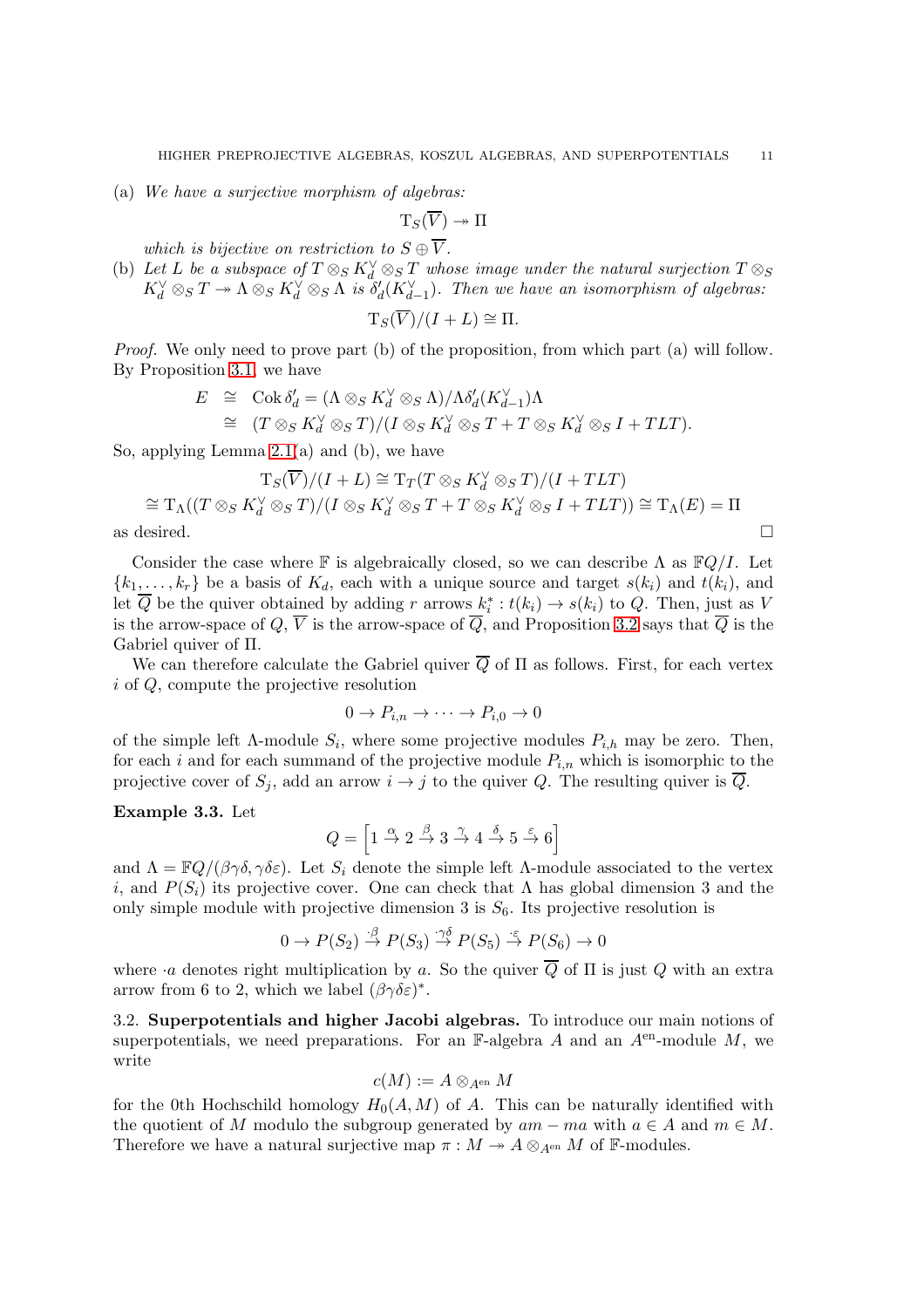(a) *We have a surjective morphism of algebras:*

$$\mathrm{T}_S(\overline{V}) \twoheadrightarrow \Pi$$

*which is bijective on restriction to $S \oplus \overline{V}$.*

(b) *Let $L$ be a subspace of $T \otimes_S K_d^\vee \otimes_S T$ whose image under the natural surjection $T \otimes_S K_d^\vee \otimes_S T \twoheadrightarrow \Lambda \otimes_S K_d^\vee \otimes_S \Lambda$ is $\delta_d'(K_{d-1}^\vee)$. Then we have an isomorphism of algebras:*

$$\mathrm{T}_S(\overline{V})/(I + L) \cong \Pi.$$

*Proof.* We only need to prove part (b) of the proposition, from which part (a) will follow. By Proposition 3.1, we have

$$\begin{aligned} E &\cong \operatorname{Cok} \delta_d' = (\Lambda \otimes_S K_d^\vee \otimes_S \Lambda)/\Lambda \delta_d'(K_{d-1}^\vee)\Lambda \\ &\cong (T \otimes_S K_d^\vee \otimes_S T)/(I \otimes_S K_d^\vee \otimes_S T + T \otimes_S K_d^\vee \otimes_S I + TLT). \end{aligned}$$

So, applying Lemma 2.1(a) and (b), we have

$$\mathrm{T}_S(\overline{V})/(I + L) \cong \mathrm{T}_T(T \otimes_S K_d^\vee \otimes_S T)/(I + TLT)$$

$$\cong \mathrm{T}_\Lambda((T \otimes_S K_d^\vee \otimes_S T)/(I \otimes_S K_d^\vee \otimes_S T + T \otimes_S K_d^\vee \otimes_S I + TLT)) \cong \mathrm{T}_\Lambda(E) = \Pi$$

as desired. $\square$

Consider the case where $\mathbb{F}$ is algebraically closed, so we can describe $\Lambda$ as $\mathbb{F}Q/I$. Let $\{k_1, \dots, k_r\}$ be a basis of $K_d$, each with a unique source and target $s(k_i)$ and $t(k_i)$, and let $\overline{Q}$ be the quiver obtained by adding $r$ arrows $k_i^* : t(k_i) \to s(k_i)$ to $Q$. Then, just as $V$ is the arrow-space of $Q$, $\overline{V}$ is the arrow-space of $\overline{Q}$, and Proposition 3.2 says that $\overline{Q}$ is the Gabriel quiver of $\Pi$.

We can therefore calculate the Gabriel quiver $\overline{Q}$ of $\Pi$ as follows. First, for each vertex $i$ of $Q$, compute the projective resolution

$$0 \to P_{i,n} \to \cdots \to P_{i,0} \to 0$$

of the simple left $\Lambda$-module $S_i$, where some projective modules $P_{i,h}$ may be zero. Then, for each $i$ and for each summand of the projective module $P_{i,n}$ which is isomorphic to the projective cover of $S_j$, add an arrow $i \to j$ to the quiver $Q$. The resulting quiver is $\overline{Q}$.

**Example 3.3.** Let

$$Q = \left[1 \xrightarrow{\alpha} 2 \xrightarrow{\beta} 3 \xrightarrow{\gamma} 4 \xrightarrow{\delta} 5 \xrightarrow{\varepsilon} 6\right]$$

and $\Lambda = \mathbb{F}Q/(\beta\gamma\delta, \gamma\delta\varepsilon)$. Let $S_i$ denote the simple left $\Lambda$-module associated to the vertex $i$, and $P(S_i)$ its projective cover. One can check that $\Lambda$ has global dimension 3 and the only simple module with projective dimension 3 is $S_6$. Its projective resolution is

$$0 \to P(S_2) \xrightarrow{\cdot\beta} P(S_3) \xrightarrow{\cdot\gamma\delta} P(S_5) \xrightarrow{\cdot\varepsilon} P(S_6) \to 0$$

where $\cdot a$ denotes right multiplication by $a$. So the quiver $\overline{Q}$ of $\Pi$ is just $Q$ with an extra arrow from 6 to 2, which we label $(\beta\gamma\delta\varepsilon)^*$.

3.2. **Superpotentials and higher Jacobi algebras.** To introduce our main notions of superpotentials, we need preparations. For an $\mathbb{F}$-algebra $A$ and an $A^{\mathrm{en}}$-module $M$, we write

$$c(M) := A \otimes_{A^{\mathrm{en}}} M$$

for the 0th Hochschild homology $H_0(A, M)$ of $A$. This can be naturally identified with the quotient of $M$ modulo the subgroup generated by $am - ma$ with $a \in A$ and $m \in M$. Therefore we have a natural surjective map $\pi : M \twoheadrightarrow A \otimes_{A^{\mathrm{en}}} M$ of $\mathbb{F}$-modules.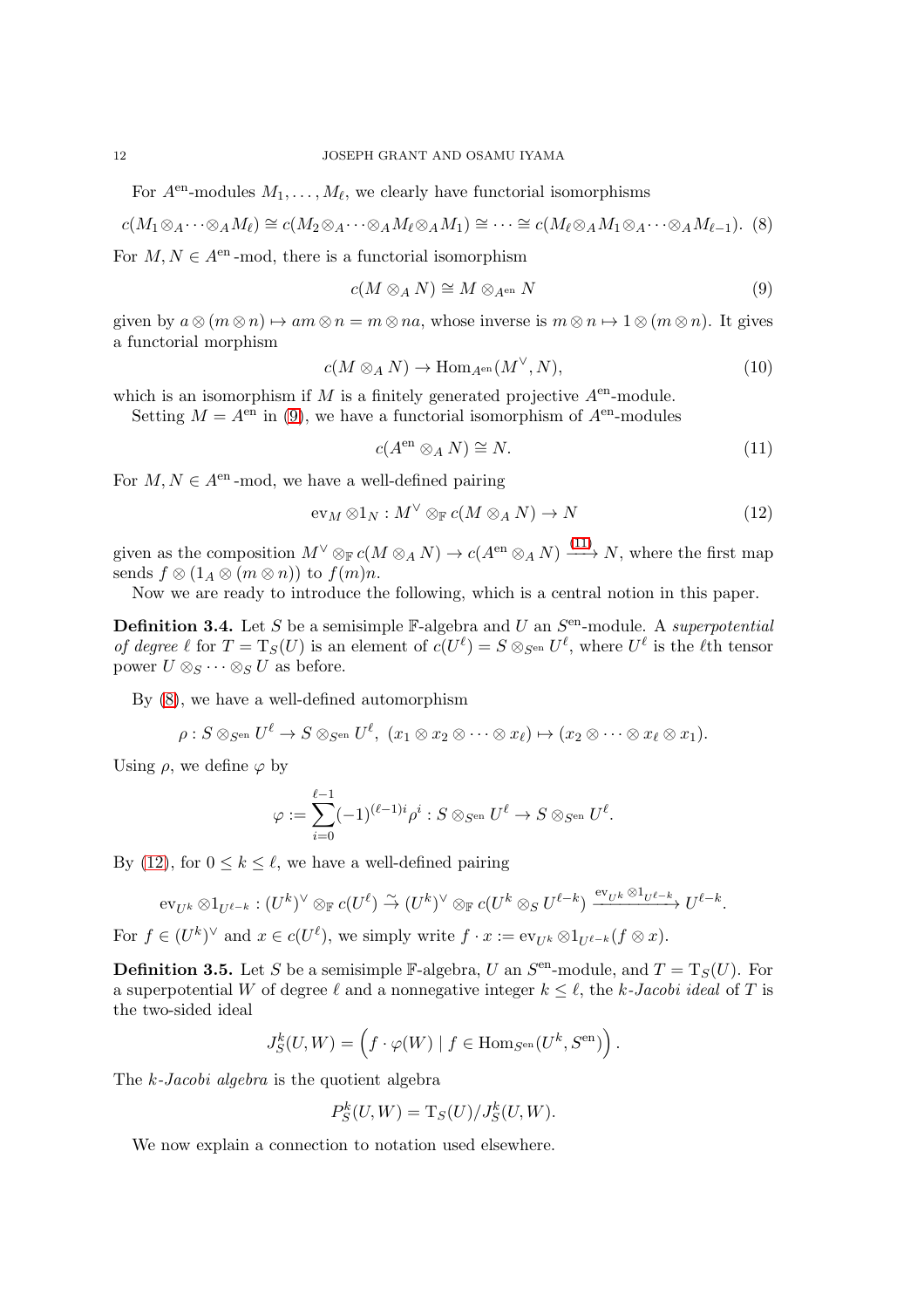For $A^{\text{en}}$-modules $M_1, \ldots, M_\ell$, we clearly have functorial isomorphisms

$$c(M_1 \otimes_A \cdots \otimes_A M_\ell) \cong c(M_2 \otimes_A \cdots \otimes_A M_\ell \otimes_A M_1) \cong \cdots \cong c(M_\ell \otimes_A M_1 \otimes_A \cdots \otimes_A M_{\ell-1}). \quad (8)$$

For $M, N \in A^{\text{en}}$-mod, there is a functorial isomorphism

$$c(M \otimes_A N) \cong M \otimes_{A^{\text{en}}} N \quad (9)$$

given by $a \otimes (m \otimes n) \mapsto am \otimes n = m \otimes na$, whose inverse is $m \otimes n \mapsto 1 \otimes (m \otimes n)$. It gives a functorial morphism

$$c(M \otimes_A N) \to \operatorname{Hom}_{A^{\text{en}}}(M^\vee, N), \quad (10)$$

which is an isomorphism if $M$ is a finitely generated projective $A^{\text{en}}$-module.

Setting $M = A^{\text{en}}$ in (9), we have a functorial isomorphism of $A^{\text{en}}$-modules

$$c(A^{\text{en}} \otimes_A N) \cong N. \quad (11)$$

For $M, N \in A^{\text{en}}$-mod, we have a well-defined pairing

$$\operatorname{ev}_M \otimes 1_N : M^\vee \otimes_{\mathbb{F}} c(M \otimes_A N) \to N \quad (12)$$

given as the composition $M^\vee \otimes_{\mathbb{F}} c(M \otimes_A N) \to c(A^{\text{en}} \otimes_A N) \xrightarrow{(11)} N$, where the first map sends $f \otimes (1_A \otimes (m \otimes n))$ to $f(m)n$.

Now we are ready to introduce the following, which is a central notion in this paper.

**Definition 3.4.** Let $S$ be a semisimple $\mathbb{F}$-algebra and $U$ an $S^{\text{en}}$-module. A *superpotential of degree* $\ell$ for $T = \mathrm{T}_S(U)$ is an element of $c(U^\ell) = S \otimes_{S^{\text{en}}} U^\ell$, where $U^\ell$ is the $\ell$th tensor power $U \otimes_S \cdots \otimes_S U$ as before.

By (8), we have a well-defined automorphism

$$\rho : S \otimes_{S^{\text{en}}} U^\ell \to S \otimes_{S^{\text{en}}} U^\ell, \ (x_1 \otimes x_2 \otimes \cdots \otimes x_\ell) \mapsto (x_2 \otimes \cdots \otimes x_\ell \otimes x_1).$$

Using $\rho$, we define $\varphi$ by

$$\varphi := \sum_{i=0}^{\ell-1} (-1)^{(\ell-1)i} \rho^i : S \otimes_{S^{\text{en}}} U^\ell \to S \otimes_{S^{\text{en}}} U^\ell.$$

By (12), for $0 \le k \le \ell$, we have a well-defined pairing

$$\operatorname{ev}_{U^k} \otimes 1_{U^{\ell-k}} : (U^k)^\vee \otimes_{\mathbb{F}} c(U^\ell) \xrightarrow{\sim} (U^k)^\vee \otimes_{\mathbb{F}} c(U^k \otimes_S U^{\ell-k}) \xrightarrow{\operatorname{ev}_{U^k} \otimes 1_{U^{\ell-k}}} U^{\ell-k}.$$

For $f \in (U^k)^\vee$ and $x \in c(U^\ell)$, we simply write $f \cdot x := \operatorname{ev}_{U^k} \otimes 1_{U^{\ell-k}}(f \otimes x)$.

**Definition 3.5.** Let $S$ be a semisimple $\mathbb{F}$-algebra, $U$ an $S^{\text{en}}$-module, and $T = \mathrm{T}_S(U)$. For a superpotential $W$ of degree $\ell$ and a nonnegative integer $k \le \ell$, the *$k$-Jacobi ideal* of $T$ is the two-sided ideal

$$J^k_S(U, W) = \left( f \cdot \varphi(W) \mid f \in \operatorname{Hom}_{S^{\text{en}}}(U^k, S^{\text{en}}) \right).$$

The *$k$-Jacobi algebra* is the quotient algebra

$$P^k_S(U, W) = \mathrm{T}_S(U) / J^k_S(U, W).$$

We now explain a connection to notation used elsewhere.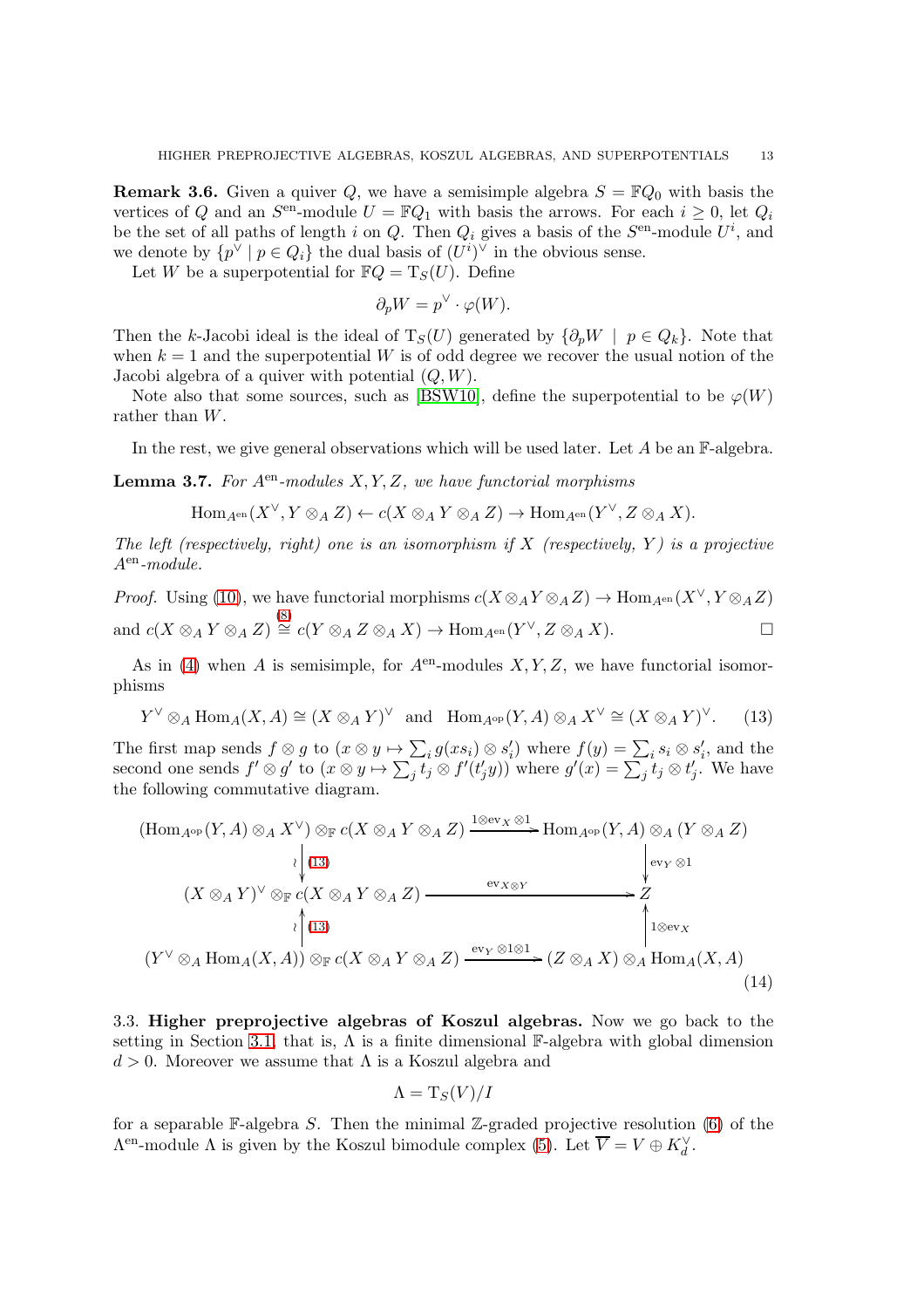**Remark 3.6.** Given a quiver $Q$, we have a semisimple algebra $S = \mathbb{F}Q_0$ with basis the vertices of $Q$ and an $S^{\mathrm{en}}$-module $U = \mathbb{F}Q_1$ with basis the arrows. For each $i \geq 0$, let $Q_i$ be the set of all paths of length $i$ on $Q$. Then $Q_i$ gives a basis of the $S^{\mathrm{en}}$-module $U^i$, and we denote by $\{p^\vee \mid p \in Q_i\}$ the dual basis of $(U^i)^\vee$ in the obvious sense.

Let $W$ be a superpotential for $\mathbb{F}Q = \mathrm{T}_S(U)$. Define

$$\partial_p W = p^\vee \cdot \varphi(W).$$

Then the $k$-Jacobi ideal is the ideal of $\mathrm{T}_S(U)$ generated by $\{\partial_p W \mid p \in Q_k\}$. Note that when $k = 1$ and the superpotential $W$ is of odd degree we recover the usual notion of the Jacobi algebra of a quiver with potential $(Q, W)$.

Note also that some sources, such as [BSW10], define the superpotential to be $\varphi(W)$ rather than $W$.

In the rest, we give general observations which will be used later. Let $A$ be an $\mathbb{F}$-algebra.

**Lemma 3.7.** *For $A^{\mathrm{en}}$-modules $X, Y, Z$, we have functorial morphisms*

$$\mathrm{Hom}_{A^{\mathrm{en}}}(X^\vee, Y \otimes_A Z) \leftarrow c(X \otimes_A Y \otimes_A Z) \to \mathrm{Hom}_{A^{\mathrm{en}}}(Y^\vee, Z \otimes_A X).$$

*The left (respectively, right) one is an isomorphism if $X$ (respectively, $Y$) is a projective $A^{\mathrm{en}}$-module.*

*Proof.* Using (10), we have functorial morphisms $c(X \otimes_A Y \otimes_A Z) \to \mathrm{Hom}_{A^{\mathrm{en}}}(X^\vee, Y \otimes_A Z)$ and $c(X \otimes_A Y \otimes_A Z) \overset{(8)}{\cong} c(Y \otimes_A Z \otimes_A X) \to \mathrm{Hom}_{A^{\mathrm{en}}}(Y^\vee, Z \otimes_A X)$. □

As in (4) when $A$ is semisimple, for $A^{\mathrm{en}}$-modules $X, Y, Z$, we have functorial isomorphisms

$$Y^\vee \otimes_A \mathrm{Hom}_A(X, A) \cong (X \otimes_A Y)^\vee \quad \text{and} \quad \mathrm{Hom}_{A^{\mathrm{op}}}(Y, A) \otimes_A X^\vee \cong (X \otimes_A Y)^\vee. \tag{13}$$

The first map sends $f \otimes g$ to $(x \otimes y \mapsto \sum_i g(xs_i) \otimes s'_i)$ where $f(y) = \sum_i s_i \otimes s'_i$, and the second one sends $f' \otimes g'$ to $(x \otimes y \mapsto \sum_j t_j \otimes f'(t'_j y))$ where $g'(x) = \sum_j t_j \otimes t'_j$. We have the following commutative diagram.

$$\begin{array}{ccc}
(\mathrm{Hom}_{A^{\mathrm{op}}}(Y, A) \otimes_A X^\vee) \otimes_{\mathbb{F}} c(X \otimes_A Y \otimes_A Z) & \xrightarrow{1 \otimes \mathrm{ev}_X \otimes 1} & \mathrm{Hom}_{A^{\mathrm{op}}}(Y, A) \otimes_A (Y \otimes_A Z) \\
\wr \downarrow (13) & & \downarrow \mathrm{ev}_Y \otimes 1 \\
(X \otimes_A Y)^\vee \otimes_{\mathbb{F}} c(X \otimes_A Y \otimes_A Z) & \xrightarrow{\mathrm{ev}_{X \otimes Y}} & Z \\
\wr \uparrow (13) & & \uparrow 1 \otimes \mathrm{ev}_X \\
(Y^\vee \otimes_A \mathrm{Hom}_A(X, A)) \otimes_{\mathbb{F}} c(X \otimes_A Y \otimes_A Z) & \xrightarrow{\mathrm{ev}_Y \otimes 1 \otimes 1} & (Z \otimes_A X) \otimes_A \mathrm{Hom}_A(X, A)
\end{array} \tag{14}$$

3.3. **Higher preprojective algebras of Koszul algebras.** Now we go back to the setting in Section 3.1, that is, $\Lambda$ is a finite dimensional $\mathbb{F}$-algebra with global dimension $d > 0$. Moreover we assume that $\Lambda$ is a Koszul algebra and

$$\Lambda = \mathrm{T}_S(V)/I$$

for a separable $\mathbb{F}$-algebra $S$. Then the minimal $\mathbb{Z}$-graded projective resolution (6) of the $\Lambda^{\mathrm{en}}$-module $\Lambda$ is given by the Koszul bimodule complex (5). Let $\overline{V} = V \oplus K_d^\vee$.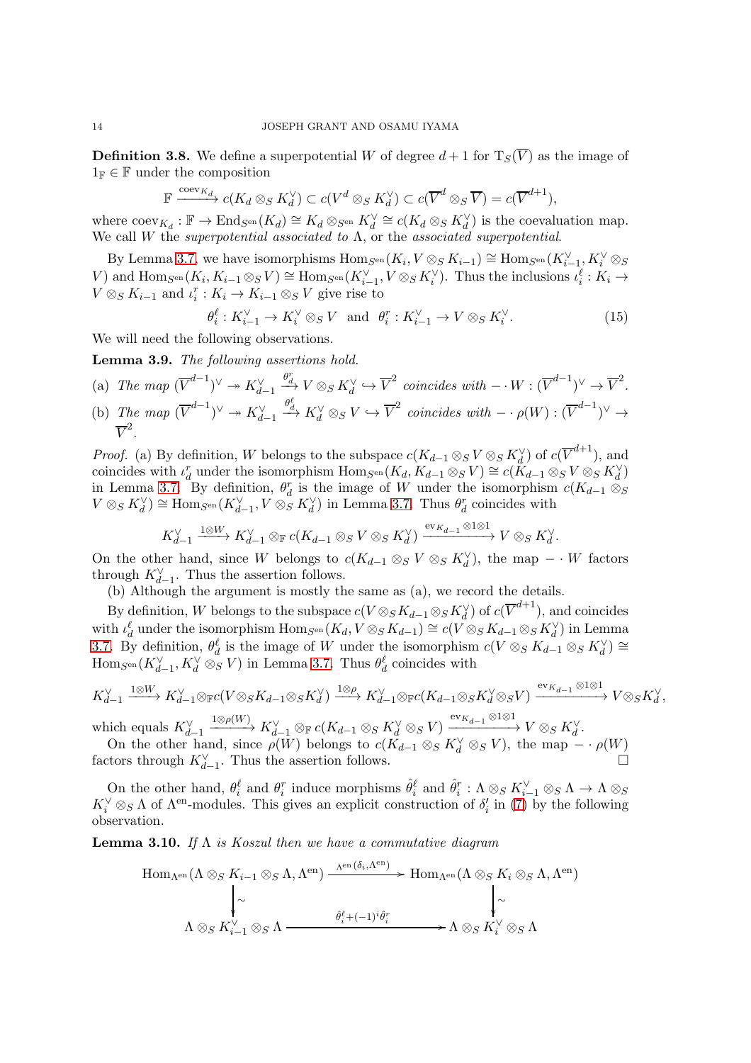**Definition 3.8.** We define a superpotential $W$ of degree $d+1$ for $\mathrm{T}_S(\overline{V})$ as the image of $1_{\mathbb{F}} \in \mathbb{F}$ under the composition

$$\mathbb{F} \xrightarrow{\mathrm{coev}_{K_d}} c(K_d \otimes_S K_d^\vee) \subset c(V^d \otimes_S K_d^\vee) \subset c(\overline{V}^d \otimes_S \overline{V}) = c(\overline{V}^{d+1}),$$

where $\mathrm{coev}_{K_d} : \mathbb{F} \to \mathrm{End}_{S^{\mathrm{en}}}(K_d) \cong K_d \otimes_{S^{\mathrm{en}}} K_d^\vee \cong c(K_d \otimes_S K_d^\vee)$ is the coevaluation map. We call $W$ the *superpotential associated to* $\Lambda$, or the *associated superpotential*.

By Lemma 3.7, we have isomorphisms $\mathrm{Hom}_{S^{\mathrm{en}}}(K_i, V \otimes_S K_{i-1}) \cong \mathrm{Hom}_{S^{\mathrm{en}}}(K_{i-1}^\vee, K_i^\vee \otimes_S V)$ and $\mathrm{Hom}_{S^{\mathrm{en}}}(K_i, K_{i-1} \otimes_S V) \cong \mathrm{Hom}_{S^{\mathrm{en}}}(K_{i-1}^\vee, V \otimes_S K_i^\vee)$. Thus the inclusions $\iota_i^\ell : K_i \to V \otimes_S K_{i-1}$ and $\iota_i^r : K_i \to K_{i-1} \otimes_S V$ give rise to

$$\theta_i^\ell : K_{i-1}^\vee \to K_i^\vee \otimes_S V \quad \text{and} \quad \theta_i^r : K_{i-1}^\vee \to V \otimes_S K_i^\vee. \tag{15}$$

We will need the following observations.

**Lemma 3.9.** *The following assertions hold.*

(a) *The map $(\overline{V}^{d-1})^\vee \twoheadrightarrow K_{d-1}^\vee \xrightarrow{\theta_d^r} V \otimes_S K_d^\vee \hookrightarrow \overline{V}^2$ coincides with $- \cdot W : (\overline{V}^{d-1})^\vee \to \overline{V}^2$.*

(b) *The map $(\overline{V}^{d-1})^\vee \twoheadrightarrow K_{d-1}^\vee \xrightarrow{\theta_d^\ell} K_d^\vee \otimes_S V \hookrightarrow \overline{V}^2$ coincides with $- \cdot \rho(W) : (\overline{V}^{d-1})^\vee \to \overline{V}^2$.*

*Proof.* (a) By definition, $W$ belongs to the subspace $c(K_{d-1} \otimes_S V \otimes_S K_d^\vee)$ of $c(\overline{V}^{d+1})$, and coincides with $\iota_d^r$ under the isomorphism $\mathrm{Hom}_{S^{\mathrm{en}}}(K_d, K_{d-1} \otimes_S V) \cong c(K_{d-1} \otimes_S V \otimes_S K_d^\vee)$ in Lemma 3.7. By definition, $\theta_d^r$ is the image of $W$ under the isomorphism $c(K_{d-1} \otimes_S V \otimes_S K_d^\vee) \cong \mathrm{Hom}_{S^{\mathrm{en}}}(K_{d-1}^\vee, V \otimes_S K_d^\vee)$ in Lemma 3.7. Thus $\theta_d^r$ coincides with

$$K_{d-1}^\vee \xrightarrow{1 \otimes W} K_{d-1}^\vee \otimes_{\mathbb{F}} c(K_{d-1} \otimes_S V \otimes_S K_d^\vee) \xrightarrow{\mathrm{ev}_{K_{d-1}} \otimes 1 \otimes 1} V \otimes_S K_d^\vee.$$

On the other hand, since $W$ belongs to $c(K_{d-1} \otimes_S V \otimes_S K_d^\vee)$, the map $- \cdot W$ factors through $K_{d-1}^\vee$. Thus the assertion follows.

(b) Although the argument is mostly the same as (a), we record the details.

By definition, $W$ belongs to the subspace $c(V \otimes_S K_{d-1} \otimes_S K_d^\vee)$ of $c(\overline{V}^{d+1})$, and coincides with $\iota_d^\ell$ under the isomorphism $\mathrm{Hom}_{S^{\mathrm{en}}}(K_d, V \otimes_S K_{d-1}) \cong c(V \otimes_S K_{d-1} \otimes_S K_d^\vee)$ in Lemma 3.7. By definition, $\theta_d^\ell$ is the image of $W$ under the isomorphism $c(V \otimes_S K_{d-1} \otimes_S K_d^\vee) \cong \mathrm{Hom}_{S^{\mathrm{en}}}(K_{d-1}^\vee, K_d^\vee \otimes_S V)$ in Lemma 3.7. Thus $\theta_d^\ell$ coincides with

$$K_{d-1}^\vee \xrightarrow{1 \otimes W} K_{d-1}^\vee \otimes_{\mathbb{F}} c(V \otimes_S K_{d-1} \otimes_S K_d^\vee) \xrightarrow{1 \otimes \rho} K_{d-1}^\vee \otimes_{\mathbb{F}} c(K_{d-1} \otimes_S K_d^\vee \otimes_S V) \xrightarrow{\mathrm{ev}_{K_{d-1}} \otimes 1 \otimes 1} V \otimes_S K_d^\vee,$$

which equals $K_{d-1}^\vee \xrightarrow{1 \otimes \rho(W)} K_{d-1}^\vee \otimes_{\mathbb{F}} c(K_{d-1} \otimes_S K_d^\vee \otimes_S V) \xrightarrow{\mathrm{ev}_{K_{d-1}} \otimes 1 \otimes 1} V \otimes_S K_d^\vee$.

On the other hand, since $\rho(W)$ belongs to $c(K_{d-1} \otimes_S K_d^\vee \otimes_S V)$, the map $- \cdot \rho(W)$ factors through $K_{d-1}^\vee$. Thus the assertion follows. $\square$

On the other hand, $\theta_i^\ell$ and $\theta_i^r$ induce morphisms $\hat{\theta}_i^\ell$ and $\hat{\theta}_i^r : \Lambda \otimes_S K_{i-1}^\vee \otimes_S \Lambda \to \Lambda \otimes_S K_i^\vee \otimes_S \Lambda$ of $\Lambda^{\mathrm{en}}$-modules. This gives an explicit construction of $\delta_i'$ in (7) by the following observation.

**Lemma 3.10.** *If $\Lambda$ is Koszul then we have a commutative diagram*

$$\begin{array}{ccc}
\mathrm{Hom}_{\Lambda^{\mathrm{en}}}(\Lambda \otimes_S K_{i-1} \otimes_S \Lambda, \Lambda^{\mathrm{en}}) & \xrightarrow{\Lambda^{\mathrm{en}}(\delta_i, \Lambda^{\mathrm{en}})} & \mathrm{Hom}_{\Lambda^{\mathrm{en}}}(\Lambda \otimes_S K_i \otimes_S \Lambda, \Lambda^{\mathrm{en}}) \\
\downarrow \wr & & \downarrow \wr \\
\Lambda \otimes_S K_{i-1}^\vee \otimes_S \Lambda & \xrightarrow{\hat{\theta}_i^\ell + (-1)^i \hat{\theta}_i^r} & \Lambda \otimes_S K_i^\vee \otimes_S \Lambda
\end{array}$$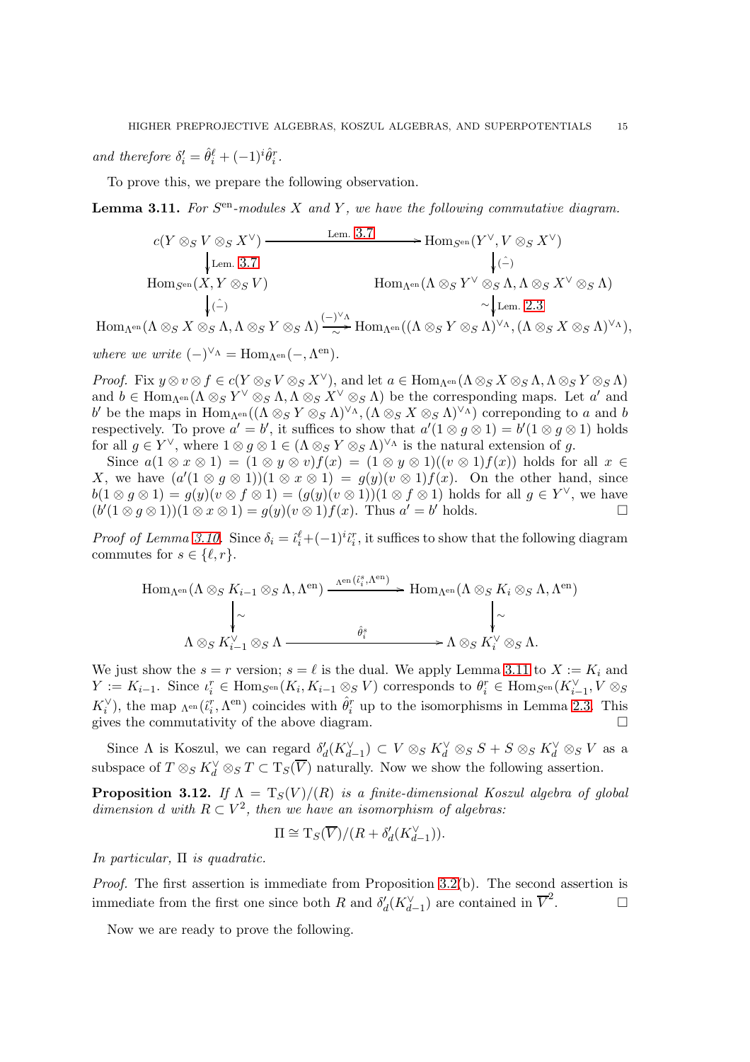and therefore $\delta'_i = \hat{\theta}^\ell_i + (-1)^i \hat{\theta}^r_i$.

To prove this, we prepare the following observation.

**Lemma 3.11.** *For $S^{\mathrm{en}}$-modules $X$ and $Y$, we have the following commutative diagram.*

$$\begin{array}{ccc}
c(Y \otimes_S V \otimes_S X^\vee) & \xrightarrow{\text{Lem. 3.7}} & \mathrm{Hom}_{S^{\mathrm{en}}}(Y^\vee, V \otimes_S X^\vee) \\
\Big\downarrow \text{Lem. 3.7} & & \Big\downarrow (\hat{-}) \\
\mathrm{Hom}_{S^{\mathrm{en}}}(X, Y \otimes_S V) & & \mathrm{Hom}_{\Lambda^{\mathrm{en}}}(\Lambda \otimes_S Y^\vee \otimes_S \Lambda, \Lambda \otimes_S X^\vee \otimes_S \Lambda) \\
\Big\downarrow (\hat{-}) & & \wr\Big\downarrow \text{Lem. 2.3} \\
\mathrm{Hom}_{\Lambda^{\mathrm{en}}}(\Lambda \otimes_S X \otimes_S \Lambda, \Lambda \otimes_S Y \otimes_S \Lambda) & \xrightarrow[\sim]{(-)^{\vee_\Lambda}} & \mathrm{Hom}_{\Lambda^{\mathrm{en}}}((\Lambda \otimes_S Y \otimes_S \Lambda)^{\vee_\Lambda}, (\Lambda \otimes_S X \otimes_S \Lambda)^{\vee_\Lambda}),
\end{array}$$

*where we write $(-)^{\vee_\Lambda} = \mathrm{Hom}_{\Lambda^{\mathrm{en}}}(-, \Lambda^{\mathrm{en}})$.*

*Proof.* Fix $y \otimes v \otimes f \in c(Y \otimes_S V \otimes_S X^\vee)$, and let $a \in \mathrm{Hom}_{\Lambda^{\mathrm{en}}}(\Lambda \otimes_S X \otimes_S \Lambda, \Lambda \otimes_S Y \otimes_S \Lambda)$ and $b \in \mathrm{Hom}_{\Lambda^{\mathrm{en}}}(\Lambda \otimes_S Y^\vee \otimes_S \Lambda, \Lambda \otimes_S X^\vee \otimes_S \Lambda)$ be the corresponding maps. Let $a'$ and $b'$ be the maps in $\mathrm{Hom}_{\Lambda^{\mathrm{en}}}((\Lambda \otimes_S Y \otimes_S \Lambda)^{\vee_\Lambda}, (\Lambda \otimes_S X \otimes_S \Lambda)^{\vee_\Lambda})$ correponding to $a$ and $b$ respectively. To prove $a' = b'$, it suffices to show that $a'(1 \otimes g \otimes 1) = b'(1 \otimes g \otimes 1)$ holds for all $g \in Y^\vee$, where $1 \otimes g \otimes 1 \in (\Lambda \otimes_S Y \otimes_S \Lambda)^{\vee_\Lambda}$ is the natural extension of $g$.

Since $a(1 \otimes x \otimes 1) = (1 \otimes y \otimes v)f(x) = (1 \otimes y \otimes 1)((v \otimes 1)f(x))$ holds for all $x \in X$, we have $(a'(1 \otimes g \otimes 1))(1 \otimes x \otimes 1) = g(y)(v \otimes 1)f(x)$. On the other hand, since $b(1 \otimes g \otimes 1) = g(y)(v \otimes f \otimes 1) = (g(y)(v \otimes 1))(1 \otimes f \otimes 1)$ holds for all $g \in Y^\vee$, we have $(b'(1 \otimes g \otimes 1))(1 \otimes x \otimes 1) = g(y)(v \otimes 1)f(x)$. Thus $a' = b'$ holds. $\square$

*Proof of Lemma 3.10.* Since $\delta_i = \hat{\iota}^\ell_i + (-1)^i \hat{\iota}^r_i$, it suffices to show that the following diagram commutes for $s \in \{\ell, r\}$.

$$\begin{array}{ccc}
\mathrm{Hom}_{\Lambda^{\mathrm{en}}}(\Lambda \otimes_S K_{i-1} \otimes_S \Lambda, \Lambda^{\mathrm{en}}) & \xrightarrow{{}_{\Lambda^{\mathrm{en}}}(\hat{\iota}^s_i, \Lambda^{\mathrm{en}})} & \mathrm{Hom}_{\Lambda^{\mathrm{en}}}(\Lambda \otimes_S K_i \otimes_S \Lambda, \Lambda^{\mathrm{en}}) \\
\Big\downarrow \wr & & \Big\downarrow \wr \\
\Lambda \otimes_S K_{i-1}^\vee \otimes_S \Lambda & \xrightarrow{\hat{\theta}^s_i} & \Lambda \otimes_S K_i^\vee \otimes_S \Lambda.
\end{array}$$

We just show the $s = r$ version; $s = \ell$ is the dual. We apply Lemma 3.11 to $X := K_i$ and $Y := K_{i-1}$. Since $\iota^r_i \in \mathrm{Hom}_{S^{\mathrm{en}}}(K_i, K_{i-1} \otimes_S V)$ corresponds to $\theta^r_i \in \mathrm{Hom}_{S^{\mathrm{en}}}(K_{i-1}^\vee, V \otimes_S K_i^\vee)$, the map ${}_{\Lambda^{\mathrm{en}}}(\hat{\iota}^r_i, \Lambda^{\mathrm{en}})$ coincides with $\hat{\theta}^r_i$ up to the isomorphisms in Lemma 2.3. This gives the commutativity of the above diagram. $\square$

Since $\Lambda$ is Koszul, we can regard $\delta'_d(K_{d-1}^\vee) \subset V \otimes_S K_d^\vee \otimes_S S + S \otimes_S K_d^\vee \otimes_S V$ as a subspace of $T \otimes_S K_d^\vee \otimes_S T \subset \mathrm{T}_S(\overline{V})$ naturally. Now we show the following assertion.

**Proposition 3.12.** *If $\Lambda = \mathrm{T}_S(V)/(R)$ is a finite-dimensional Koszul algebra of global dimension $d$ with $R \subset V^2$, then we have an isomorphism of algebras:*

$$\Pi \cong \mathrm{T}_S(\overline{V})/(R + \delta'_d(K_{d-1}^\vee)).$$

*In particular, $\Pi$ is quadratic.*

*Proof.* The first assertion is immediate from Proposition 3.2(b). The second assertion is immediate from the first one since both $R$ and $\delta'_d(K_{d-1}^\vee)$ are contained in $\overline{V}^2$. $\square$

Now we are ready to prove the following.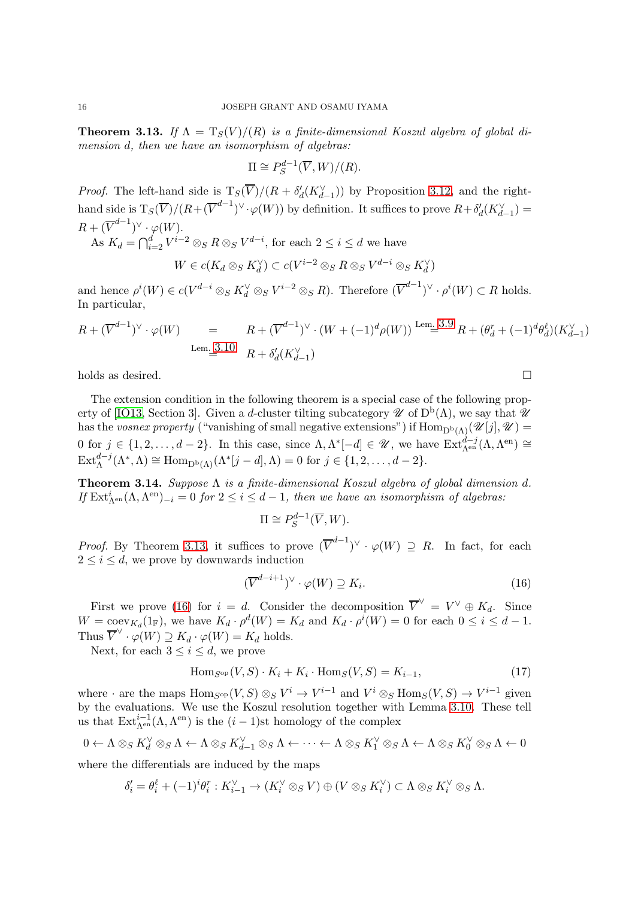**Theorem 3.13.** *If $\Lambda = \mathrm{T}_S(V)/(R)$ is a finite-dimensional Koszul algebra of global dimension $d$, then we have an isomorphism of algebras:*

$$\Pi \cong P_S^{d-1}(\overline{V}, W)/(R).$$

*Proof.* The left-hand side is $\mathrm{T}_S(\overline{V})/(R + \delta'_d(K_{d-1}^\vee))$ by Proposition 3.12, and the right-hand side is $\mathrm{T}_S(\overline{V})/(R+(\overline{V}^{d-1})^\vee \cdot \varphi(W))$ by definition. It suffices to prove $R+\delta'_d(K_{d-1}^\vee) = R + (\overline{V}^{d-1})^\vee \cdot \varphi(W)$.

As $K_d = \bigcap_{i=2}^d V^{i-2} \otimes_S R \otimes_S V^{d-i}$, for each $2 \le i \le d$ we have

$$W \in c(K_d \otimes_S K_d^\vee) \subset c(V^{i-2} \otimes_S R \otimes_S V^{d-i} \otimes_S K_d^\vee)$$

and hence $\rho^i(W) \in c(V^{d-i} \otimes_S K_d^\vee \otimes_S V^{i-2} \otimes_S R)$. Therefore $(\overline{V}^{d-1})^\vee \cdot \rho^i(W) \subset R$ holds. In particular,

$$R + (\overline{V}^{d-1})^\vee \cdot \varphi(W) \quad = \quad R + (\overline{V}^{d-1})^\vee \cdot (W + (-1)^d \rho(W)) \overset{\text{Lem. 3.9}}{=} R + (\theta_d^r + (-1)^d \theta_d^\ell)(K_{d-1}^\vee)$$
$$\overset{\text{Lem. 3.10}}{=} \quad R + \delta'_d(K_{d-1}^\vee)$$

holds as desired. $\square$

The extension condition in the following theorem is a special case of the following property of [IO13, Section 3]. Given a $d$-cluster tilting subcategory $\mathscr{U}$ of $\mathrm{D^b}(\Lambda)$, we say that $\mathscr{U}$ has the *vosnex property* ("vanishing of small negative extensions") if $\mathrm{Hom}_{\mathrm{D^b}(\Lambda)}(\mathscr{U}[j], \mathscr{U}) = 0$ for $j \in \{1, 2, \ldots, d-2\}$. In this case, since $\Lambda, \Lambda^*[-d] \in \mathscr{U}$, we have $\mathrm{Ext}^{d-j}_{\Lambda^{\mathrm{en}}}(\Lambda, \Lambda^{\mathrm{en}}) \cong \mathrm{Ext}^{d-j}_\Lambda(\Lambda^*, \Lambda) \cong \mathrm{Hom}_{\mathrm{D^b}(\Lambda)}(\Lambda^*[j-d], \Lambda) = 0$ for $j \in \{1, 2, \ldots, d-2\}$.

**Theorem 3.14.** *Suppose $\Lambda$ is a finite-dimensional Koszul algebra of global dimension $d$. If $\mathrm{Ext}^i_{\Lambda^{\mathrm{en}}}(\Lambda, \Lambda^{\mathrm{en}})_{-i} = 0$ for $2 \le i \le d-1$, then we have an isomorphism of algebras:*

$$\Pi \cong P_S^{d-1}(\overline{V}, W).$$

*Proof.* By Theorem 3.13, it suffices to prove $(\overline{V}^{d-1})^\vee \cdot \varphi(W) \supseteq R$. In fact, for each $2 \le i \le d$, we prove by downwards induction

$$(\overline{V}^{d-i+1})^\vee \cdot \varphi(W) \supseteq K_i. \tag{16}$$

First we prove (16) for $i = d$. Consider the decomposition $\overline{V}^\vee = V^\vee \oplus K_d$. Since $W = \mathrm{coev}_{K_d}(1_{\mathbb{F}})$, we have $K_d \cdot \rho^d(W) = K_d$ and $K_d \cdot \rho^i(W) = 0$ for each $0 \le i \le d-1$. Thus $\overline{V}^\vee \cdot \varphi(W) \supseteq K_d \cdot \varphi(W) = K_d$ holds.

Next, for each $3 \le i \le d$, we prove

$$\mathrm{Hom}_{S^{\mathrm{op}}}(V, S) \cdot K_i + K_i \cdot \mathrm{Hom}_S(V, S) = K_{i-1}, \tag{17}$$

where $\cdot$ are the maps $\mathrm{Hom}_{S^{\mathrm{op}}}(V, S) \otimes_S V^i \to V^{i-1}$ and $V^i \otimes_S \mathrm{Hom}_S(V, S) \to V^{i-1}$ given by the evaluations. We use the Koszul resolution together with Lemma 3.10. These tell us that $\mathrm{Ext}^{i-1}_{\Lambda^{\mathrm{en}}}(\Lambda, \Lambda^{\mathrm{en}})$ is the $(i-1)$st homology of the complex

$$0 \leftarrow \Lambda \otimes_S K_d^\vee \otimes_S \Lambda \leftarrow \Lambda \otimes_S K_{d-1}^\vee \otimes_S \Lambda \leftarrow \cdots \leftarrow \Lambda \otimes_S K_1^\vee \otimes_S \Lambda \leftarrow \Lambda \otimes_S K_0^\vee \otimes_S \Lambda \leftarrow 0$$

where the differentials are induced by the maps

$$\delta'_i = \theta_i^\ell + (-1)^i \theta_i^r : K_{i-1}^\vee \to (K_i^\vee \otimes_S V) \oplus (V \otimes_S K_i^\vee) \subset \Lambda \otimes_S K_i^\vee \otimes_S \Lambda.$$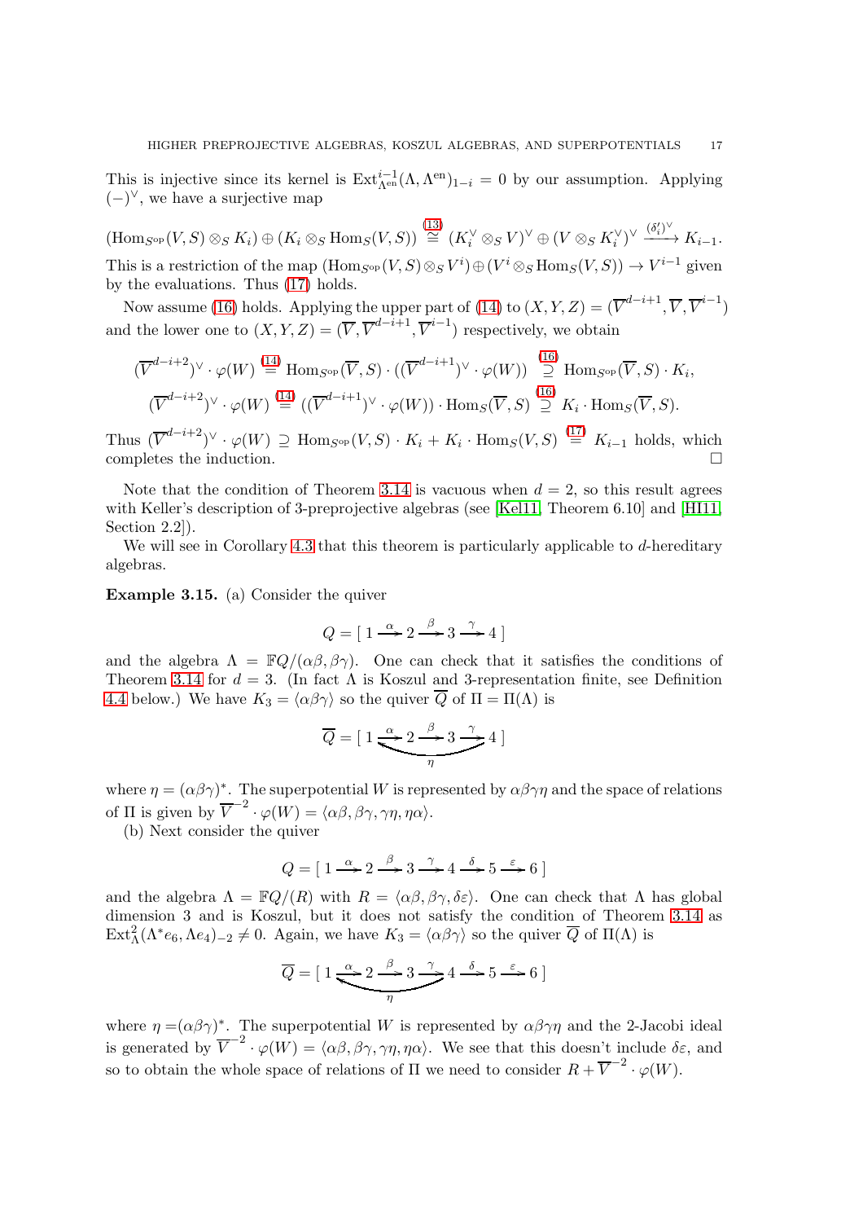This is injective since its kernel is $\operatorname{Ext}^{i-1}_{\Lambda^{\mathrm{en}}}(\Lambda, \Lambda^{\mathrm{en}})_{1-i} = 0$ by our assumption. Applying $(-)^\vee$, we have a surjective map

$$(\operatorname{Hom}_{S^{\mathrm{op}}}(V,S) \otimes_S K_i) \oplus (K_i \otimes_S \operatorname{Hom}_S(V,S)) \overset{(13)}{\cong} (K_i^\vee \otimes_S V)^\vee \oplus (V \otimes_S K_i^\vee)^\vee \xrightarrow{(\delta_i')^\vee} K_{i-1}.$$

This is a restriction of the map $(\operatorname{Hom}_{S^{\mathrm{op}}}(V,S) \otimes_S V^i) \oplus (V^i \otimes_S \operatorname{Hom}_S(V,S)) \to V^{i-1}$ given by the evaluations. Thus (17) holds.

Now assume (16) holds. Applying the upper part of (14) to $(X,Y,Z) = (\overline{V}^{d-i+1}, \overline{V}, \overline{V}^{i-1})$ and the lower one to $(X,Y,Z) = (\overline{V}, \overline{V}^{d-i+1}, \overline{V}^{i-1})$ respectively, we obtain

$$(\overline{V}^{d-i+2})^\vee \cdot \varphi(W) \overset{(14)}{=} \operatorname{Hom}_{S^{\mathrm{op}}}(\overline{V}, S) \cdot ((\overline{V}^{d-i+1})^\vee \cdot \varphi(W)) \overset{(16)}{\supseteq} \operatorname{Hom}_{S^{\mathrm{op}}}(\overline{V}, S) \cdot K_i,$$
$$(\overline{V}^{d-i+2})^\vee \cdot \varphi(W) \overset{(14)}{=} ((\overline{V}^{d-i+1})^\vee \cdot \varphi(W)) \cdot \operatorname{Hom}_S(\overline{V}, S) \overset{(16)}{\supseteq} K_i \cdot \operatorname{Hom}_S(\overline{V}, S).$$

Thus $(\overline{V}^{d-i+2})^\vee \cdot \varphi(W) \supseteq \operatorname{Hom}_{S^{\mathrm{op}}}(V,S) \cdot K_i + K_i \cdot \operatorname{Hom}_S(V,S) \overset{(17)}{=} K_{i-1}$ holds, which completes the induction. □

Note that the condition of Theorem 3.14 is vacuous when $d = 2$, so this result agrees with Keller's description of 3-preprojective algebras (see [Kel11, Theorem 6.10] and [HI11, Section 2.2]).

We will see in Corollary 4.3 that this theorem is particularly applicable to $d$-hereditary algebras.

**Example 3.15.** (a) Consider the quiver

$$Q = [\ 1 \xrightarrow{\alpha} 2 \xrightarrow{\beta} 3 \xrightarrow{\gamma} 4\ ]$$

and the algebra $\Lambda = \mathbb{F}Q/(\alpha\beta, \beta\gamma)$. One can check that it satisfies the conditions of Theorem 3.14 for $d = 3$. (In fact $\Lambda$ is Koszul and 3-representation finite, see Definition 4.4 below.) We have $K_3 = \langle \alpha\beta\gamma \rangle$ so the quiver $\overline{Q}$ of $\Pi = \Pi(\Lambda)$ is

$$\overline{Q} = [\ 1 \xrightarrow{\alpha} 2 \xrightarrow{\beta} 3 \xrightarrow{\gamma} 4\ ] \quad \text{with an arrow } \eta: 4 \to 1$$

where $\eta = (\alpha\beta\gamma)^*$. The superpotential $W$ is represented by $\alpha\beta\gamma\eta$ and the space of relations of $\Pi$ is given by $\overline{V}^{-2} \cdot \varphi(W) = \langle \alpha\beta, \beta\gamma, \gamma\eta, \eta\alpha \rangle$.

(b) Next consider the quiver

$$Q = [\ 1 \xrightarrow{\alpha} 2 \xrightarrow{\beta} 3 \xrightarrow{\gamma} 4 \xrightarrow{\delta} 5 \xrightarrow{\varepsilon} 6\ ]$$

and the algebra $\Lambda = \mathbb{F}Q/(R)$ with $R = \langle \alpha\beta, \beta\gamma, \delta\varepsilon \rangle$. One can check that $\Lambda$ has global dimension 3 and is Koszul, but it does not satisfy the condition of Theorem 3.14 as $\operatorname{Ext}^2_\Lambda(\Lambda^* e_6, \Lambda e_4)_{-2} \neq 0$. Again, we have $K_3 = \langle \alpha\beta\gamma \rangle$ so the quiver $\overline{Q}$ of $\Pi(\Lambda)$ is

$$\overline{Q} = [\ 1 \xrightarrow{\alpha} 2 \xrightarrow{\beta} 3 \xrightarrow{\gamma} 4 \xrightarrow{\delta} 5 \xrightarrow{\varepsilon} 6\ ] \quad \text{with an arrow } \eta: 4 \to 1$$

where $\eta = (\alpha\beta\gamma)^*$. The superpotential $W$ is represented by $\alpha\beta\gamma\eta$ and the 2-Jacobi ideal is generated by $\overline{V}^{-2} \cdot \varphi(W) = \langle \alpha\beta, \beta\gamma, \gamma\eta, \eta\alpha \rangle$. We see that this doesn't include $\delta\varepsilon$, and so to obtain the whole space of relations of $\Pi$ we need to consider $R + \overline{V}^{-2} \cdot \varphi(W)$.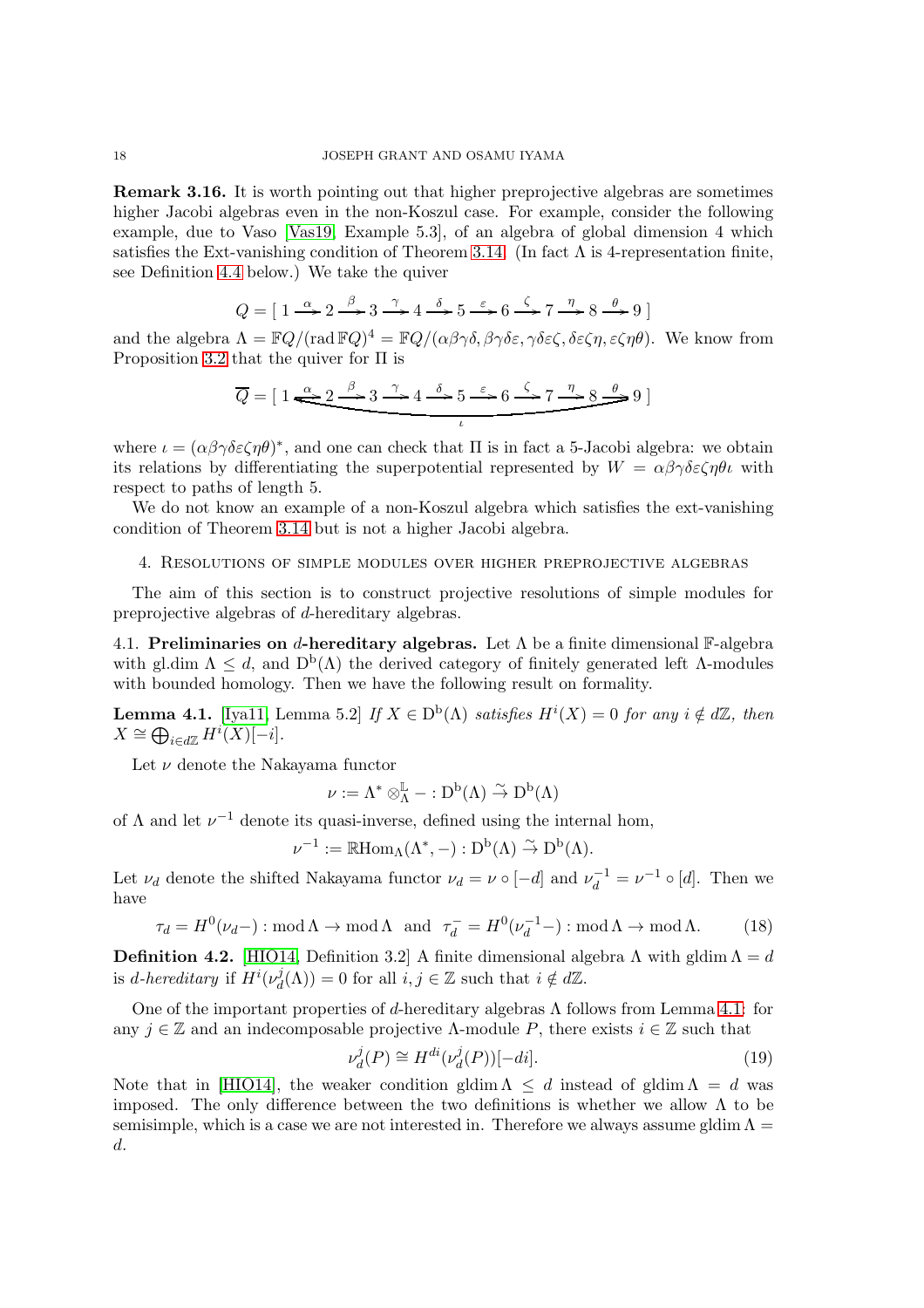**Remark 3.16.** It is worth pointing out that higher preprojective algebras are sometimes higher Jacobi algebras even in the non-Koszul case. For example, consider the following example, due to Vaso [Vas19, Example 5.3], of an algebra of global dimension 4 which satisfies the Ext-vanishing condition of Theorem 3.14. (In fact $\Lambda$ is 4-representation finite, see Definition 4.4 below.) We take the quiver

$$Q = [\ 1 \xrightarrow{\alpha} 2 \xrightarrow{\beta} 3 \xrightarrow{\gamma} 4 \xrightarrow{\delta} 5 \xrightarrow{\varepsilon} 6 \xrightarrow{\zeta} 7 \xrightarrow{\eta} 8 \xrightarrow{\theta} 9\ ]$$

and the algebra $\Lambda = \mathbb{F}Q/(\operatorname{rad}\mathbb{F}Q)^4 = \mathbb{F}Q/(\alpha\beta\gamma\delta, \beta\gamma\delta\varepsilon, \gamma\delta\varepsilon\zeta, \delta\varepsilon\zeta\eta, \varepsilon\zeta\eta\theta)$. We know from Proposition 3.2 that the quiver for $\Pi$ is

$$\overline{Q} = [\ 1 \xrightarrow{\alpha} 2 \xrightarrow{\beta} 3 \xrightarrow{\gamma} 4 \xrightarrow{\delta} 5 \xrightarrow{\varepsilon} 6 \xrightarrow{\zeta} 7 \xrightarrow{\eta} 8 \xrightarrow{\theta} 9\ ] \quad (\text{with an arrow } \iota: 9 \to 1)$$

where $\iota = (\alpha\beta\gamma\delta\varepsilon\zeta\eta\theta)^*$, and one can check that $\Pi$ is in fact a 5-Jacobi algebra: we obtain its relations by differentiating the superpotential represented by $W = \alpha\beta\gamma\delta\varepsilon\zeta\eta\theta\iota$ with respect to paths of length 5.

We do not know an example of a non-Koszul algebra which satisfies the ext-vanishing condition of Theorem 3.14 but is not a higher Jacobi algebra.

## 4. Resolutions of simple modules over higher preprojective algebras

The aim of this section is to construct projective resolutions of simple modules for preprojective algebras of $d$-hereditary algebras.

### 4.1. Preliminaries on $d$-hereditary algebras.

Let $\Lambda$ be a finite dimensional $\mathbb{F}$-algebra with $\operatorname{gl.dim}\Lambda \leq d$, and $\mathrm{D}^{\mathrm{b}}(\Lambda)$ the derived category of finitely generated left $\Lambda$-modules with bounded homology. Then we have the following result on formality.

**Lemma 4.1.** [Iya11, Lemma 5.2] *If $X \in \mathrm{D}^{\mathrm{b}}(\Lambda)$ satisfies $H^i(X) = 0$ for any $i \notin d\mathbb{Z}$, then $X \cong \bigoplus_{i \in d\mathbb{Z}} H^i(X)[-i]$.*

Let $\nu$ denote the Nakayama functor

$$\nu := \Lambda^* \otimes^{\mathbb{L}}_{\Lambda} - : \mathrm{D}^{\mathrm{b}}(\Lambda) \xrightarrow{\sim} \mathrm{D}^{\mathrm{b}}(\Lambda)$$

of $\Lambda$ and let $\nu^{-1}$ denote its quasi-inverse, defined using the internal hom,

$$\nu^{-1} := \mathbb{R}\mathrm{Hom}_{\Lambda}(\Lambda^*, -) : \mathrm{D}^{\mathrm{b}}(\Lambda) \xrightarrow{\sim} \mathrm{D}^{\mathrm{b}}(\Lambda).$$

Let $\nu_d$ denote the shifted Nakayama functor $\nu_d = \nu \circ [-d]$ and $\nu_d^{-1} = \nu^{-1} \circ [d]$. Then we have

$$\tau_d = H^0(\nu_d -) : \operatorname{mod}\Lambda \to \operatorname{mod}\Lambda \quad \text{and} \quad \tau_d^- = H^0(\nu_d^{-1} -) : \operatorname{mod}\Lambda \to \operatorname{mod}\Lambda. \tag{18}$$

**Definition 4.2.** [HIO14, Definition 3.2] A finite dimensional algebra $\Lambda$ with $\operatorname{gldim}\Lambda = d$ is *$d$-hereditary* if $H^i(\nu_d^j(\Lambda)) = 0$ for all $i, j \in \mathbb{Z}$ such that $i \notin d\mathbb{Z}$.

One of the important properties of $d$-hereditary algebras $\Lambda$ follows from Lemma 4.1: for any $j \in \mathbb{Z}$ and an indecomposable projective $\Lambda$-module $P$, there exists $i \in \mathbb{Z}$ such that

$$\nu_d^j(P) \cong H^{di}(\nu_d^j(P))[-di]. \tag{19}$$

Note that in [HIO14], the weaker condition $\operatorname{gldim}\Lambda \leq d$ instead of $\operatorname{gldim}\Lambda = d$ was imposed. The only difference between the two definitions is whether we allow $\Lambda$ to be semisimple, which is a case we are not interested in. Therefore we always assume $\operatorname{gldim}\Lambda = d$.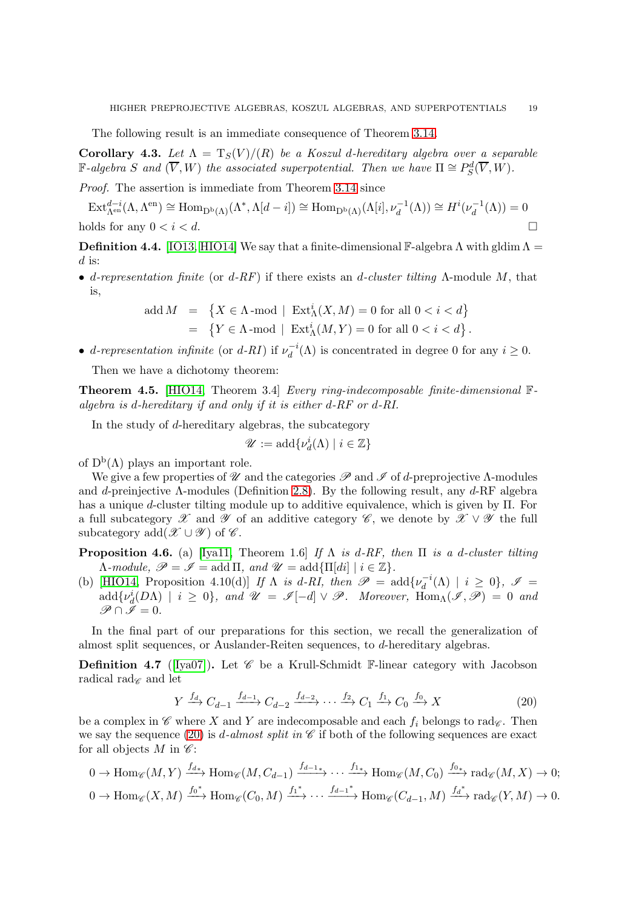The following result is an immediate consequence of Theorem 3.14.

**Corollary 4.3.** *Let $\Lambda = \mathrm{T}_S(V)/(R)$ be a Koszul $d$-hereditary algebra over a separable $\mathbb{F}$-algebra $S$ and $(\overline{V}, W)$ the associated superpotential. Then we have $\Pi \cong P^d_S(\overline{V}, W)$.*

*Proof.* The assertion is immediate from Theorem 3.14 since

$$\mathrm{Ext}^{d-i}_{\Lambda^{\mathrm{en}}}(\Lambda, \Lambda^{\mathrm{en}}) \cong \mathrm{Hom}_{\mathrm{D^b}(\Lambda)}(\Lambda^*, \Lambda[d-i]) \cong \mathrm{Hom}_{\mathrm{D^b}(\Lambda)}(\Lambda[i], \nu_d^{-1}(\Lambda)) \cong H^i(\nu_d^{-1}(\Lambda)) = 0$$

holds for any $0 < i < d$. □

**Definition 4.4.** [IO13, HIO14] We say that a finite-dimensional $\mathbb{F}$-algebra $\Lambda$ with $\mathrm{gldim}\,\Lambda = d$ is:

- *$d$-representation finite* (or *$d$-RF*) if there exists an *$d$-cluster tilting* $\Lambda$-module $M$, that is,

$$\begin{aligned} \mathrm{add}\, M &= \left\{X \in \Lambda\text{-mod} \mid \mathrm{Ext}^i_\Lambda(X, M) = 0 \text{ for all } 0 < i < d\right\} \\ &= \left\{Y \in \Lambda\text{-mod} \mid \mathrm{Ext}^i_\Lambda(M, Y) = 0 \text{ for all } 0 < i < d\right\}. \end{aligned}$$

- *$d$-representation infinite* (or *$d$-RI*) if $\nu_d^{-i}(\Lambda)$ is concentrated in degree 0 for any $i \geq 0$.

Then we have a dichotomy theorem:

**Theorem 4.5.** [HIO14, Theorem 3.4] *Every ring-indecomposable finite-dimensional $\mathbb{F}$-algebra is $d$-hereditary if and only if it is either $d$-RF or $d$-RI.*

In the study of $d$-hereditary algebras, the subcategory

$$\mathscr{U} := \mathrm{add}\{\nu_d^i(\Lambda) \mid i \in \mathbb{Z}\}$$

of $\mathrm{D^b}(\Lambda)$ plays an important role.

We give a few properties of $\mathscr{U}$ and the categories $\mathscr{P}$ and $\mathscr{I}$ of $d$-preprojective $\Lambda$-modules and $d$-preinjective $\Lambda$-modules (Definition 2.8). By the following result, any $d$-RF algebra has a unique $d$-cluster tilting module up to additive equivalence, which is given by $\Pi$. For a full subcategory $\mathscr{X}$ and $\mathscr{Y}$ of an additive category $\mathscr{C}$, we denote by $\mathscr{X} \vee \mathscr{Y}$ the full subcategory $\mathrm{add}(\mathscr{X} \cup \mathscr{Y})$ of $\mathscr{C}$.

**Proposition 4.6.** (a) [Iya11, Theorem 1.6] *If $\Lambda$ is $d$-RF, then $\Pi$ is a $d$-cluster tilting $\Lambda$-module, $\mathscr{P} = \mathscr{I} = \mathrm{add}\,\Pi$, and $\mathscr{U} = \mathrm{add}\{\Pi[di] \mid i \in \mathbb{Z}\}$.*

(b) [HIO14, Proposition 4.10(d)] *If $\Lambda$ is $d$-RI, then $\mathscr{P} = \mathrm{add}\{\nu_d^{-i}(\Lambda) \mid i \geq 0\}$, $\mathscr{I} = \mathrm{add}\{\nu_d^i(D\Lambda) \mid i \geq 0\}$, and $\mathscr{U} = \mathscr{I}[-d] \vee \mathscr{P}$. Moreover, $\mathrm{Hom}_\Lambda(\mathscr{I}, \mathscr{P}) = 0$ and $\mathscr{P} \cap \mathscr{I} = 0$.*

In the final part of our preparations for this section, we recall the generalization of almost split sequences, or Auslander-Reiten sequences, to $d$-hereditary algebras.

**Definition 4.7** ([Iya07])**.** Let $\mathscr{C}$ be a Krull-Schmidt $\mathbb{F}$-linear category with Jacobson radical $\mathrm{rad}_\mathscr{C}$ and let

$$Y \xrightarrow{f_d} C_{d-1} \xrightarrow{f_{d-1}} C_{d-2} \xrightarrow{f_{d-2}} \cdots \xrightarrow{f_2} C_1 \xrightarrow{f_1} C_0 \xrightarrow{f_0} X \tag{20}$$

be a complex in $\mathscr{C}$ where $X$ and $Y$ are indecomposable and each $f_i$ belongs to $\mathrm{rad}_\mathscr{C}$. Then we say the sequence (20) is *$d$-almost split in $\mathscr{C}$* if both of the following sequences are exact for all objects $M$ in $\mathscr{C}$:

$$0 \to \mathrm{Hom}_\mathscr{C}(M, Y) \xrightarrow{f_{d*}} \mathrm{Hom}_\mathscr{C}(M, C_{d-1}) \xrightarrow{f_{d-1*}} \cdots \xrightarrow{f_{1*}} \mathrm{Hom}_\mathscr{C}(M, C_0) \xrightarrow{f_{0*}} \mathrm{rad}_\mathscr{C}(M, X) \to 0;$$

$$0 \to \mathrm{Hom}_\mathscr{C}(X, M) \xrightarrow{f_0^*} \mathrm{Hom}_\mathscr{C}(C_0, M) \xrightarrow{f_1^*} \cdots \xrightarrow{f_{d-1}^*} \mathrm{Hom}_\mathscr{C}(C_{d-1}, M) \xrightarrow{f_d^*} \mathrm{rad}_\mathscr{C}(Y, M) \to 0.$$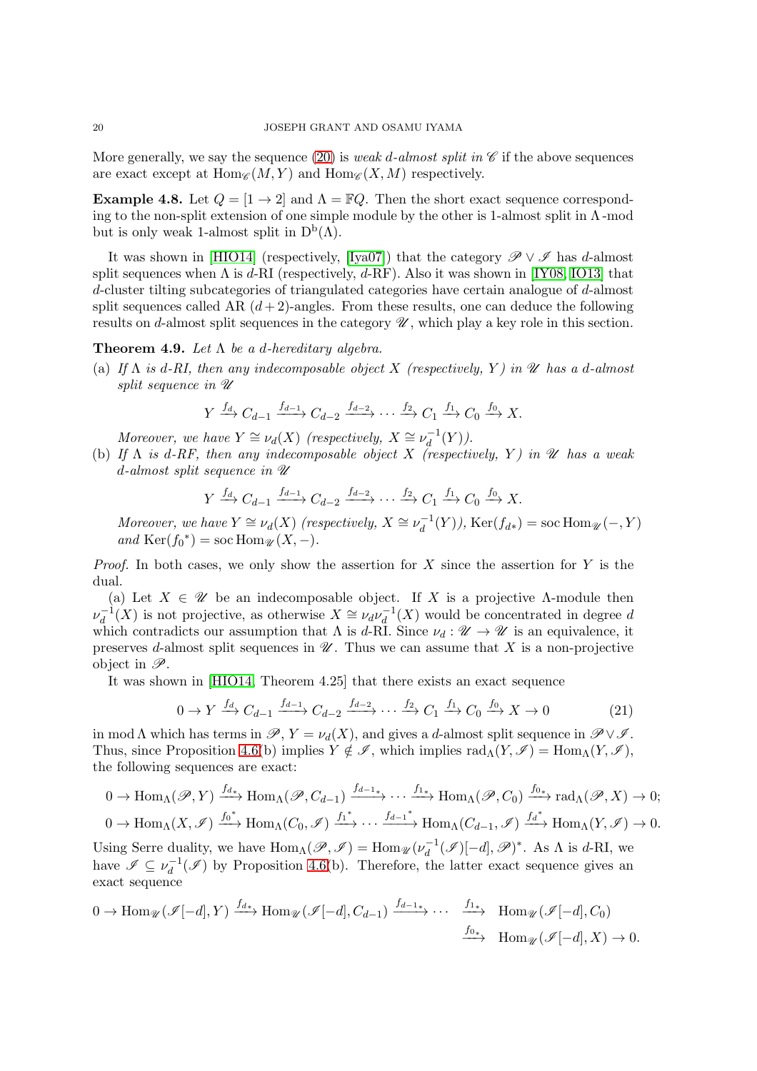More generally, we say the sequence (20) is *weak d-almost split in* $\mathscr{C}$ if the above sequences are exact except at $\operatorname{Hom}_{\mathscr{C}}(M, Y)$ and $\operatorname{Hom}_{\mathscr{C}}(X, M)$ respectively.

**Example 4.8.** Let $Q = [1 \to 2]$ and $\Lambda = \mathbb{F}Q$. Then the short exact sequence corresponding to the non-split extension of one simple module by the other is 1-almost split in $\Lambda$-mod but is only weak 1-almost split in $\mathrm{D^b}(\Lambda)$.

It was shown in [HIO14] (respectively, [Iya07]) that the category $\mathscr{P} \vee \mathscr{I}$ has $d$-almost split sequences when $\Lambda$ is $d$-RI (respectively, $d$-RF). Also it was shown in [IY08, IO13] that $d$-cluster tilting subcategories of triangulated categories have certain analogue of $d$-almost split sequences called AR $(d+2)$-angles. From these results, one can deduce the following results on $d$-almost split sequences in the category $\mathscr{U}$, which play a key role in this section.

**Theorem 4.9.** *Let $\Lambda$ be a $d$-hereditary algebra.*

(a) *If $\Lambda$ is $d$-RI, then any indecomposable object $X$ (respectively, $Y$) in $\mathscr{U}$ has a $d$-almost split sequence in $\mathscr{U}$*
$$Y \xrightarrow{f_d} C_{d-1} \xrightarrow{f_{d-1}} C_{d-2} \xrightarrow{f_{d-2}} \cdots \xrightarrow{f_2} C_1 \xrightarrow{f_1} C_0 \xrightarrow{f_0} X.$$
*Moreover, we have $Y \cong \nu_d(X)$ (respectively, $X \cong \nu_d^{-1}(Y)$).*

(b) *If $\Lambda$ is $d$-RF, then any indecomposable object $X$ (respectively, $Y$) in $\mathscr{U}$ has a weak $d$-almost split sequence in $\mathscr{U}$*
$$Y \xrightarrow{f_d} C_{d-1} \xrightarrow{f_{d-1}} C_{d-2} \xrightarrow{f_{d-2}} \cdots \xrightarrow{f_2} C_1 \xrightarrow{f_1} C_0 \xrightarrow{f_0} X.$$
*Moreover, we have $Y \cong \nu_d(X)$ (respectively, $X \cong \nu_d^{-1}(Y)$), $\operatorname{Ker}(f_{d*}) = \operatorname{soc} \operatorname{Hom}_{\mathscr{U}}(-, Y)$ and $\operatorname{Ker}(f_0{}^*) = \operatorname{soc} \operatorname{Hom}_{\mathscr{U}}(X, -)$.*

*Proof.* In both cases, we only show the assertion for $X$ since the assertion for $Y$ is the dual.

(a) Let $X \in \mathscr{U}$ be an indecomposable object. If $X$ is a projective $\Lambda$-module then $\nu_d^{-1}(X)$ is not projective, as otherwise $X \cong \nu_d \nu_d^{-1}(X)$ would be concentrated in degree $d$ which contradicts our assumption that $\Lambda$ is $d$-RI. Since $\nu_d : \mathscr{U} \to \mathscr{U}$ is an equivalence, it preserves $d$-almost split sequences in $\mathscr{U}$. Thus we can assume that $X$ is a non-projective object in $\mathscr{P}$.

It was shown in [HIO14, Theorem 4.25] that there exists an exact sequence
$$0 \to Y \xrightarrow{f_d} C_{d-1} \xrightarrow{f_{d-1}} C_{d-2} \xrightarrow{f_{d-2}} \cdots \xrightarrow{f_2} C_1 \xrightarrow{f_1} C_0 \xrightarrow{f_0} X \to 0 \tag{21}$$
in $\operatorname{mod} \Lambda$ which has terms in $\mathscr{P}$, $Y = \nu_d(X)$, and gives a $d$-almost split sequence in $\mathscr{P} \vee \mathscr{I}$. Thus, since Proposition 4.6(b) implies $Y \notin \mathscr{I}$, which implies $\operatorname{rad}_\Lambda(Y, \mathscr{I}) = \operatorname{Hom}_\Lambda(Y, \mathscr{I})$, the following sequences are exact:
$$0 \to \operatorname{Hom}_\Lambda(\mathscr{P}, Y) \xrightarrow{f_{d*}} \operatorname{Hom}_\Lambda(\mathscr{P}, C_{d-1}) \xrightarrow{f_{d-1*}} \cdots \xrightarrow{f_{1*}} \operatorname{Hom}_\Lambda(\mathscr{P}, C_0) \xrightarrow{f_{0*}} \operatorname{rad}_\Lambda(\mathscr{P}, X) \to 0;$$
$$0 \to \operatorname{Hom}_\Lambda(X, \mathscr{I}) \xrightarrow{f_0{}^*} \operatorname{Hom}_\Lambda(C_0, \mathscr{I}) \xrightarrow{f_1{}^*} \cdots \xrightarrow{f_{d-1}{}^*} \operatorname{Hom}_\Lambda(C_{d-1}, \mathscr{I}) \xrightarrow{f_d{}^*} \operatorname{Hom}_\Lambda(Y, \mathscr{I}) \to 0.$$
Using Serre duality, we have $\operatorname{Hom}_\Lambda(\mathscr{P}, \mathscr{I}) = \operatorname{Hom}_{\mathscr{U}}(\nu_d^{-1}(\mathscr{I})[-d], \mathscr{P})^*$. As $\Lambda$ is $d$-RI, we have $\mathscr{I} \subseteq \nu_d^{-1}(\mathscr{I})$ by Proposition 4.6(b). Therefore, the latter exact sequence gives an exact sequence
$$0 \to \operatorname{Hom}_{\mathscr{U}}(\mathscr{I}[-d], Y) \xrightarrow{f_{d*}} \operatorname{Hom}_{\mathscr{U}}(\mathscr{I}[-d], C_{d-1}) \xrightarrow{f_{d-1*}} \cdots \xrightarrow{f_{1*}} \operatorname{Hom}_{\mathscr{U}}(\mathscr{I}[-d], C_0) \xrightarrow{f_{0*}} \operatorname{Hom}_{\mathscr{U}}(\mathscr{I}[-d], X) \to 0.$$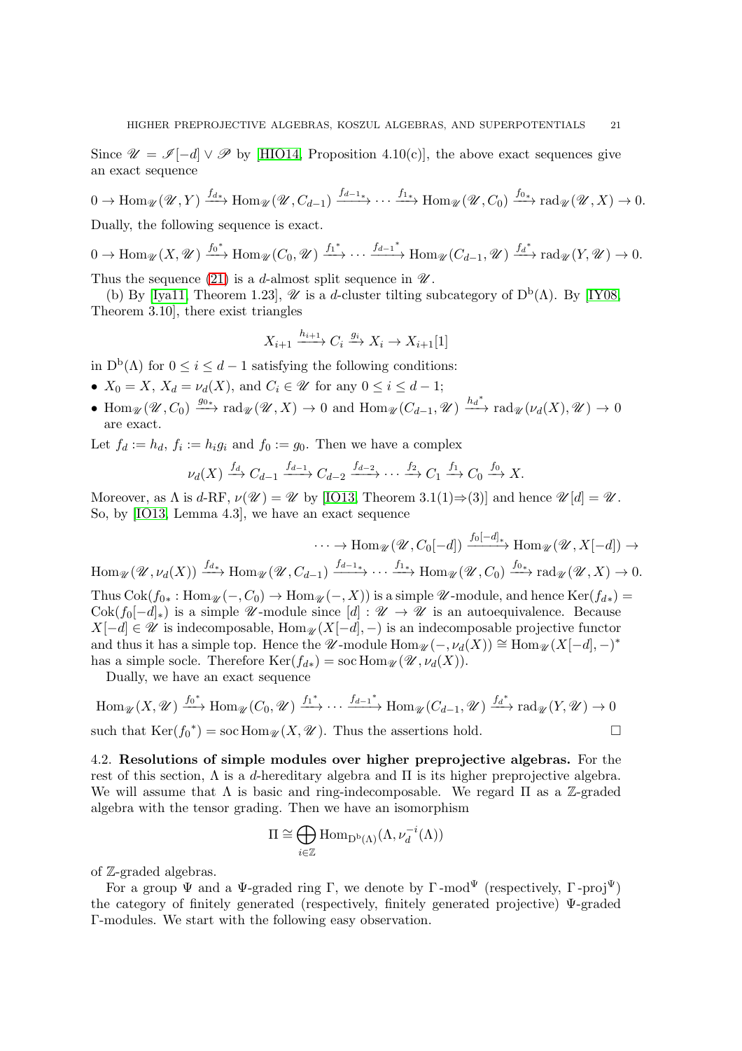Since $\mathscr{U} = \mathscr{I}[-d] \vee \mathscr{P}$ by [HIO14, Proposition 4.10(c)], the above exact sequences give an exact sequence

$$0 \to \operatorname{Hom}_{\mathscr{U}}(\mathscr{U}, Y) \xrightarrow{f_{d*}} \operatorname{Hom}_{\mathscr{U}}(\mathscr{U}, C_{d-1}) \xrightarrow{f_{d-1*}} \cdots \xrightarrow{f_{1*}} \operatorname{Hom}_{\mathscr{U}}(\mathscr{U}, C_0) \xrightarrow{f_{0*}} \operatorname{rad}_{\mathscr{U}}(\mathscr{U}, X) \to 0.$$

Dually, the following sequence is exact.

$$0 \to \operatorname{Hom}_{\mathscr{U}}(X, \mathscr{U}) \xrightarrow{f_0^*} \operatorname{Hom}_{\mathscr{U}}(C_0, \mathscr{U}) \xrightarrow{f_1^*} \cdots \xrightarrow{f_{d-1}^*} \operatorname{Hom}_{\mathscr{U}}(C_{d-1}, \mathscr{U}) \xrightarrow{f_d^*} \operatorname{rad}_{\mathscr{U}}(Y, \mathscr{U}) \to 0.$$

Thus the sequence (21) is a $d$-almost split sequence in $\mathscr{U}$.

(b) By [Iya11, Theorem 1.23], $\mathscr{U}$ is a $d$-cluster tilting subcategory of $\mathrm{D^b}(\Lambda)$. By [IY08, Theorem 3.10], there exist triangles

$$X_{i+1} \xrightarrow{h_{i+1}} C_i \xrightarrow{g_i} X_i \to X_{i+1}[1]$$

in $\mathrm{D^b}(\Lambda)$ for $0 \le i \le d-1$ satisfying the following conditions:

- $X_0 = X$, $X_d = \nu_d(X)$, and $C_i \in \mathscr{U}$ for any $0 \le i \le d-1$;
- $\operatorname{Hom}_{\mathscr{U}}(\mathscr{U}, C_0) \xrightarrow{g_{0*}} \operatorname{rad}_{\mathscr{U}}(\mathscr{U}, X) \to 0$ and $\operatorname{Hom}_{\mathscr{U}}(C_{d-1}, \mathscr{U}) \xrightarrow{h_d^*} \operatorname{rad}_{\mathscr{U}}(\nu_d(X), \mathscr{U}) \to 0$ are exact.

Let $f_d := h_d$, $f_i := h_i g_i$ and $f_0 := g_0$. Then we have a complex

$$\nu_d(X) \xrightarrow{f_d} C_{d-1} \xrightarrow{f_{d-1}} C_{d-2} \xrightarrow{f_{d-2}} \cdots \xrightarrow{f_2} C_1 \xrightarrow{f_1} C_0 \xrightarrow{f_0} X.$$

Moreover, as $\Lambda$ is $d$-RF, $\nu(\mathscr{U}) = \mathscr{U}$ by [IO13, Theorem 3.1(1)⇒(3)] and hence $\mathscr{U}[d] = \mathscr{U}$. So, by [IO13, Lemma 4.3], we have an exact sequence

$$\cdots \to \operatorname{Hom}_{\mathscr{U}}(\mathscr{U}, C_0[-d]) \xrightarrow{f_0[-d]_*} \operatorname{Hom}_{\mathscr{U}}(\mathscr{U}, X[-d]) \to$$
$$\operatorname{Hom}_{\mathscr{U}}(\mathscr{U}, \nu_d(X)) \xrightarrow{f_{d*}} \operatorname{Hom}_{\mathscr{U}}(\mathscr{U}, C_{d-1}) \xrightarrow{f_{d-1*}} \cdots \xrightarrow{f_{1*}} \operatorname{Hom}_{\mathscr{U}}(\mathscr{U}, C_0) \xrightarrow{f_{0*}} \operatorname{rad}_{\mathscr{U}}(\mathscr{U}, X) \to 0.$$

Thus $\operatorname{Cok}(f_{0*} : \operatorname{Hom}_{\mathscr{U}}(-, C_0) \to \operatorname{Hom}_{\mathscr{U}}(-, X))$ is a simple $\mathscr{U}$-module, and hence $\operatorname{Ker}(f_{d*}) = \operatorname{Cok}(f_0[-d]_*)$ is a simple $\mathscr{U}$-module since $[d] : \mathscr{U} \to \mathscr{U}$ is an autoequivalence. Because $X[-d] \in \mathscr{U}$ is indecomposable, $\operatorname{Hom}_{\mathscr{U}}(X[-d], -)$ is an indecomposable projective functor and thus it has a simple top. Hence the $\mathscr{U}$-module $\operatorname{Hom}_{\mathscr{U}}(-, \nu_d(X)) \cong \operatorname{Hom}_{\mathscr{U}}(X[-d], -)^*$ has a simple socle. Therefore $\operatorname{Ker}(f_{d*}) = \operatorname{soc} \operatorname{Hom}_{\mathscr{U}}(\mathscr{U}, \nu_d(X))$.

Dually, we have an exact sequence

$$\operatorname{Hom}_{\mathscr{U}}(X, \mathscr{U}) \xrightarrow{f_0^*} \operatorname{Hom}_{\mathscr{U}}(C_0, \mathscr{U}) \xrightarrow{f_1^*} \cdots \xrightarrow{f_{d-1}^*} \operatorname{Hom}_{\mathscr{U}}(C_{d-1}, \mathscr{U}) \xrightarrow{f_d^*} \operatorname{rad}_{\mathscr{U}}(Y, \mathscr{U}) \to 0$$

such that $\operatorname{Ker}(f_0^*) = \operatorname{soc} \operatorname{Hom}_{\mathscr{U}}(X, \mathscr{U})$. Thus the assertions hold. $\square$

### 4.2. Resolutions of simple modules over higher preprojective algebras.

For the rest of this section, $\Lambda$ is a $d$-hereditary algebra and $\Pi$ is its higher preprojective algebra. We will assume that $\Lambda$ is basic and ring-indecomposable. We regard $\Pi$ as a $\mathbb{Z}$-graded algebra with the tensor grading. Then we have an isomorphism

$$\Pi \cong \bigoplus_{i \in \mathbb{Z}} \operatorname{Hom}_{\mathrm{D^b}(\Lambda)}(\Lambda, \nu_d^{-i}(\Lambda))$$

of $\mathbb{Z}$-graded algebras.

For a group $\Psi$ and a $\Psi$-graded ring $\Gamma$, we denote by $\Gamma\text{-mod}^{\Psi}$ (respectively, $\Gamma\text{-proj}^{\Psi}$) the category of finitely generated (respectively, finitely generated projective) $\Psi$-graded $\Gamma$-modules. We start with the following easy observation.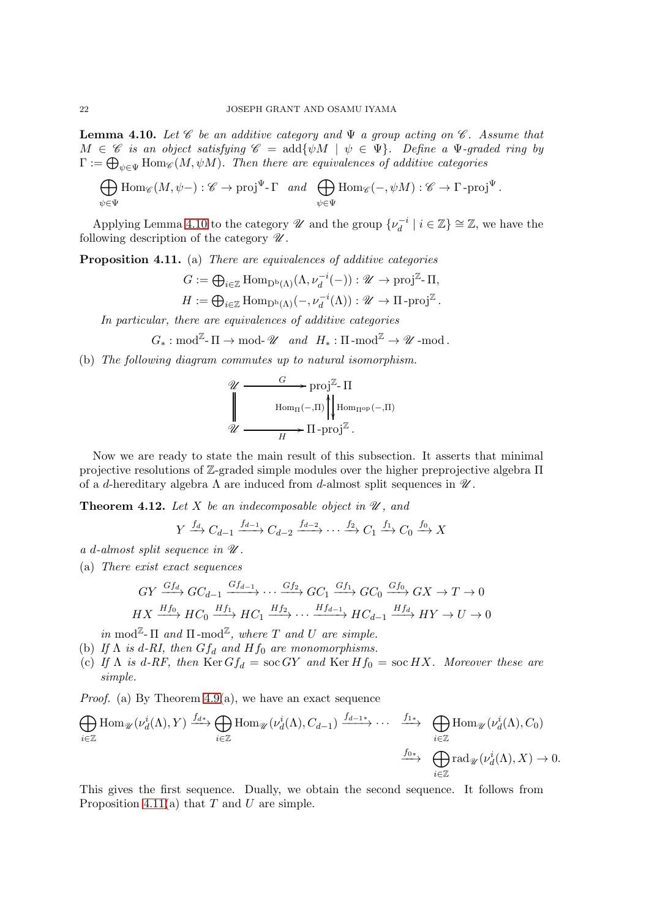**Lemma 4.10.** *Let $\mathscr{C}$ be an additive category and $\Psi$ a group acting on $\mathscr{C}$. Assume that $M \in \mathscr{C}$ is an object satisfying $\mathscr{C} = \operatorname{add}\{\psi M \mid \psi \in \Psi\}$. Define a $\Psi$-graded ring by $\Gamma := \bigoplus_{\psi\in\Psi} \operatorname{Hom}_{\mathscr{C}}(M, \psi M)$. Then there are equivalences of additive categories*

$$\bigoplus_{\psi\in\Psi} \operatorname{Hom}_{\mathscr{C}}(M, \psi -) : \mathscr{C} \to \operatorname{proj}^{\Psi}\text{-}\Gamma \quad \text{and} \quad \bigoplus_{\psi\in\Psi} \operatorname{Hom}_{\mathscr{C}}(-, \psi M) : \mathscr{C} \to \Gamma\text{-}\operatorname{proj}^{\Psi}.$$

Applying Lemma 4.10 to the category $\mathscr{U}$ and the group $\{\nu_d^{-i} \mid i \in \mathbb{Z}\} \cong \mathbb{Z}$, we have the following description of the category $\mathscr{U}$.

**Proposition 4.11.** (a) *There are equivalences of additive categories*

$$G := \bigoplus_{i\in\mathbb{Z}} \operatorname{Hom}_{\mathrm{D^b}(\Lambda)}(\Lambda, \nu_d^{-i}(-)) : \mathscr{U} \to \operatorname{proj}^{\mathbb{Z}}\text{-}\Pi,$$
$$H := \bigoplus_{i\in\mathbb{Z}} \operatorname{Hom}_{\mathrm{D^b}(\Lambda)}(-, \nu_d^{-i}(\Lambda)) : \mathscr{U} \to \Pi\text{-}\operatorname{proj}^{\mathbb{Z}}.$$

*In particular, there are equivalences of additive categories*

$$G_* : \operatorname{mod}^{\mathbb{Z}}\text{-}\Pi \to \operatorname{mod}\text{-}\mathscr{U} \quad \text{and} \quad H_* : \Pi\text{-}\operatorname{mod}^{\mathbb{Z}} \to \mathscr{U}\text{-}\operatorname{mod}.$$

(b) *The following diagram commutes up to natural isomorphism.*

$$\begin{array}{ccc} \mathscr{U} & \xrightarrow{\quad G \quad} & \operatorname{proj}^{\mathbb{Z}}\text{-}\Pi \\ \Big\| & & \operatorname{Hom}_{\Pi}(-,\Pi) \big\uparrow \big\downarrow \operatorname{Hom}_{\Pi^{\mathrm{op}}}(-,\Pi) \\ \mathscr{U} & \xrightarrow[\quad H \quad]{} & \Pi\text{-}\operatorname{proj}^{\mathbb{Z}}. \end{array}$$

Now we are ready to state the main result of this subsection. It asserts that minimal projective resolutions of $\mathbb{Z}$-graded simple modules over the higher preprojective algebra $\Pi$ of a $d$-hereditary algebra $\Lambda$ are induced from $d$-almost split sequences in $\mathscr{U}$.

**Theorem 4.12.** *Let $X$ be an indecomposable object in $\mathscr{U}$, and*

$$Y \xrightarrow{f_d} C_{d-1} \xrightarrow{f_{d-1}} C_{d-2} \xrightarrow{f_{d-2}} \cdots \xrightarrow{f_2} C_1 \xrightarrow{f_1} C_0 \xrightarrow{f_0} X$$

*a $d$-almost split sequence in $\mathscr{U}$.*

(a) *There exist exact sequences*

$$GY \xrightarrow{Gf_d} GC_{d-1} \xrightarrow{Gf_{d-1}} \cdots \xrightarrow{Gf_2} GC_1 \xrightarrow{Gf_1} GC_0 \xrightarrow{Gf_0} GX \to T \to 0$$
$$HX \xrightarrow{Hf_0} HC_0 \xrightarrow{Hf_1} HC_1 \xrightarrow{Hf_2} \cdots \xrightarrow{Hf_{d-1}} HC_{d-1} \xrightarrow{Hf_d} HY \to U \to 0$$

*in $\operatorname{mod}^{\mathbb{Z}}\text{-}\Pi$ and $\Pi\text{-}\operatorname{mod}^{\mathbb{Z}}$, where $T$ and $U$ are simple.*

(b) *If $\Lambda$ is $d$-RI, then $Gf_d$ and $Hf_0$ are monomorphisms.*

(c) *If $\Lambda$ is $d$-RF, then $\operatorname{Ker} Gf_d = \operatorname{soc} GY$ and $\operatorname{Ker} Hf_0 = \operatorname{soc} HX$. Moreover these are simple.*

*Proof.* (a) By Theorem 4.9(a), we have an exact sequence

$$\bigoplus_{i\in\mathbb{Z}} \operatorname{Hom}_{\mathscr{U}}(\nu_d^i(\Lambda), Y) \xrightarrow{f_{d*}} \bigoplus_{i\in\mathbb{Z}} \operatorname{Hom}_{\mathscr{U}}(\nu_d^i(\Lambda), C_{d-1}) \xrightarrow{f_{d-1*}} \cdots \xrightarrow{f_{1*}} \bigoplus_{i\in\mathbb{Z}} \operatorname{Hom}_{\mathscr{U}}(\nu_d^i(\Lambda), C_0)$$
$$\xrightarrow{f_{0*}} \bigoplus_{i\in\mathbb{Z}} \operatorname{rad}_{\mathscr{U}}(\nu_d^i(\Lambda), X) \to 0.$$

This gives the first sequence. Dually, we obtain the second sequence. It follows from Proposition 4.11(a) that $T$ and $U$ are simple.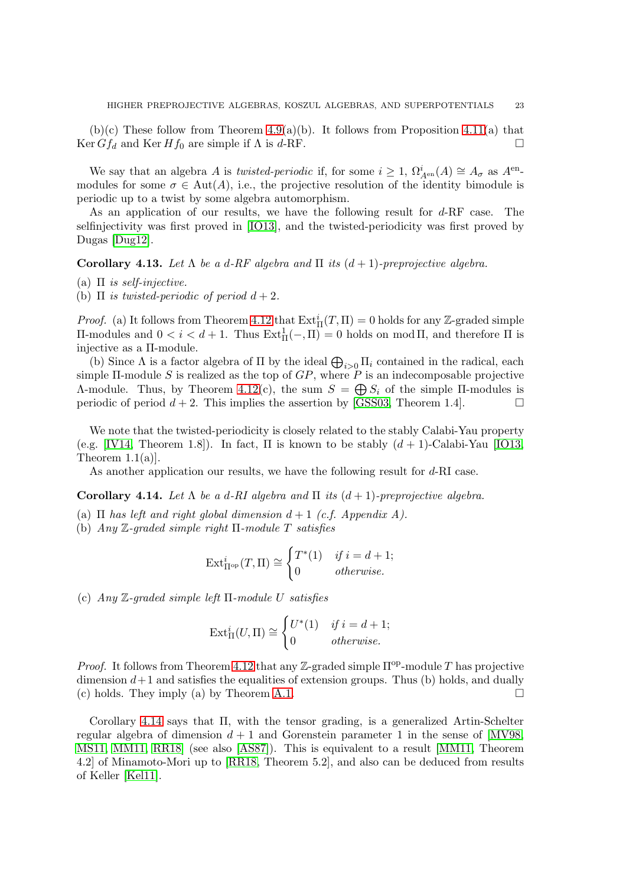(b)(c) These follow from Theorem 4.9(a)(b). It follows from Proposition 4.11(a) that $\operatorname{Ker} Gf_d$ and $\operatorname{Ker} Hf_0$ are simple if $\Lambda$ is $d$-RF. □

We say that an algebra $A$ is *twisted-periodic* if, for some $i \geq 1$, $\Omega^i_{A^{\mathrm{en}}}(A) \cong A_\sigma$ as $A^{\mathrm{en}}$-modules for some $\sigma \in \operatorname{Aut}(A)$, i.e., the projective resolution of the identity bimodule is periodic up to a twist by some algebra automorphism.

As an application of our results, we have the following result for $d$-RF case. The selfinjectivity was first proved in [IO13], and the twisted-periodicity was first proved by Dugas [Dug12].

**Corollary 4.13.** *Let $\Lambda$ be a $d$-RF algebra and $\Pi$ its $(d+1)$-preprojective algebra.*

*(a) $\Pi$ is self-injective.*
*(b) $\Pi$ is twisted-periodic of period $d+2$.*

*Proof.* (a) It follows from Theorem 4.12 that $\operatorname{Ext}^i_\Pi(T, \Pi) = 0$ holds for any $\mathbb{Z}$-graded simple $\Pi$-modules and $0 < i < d+1$. Thus $\operatorname{Ext}^1_\Pi(-, \Pi) = 0$ holds on $\operatorname{mod} \Pi$, and therefore $\Pi$ is injective as a $\Pi$-module.

(b) Since $\Lambda$ is a factor algebra of $\Pi$ by the ideal $\bigoplus_{i>0} \Pi_i$ contained in the radical, each simple $\Pi$-module $S$ is realized as the top of $GP$, where $P$ is an indecomposable projective $\Lambda$-module. Thus, by Theorem 4.12(c), the sum $S = \bigoplus S_i$ of the simple $\Pi$-modules is periodic of period $d+2$. This implies the assertion by [GSS03, Theorem 1.4]. □

We note that the twisted-periodicity is closely related to the stably Calabi-Yau property (e.g. [IV14, Theorem 1.8]). In fact, $\Pi$ is known to be stably $(d+1)$-Calabi-Yau [IO13, Theorem 1.1(a)].

As another application our results, we have the following result for $d$-RI case.

**Corollary 4.14.** *Let $\Lambda$ be a $d$-RI algebra and $\Pi$ its $(d+1)$-preprojective algebra.*

*(a) $\Pi$ has left and right global dimension $d+1$ (c.f. Appendix A).*
*(b) Any $\mathbb{Z}$-graded simple right $\Pi$-module $T$ satisfies*

$$\operatorname{Ext}^i_{\Pi^{\mathrm{op}}}(T, \Pi) \cong \begin{cases} T^*(1) & \text{if } i = d+1; \\ 0 & \text{otherwise.} \end{cases}$$

*(c) Any $\mathbb{Z}$-graded simple left $\Pi$-module $U$ satisfies*

$$\operatorname{Ext}^i_{\Pi}(U, \Pi) \cong \begin{cases} U^*(1) & \text{if } i = d+1; \\ 0 & \text{otherwise.} \end{cases}$$

*Proof.* It follows from Theorem 4.12 that any $\mathbb{Z}$-graded simple $\Pi^{\mathrm{op}}$-module $T$ has projective dimension $d+1$ and satisfies the equalities of extension groups. Thus (b) holds, and dually (c) holds. They imply (a) by Theorem A.1. □

Corollary 4.14 says that $\Pi$, with the tensor grading, is a generalized Artin-Schelter regular algebra of dimension $d+1$ and Gorenstein parameter 1 in the sense of [MV98, MS11, MM11, RR18] (see also [AS87]). This is equivalent to a result [MM11, Theorem 4.2] of Minamoto-Mori up to [RR18, Theorem 5.2], and also can be deduced from results of Keller [Kel11].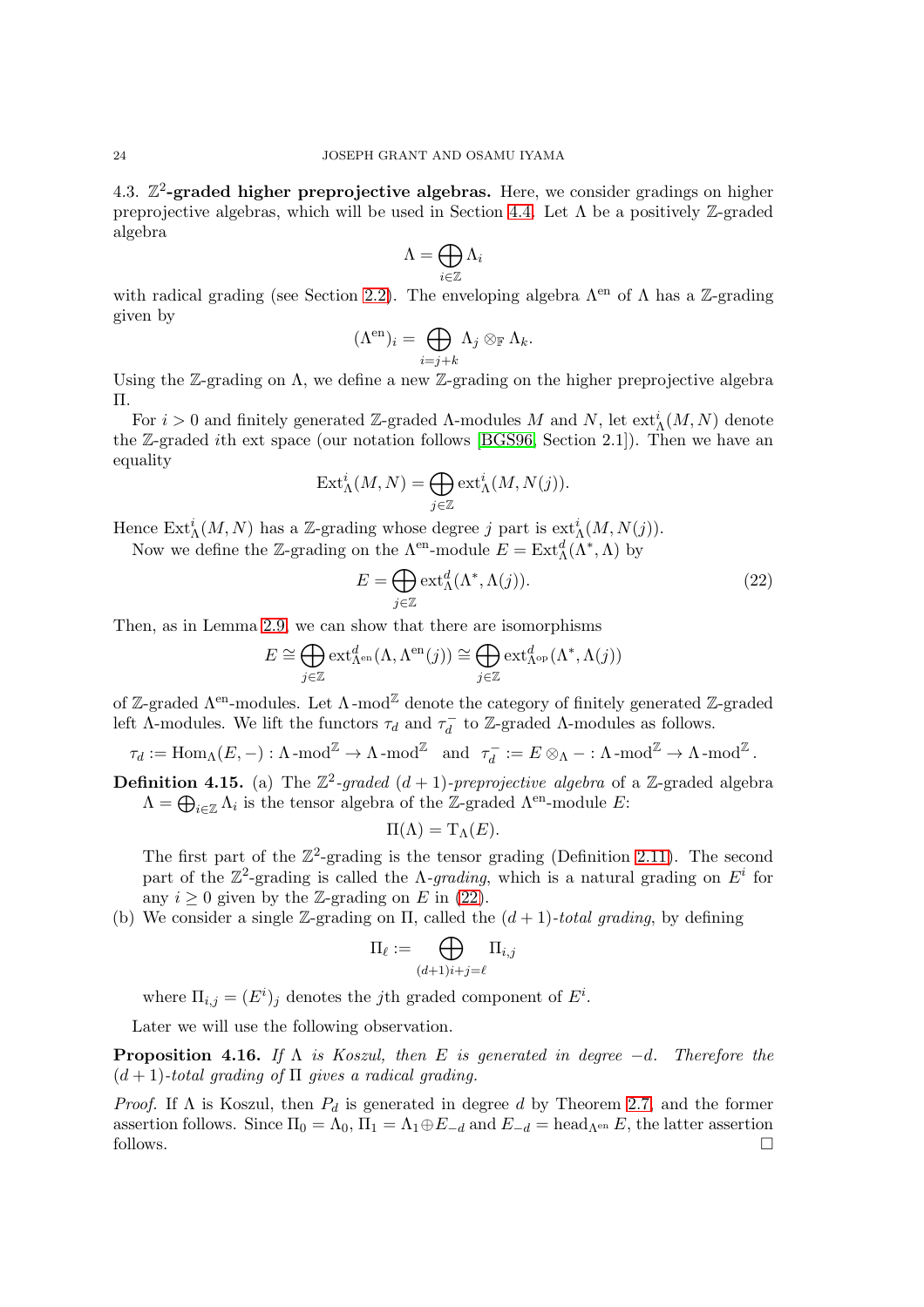### 4.3. $\mathbb{Z}^2$-graded higher preprojective algebras.

Here, we consider gradings on higher preprojective algebras, which will be used in Section 4.4. Let $\Lambda$ be a positively $\mathbb{Z}$-graded algebra

$$\Lambda = \bigoplus_{i\in\mathbb{Z}} \Lambda_i$$

with radical grading (see Section 2.2). The enveloping algebra $\Lambda^{\mathrm{en}}$ of $\Lambda$ has a $\mathbb{Z}$-grading given by

$$(\Lambda^{\mathrm{en}})_i = \bigoplus_{i=j+k} \Lambda_j \otimes_{\mathbb{F}} \Lambda_k.$$

Using the $\mathbb{Z}$-grading on $\Lambda$, we define a new $\mathbb{Z}$-grading on the higher preprojective algebra $\Pi$.

For $i > 0$ and finitely generated $\mathbb{Z}$-graded $\Lambda$-modules $M$ and $N$, let $\mathrm{ext}^i_\Lambda(M,N)$ denote the $\mathbb{Z}$-graded $i$th ext space (our notation follows [BGS96, Section 2.1]). Then we have an equality

$$\mathrm{Ext}^i_\Lambda(M,N) = \bigoplus_{j\in\mathbb{Z}} \mathrm{ext}^i_\Lambda(M,N(j)).$$

Hence $\mathrm{Ext}^i_\Lambda(M,N)$ has a $\mathbb{Z}$-grading whose degree $j$ part is $\mathrm{ext}^i_\Lambda(M,N(j))$.

Now we define the $\mathbb{Z}$-grading on the $\Lambda^{\mathrm{en}}$-module $E = \mathrm{Ext}^d_\Lambda(\Lambda^*,\Lambda)$ by

$$E = \bigoplus_{j\in\mathbb{Z}} \mathrm{ext}^d_\Lambda(\Lambda^*,\Lambda(j)). \tag{22}$$

Then, as in Lemma 2.9, we can show that there are isomorphisms

$$E \cong \bigoplus_{j\in\mathbb{Z}} \mathrm{ext}^d_{\Lambda^{\mathrm{en}}}(\Lambda,\Lambda^{\mathrm{en}}(j)) \cong \bigoplus_{j\in\mathbb{Z}} \mathrm{ext}^d_{\Lambda^{\mathrm{op}}}(\Lambda^*,\Lambda(j))$$

of $\mathbb{Z}$-graded $\Lambda^{\mathrm{en}}$-modules. Let $\Lambda\text{-mod}^{\mathbb{Z}}$ denote the category of finitely generated $\mathbb{Z}$-graded left $\Lambda$-modules. We lift the functors $\tau_d$ and $\tau_d^-$ to $\mathbb{Z}$-graded $\Lambda$-modules as follows.

$$\tau_d := \mathrm{Hom}_\Lambda(E,-) : \Lambda\text{-mod}^{\mathbb{Z}} \to \Lambda\text{-mod}^{\mathbb{Z}} \quad \text{and} \quad \tau_d^- := E\otimes_\Lambda - : \Lambda\text{-mod}^{\mathbb{Z}} \to \Lambda\text{-mod}^{\mathbb{Z}}.$$

**Definition 4.15.** (a) The *$\mathbb{Z}^2$-graded $(d+1)$-preprojective algebra* of a $\mathbb{Z}$-graded algebra $\Lambda = \bigoplus_{i\in\mathbb{Z}}\Lambda_i$ is the tensor algebra of the $\mathbb{Z}$-graded $\Lambda^{\mathrm{en}}$-module $E$:

$$\Pi(\Lambda) = \mathrm{T}_\Lambda(E).$$

The first part of the $\mathbb{Z}^2$-grading is the tensor grading (Definition 2.11). The second part of the $\mathbb{Z}^2$-grading is called the *$\Lambda$-grading*, which is a natural grading on $E^i$ for any $i \geq 0$ given by the $\mathbb{Z}$-grading on $E$ in (22).

(b) We consider a single $\mathbb{Z}$-grading on $\Pi$, called the *$(d+1)$-total grading*, by defining

$$\Pi_\ell := \bigoplus_{(d+1)i+j=\ell} \Pi_{i,j}$$

where $\Pi_{i,j} = (E^i)_j$ denotes the $j$th graded component of $E^i$.

Later we will use the following observation.

**Proposition 4.16.** *If $\Lambda$ is Koszul, then $E$ is generated in degree $-d$. Therefore the $(d+1)$-total grading of $\Pi$ gives a radical grading.*

*Proof.* If $\Lambda$ is Koszul, then $P_d$ is generated in degree $d$ by Theorem 2.7, and the former assertion follows. Since $\Pi_0 = \Lambda_0$, $\Pi_1 = \Lambda_1 \oplus E_{-d}$ and $E_{-d} = \mathrm{head}_{\Lambda^{\mathrm{en}}} E$, the latter assertion follows. $\square$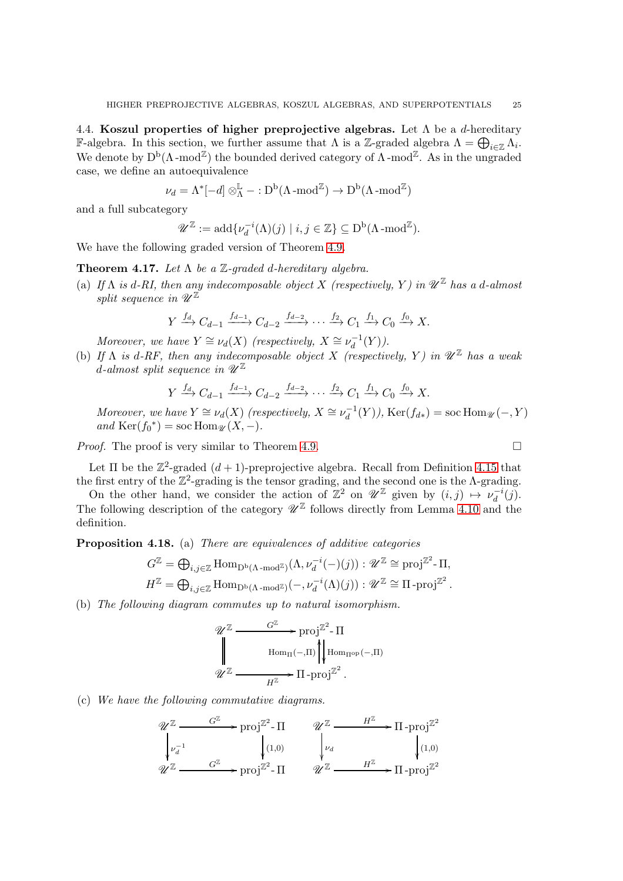4.4. **Koszul properties of higher preprojective algebras.** Let $\Lambda$ be a $d$-hereditary $\mathbb{F}$-algebra. In this section, we further assume that $\Lambda$ is a $\mathbb{Z}$-graded algebra $\Lambda = \bigoplus_{i \in \mathbb{Z}} \Lambda_i$. We denote by $\mathrm{D}^{\mathrm{b}}(\Lambda\text{-mod}^{\mathbb{Z}})$ the bounded derived category of $\Lambda\text{-mod}^{\mathbb{Z}}$. As in the ungraded case, we define an autoequivalence

$$\nu_d = \Lambda^*[-d] \otimes^{\mathbb{L}}_{\Lambda} - : \mathrm{D}^{\mathrm{b}}(\Lambda\text{-mod}^{\mathbb{Z}}) \to \mathrm{D}^{\mathrm{b}}(\Lambda\text{-mod}^{\mathbb{Z}})$$

and a full subcategory

$$\mathscr{U}^{\mathbb{Z}} := \mathrm{add}\{\nu_d^{-i}(\Lambda)(j) \mid i, j \in \mathbb{Z}\} \subseteq \mathrm{D}^{\mathrm{b}}(\Lambda\text{-mod}^{\mathbb{Z}}).$$

We have the following graded version of Theorem 4.9.

**Theorem 4.17.** *Let $\Lambda$ be a $\mathbb{Z}$-graded $d$-hereditary algebra.*

(a) *If $\Lambda$ is $d$-RI, then any indecomposable object $X$ (respectively, $Y$) in $\mathscr{U}^{\mathbb{Z}}$ has a $d$-almost split sequence in $\mathscr{U}^{\mathbb{Z}}$*

$$Y \xrightarrow{f_d} C_{d-1} \xrightarrow{f_{d-1}} C_{d-2} \xrightarrow{f_{d-2}} \cdots \xrightarrow{f_2} C_1 \xrightarrow{f_1} C_0 \xrightarrow{f_0} X.$$

*Moreover, we have $Y \cong \nu_d(X)$ (respectively, $X \cong \nu_d^{-1}(Y)$).*

(b) *If $\Lambda$ is $d$-RF, then any indecomposable object $X$ (respectively, $Y$) in $\mathscr{U}^{\mathbb{Z}}$ has a weak $d$-almost split sequence in $\mathscr{U}^{\mathbb{Z}}$*

$$Y \xrightarrow{f_d} C_{d-1} \xrightarrow{f_{d-1}} C_{d-2} \xrightarrow{f_{d-2}} \cdots \xrightarrow{f_2} C_1 \xrightarrow{f_1} C_0 \xrightarrow{f_0} X.$$

*Moreover, we have $Y \cong \nu_d(X)$ (respectively, $X \cong \nu_d^{-1}(Y)$), $\mathrm{Ker}(f_{d*}) = \mathrm{soc}\,\mathrm{Hom}_{\mathscr{U}}(-, Y)$ and $\mathrm{Ker}(f_0{}^*) = \mathrm{soc}\,\mathrm{Hom}_{\mathscr{U}}(X, -)$.*

*Proof.* The proof is very similar to Theorem 4.9. $\square$

Let $\Pi$ be the $\mathbb{Z}^2$-graded $(d+1)$-preprojective algebra. Recall from Definition 4.15 that the first entry of the $\mathbb{Z}^2$-grading is the tensor grading, and the second one is the $\Lambda$-grading.

On the other hand, we consider the action of $\mathbb{Z}^2$ on $\mathscr{U}^{\mathbb{Z}}$ given by $(i, j) \mapsto \nu_d^{-i}(j)$. The following description of the category $\mathscr{U}^{\mathbb{Z}}$ follows directly from Lemma 4.10 and the definition.

**Proposition 4.18.** (a) *There are equivalences of additive categories*

$$G^{\mathbb{Z}} = \textstyle\bigoplus_{i,j \in \mathbb{Z}} \mathrm{Hom}_{\mathrm{D}^{\mathrm{b}}(\Lambda\text{-mod}^{\mathbb{Z}})}(\Lambda, \nu_d^{-i}(-)(j)) : \mathscr{U}^{\mathbb{Z}} \cong \mathrm{proj}^{\mathbb{Z}^2}\text{-}\Pi,$$
$$H^{\mathbb{Z}} = \textstyle\bigoplus_{i,j \in \mathbb{Z}} \mathrm{Hom}_{\mathrm{D}^{\mathrm{b}}(\Lambda\text{-mod}^{\mathbb{Z}})}(-, \nu_d^{-i}(\Lambda)(j)) : \mathscr{U}^{\mathbb{Z}} \cong \Pi\text{-}\mathrm{proj}^{\mathbb{Z}^2}.$$

(b) *The following diagram commutes up to natural isomorphism.*

$$\begin{array}{ccc}
\mathscr{U}^{\mathbb{Z}} & \xrightarrow{G^{\mathbb{Z}}} & \mathrm{proj}^{\mathbb{Z}^2}\text{-}\Pi \\
\Vert & & \mathrm{Hom}_{\Pi}(-,\Pi) \uparrow \downarrow \mathrm{Hom}_{\Pi^{\mathrm{op}}}(-,\Pi) \\
\mathscr{U}^{\mathbb{Z}} & \xrightarrow[H^{\mathbb{Z}}]{} & \Pi\text{-}\mathrm{proj}^{\mathbb{Z}^2}.
\end{array}$$

(c) *We have the following commutative diagrams.*

$$\begin{array}{ccc}
\mathscr{U}^{\mathbb{Z}} & \xrightarrow{G^{\mathbb{Z}}} & \mathrm{proj}^{\mathbb{Z}^2}\text{-}\Pi \\
\downarrow \nu_d^{-1} & & \downarrow (1,0) \\
\mathscr{U}^{\mathbb{Z}} & \xrightarrow{G^{\mathbb{Z}}} & \mathrm{proj}^{\mathbb{Z}^2}\text{-}\Pi
\end{array}
\qquad
\begin{array}{ccc}
\mathscr{U}^{\mathbb{Z}} & \xrightarrow{H^{\mathbb{Z}}} & \Pi\text{-}\mathrm{proj}^{\mathbb{Z}^2} \\
\downarrow \nu_d & & \downarrow (1,0) \\
\mathscr{U}^{\mathbb{Z}} & \xrightarrow{H^{\mathbb{Z}}} & \Pi\text{-}\mathrm{proj}^{\mathbb{Z}^2}
\end{array}$$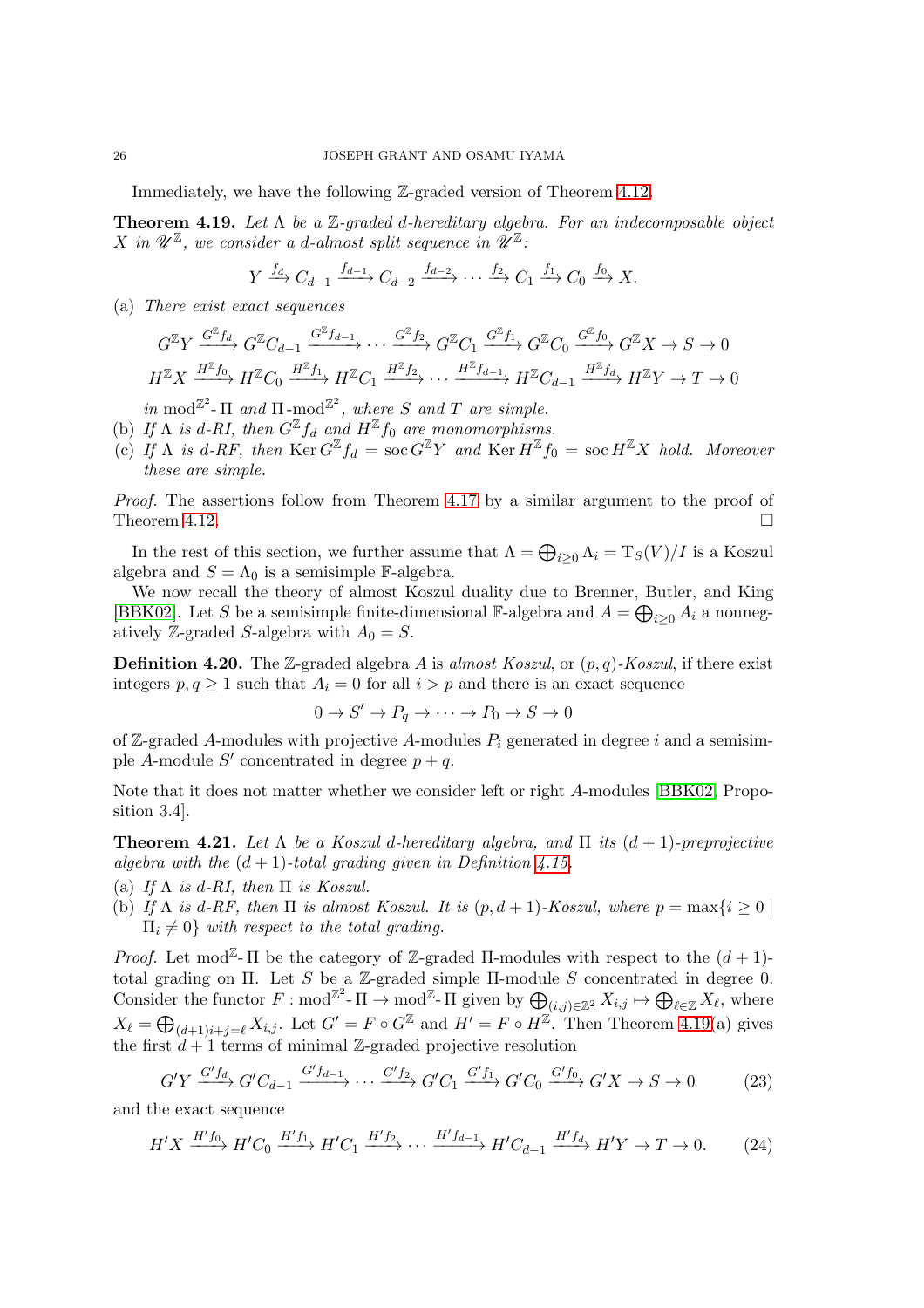Immediately, we have the following $\mathbb{Z}$-graded version of Theorem 4.12.

**Theorem 4.19.** *Let $\Lambda$ be a $\mathbb{Z}$-graded $d$-hereditary algebra. For an indecomposable object $X$ in $\mathscr{U}^{\mathbb{Z}}$, we consider a $d$-almost split sequence in $\mathscr{U}^{\mathbb{Z}}$:*

$$Y \xrightarrow{f_d} C_{d-1} \xrightarrow{f_{d-1}} C_{d-2} \xrightarrow{f_{d-2}} \cdots \xrightarrow{f_2} C_1 \xrightarrow{f_1} C_0 \xrightarrow{f_0} X.$$

(a) *There exist exact sequences*

$$G^{\mathbb{Z}}Y \xrightarrow{G^{\mathbb{Z}}f_d} G^{\mathbb{Z}}C_{d-1} \xrightarrow{G^{\mathbb{Z}}f_{d-1}} \cdots \xrightarrow{G^{\mathbb{Z}}f_2} G^{\mathbb{Z}}C_1 \xrightarrow{G^{\mathbb{Z}}f_1} G^{\mathbb{Z}}C_0 \xrightarrow{G^{\mathbb{Z}}f_0} G^{\mathbb{Z}}X \to S \to 0$$

$$H^{\mathbb{Z}}X \xrightarrow{H^{\mathbb{Z}}f_0} H^{\mathbb{Z}}C_0 \xrightarrow{H^{\mathbb{Z}}f_1} H^{\mathbb{Z}}C_1 \xrightarrow{H^{\mathbb{Z}}f_2} \cdots \xrightarrow{H^{\mathbb{Z}}f_{d-1}} H^{\mathbb{Z}}C_{d-1} \xrightarrow{H^{\mathbb{Z}}f_d} H^{\mathbb{Z}}Y \to T \to 0$$

*in $\operatorname{mod}^{\mathbb{Z}^2}\text{-}\Pi$ and $\Pi\text{-}\operatorname{mod}^{\mathbb{Z}^2}$, where $S$ and $T$ are simple.*

(b) *If $\Lambda$ is $d$-RI, then $G^{\mathbb{Z}}f_d$ and $H^{\mathbb{Z}}f_0$ are monomorphisms.*

(c) *If $\Lambda$ is $d$-RF, then $\operatorname{Ker} G^{\mathbb{Z}}f_d = \operatorname{soc} G^{\mathbb{Z}}Y$ and $\operatorname{Ker} H^{\mathbb{Z}}f_0 = \operatorname{soc} H^{\mathbb{Z}}X$ hold. Moreover these are simple.*

*Proof.* The assertions follow from Theorem 4.17 by a similar argument to the proof of Theorem 4.12. □

In the rest of this section, we further assume that $\Lambda = \bigoplus_{i \geq 0} \Lambda_i = \mathrm{T}_S(V)/I$ is a Koszul algebra and $S = \Lambda_0$ is a semisimple $\mathbb{F}$-algebra.

We now recall the theory of almost Koszul duality due to Brenner, Butler, and King [BBK02]. Let $S$ be a semisimple finite-dimensional $\mathbb{F}$-algebra and $A = \bigoplus_{i \geq 0} A_i$ a nonnegatively $\mathbb{Z}$-graded $S$-algebra with $A_0 = S$.

**Definition 4.20.** The $\mathbb{Z}$-graded algebra $A$ is *almost Koszul*, or *$(p,q)$-Koszul*, if there exist integers $p, q \geq 1$ such that $A_i = 0$ for all $i > p$ and there is an exact sequence

$$0 \to S' \to P_q \to \cdots \to P_0 \to S \to 0$$

of $\mathbb{Z}$-graded $A$-modules with projective $A$-modules $P_i$ generated in degree $i$ and a semisimple $A$-module $S'$ concentrated in degree $p + q$.

Note that it does not matter whether we consider left or right $A$-modules [BBK02, Proposition 3.4].

**Theorem 4.21.** *Let $\Lambda$ be a Koszul $d$-hereditary algebra, and $\Pi$ its $(d+1)$-preprojective algebra with the $(d+1)$-total grading given in Definition 4.15.*

(a) *If $\Lambda$ is $d$-RI, then $\Pi$ is Koszul.*

(b) *If $\Lambda$ is $d$-RF, then $\Pi$ is almost Koszul. It is $(p, d+1)$-Koszul, where $p = \max\{i \geq 0 \mid \Pi_i \neq 0\}$ with respect to the total grading.*

*Proof.* Let $\operatorname{mod}^{\mathbb{Z}}\text{-}\Pi$ be the category of $\mathbb{Z}$-graded $\Pi$-modules with respect to the $(d+1)$-total grading on $\Pi$. Let $S$ be a $\mathbb{Z}$-graded simple $\Pi$-module $S$ concentrated in degree 0. Consider the functor $F : \operatorname{mod}^{\mathbb{Z}^2}\text{-}\Pi \to \operatorname{mod}^{\mathbb{Z}}\text{-}\Pi$ given by $\bigoplus_{(i,j) \in \mathbb{Z}^2} X_{i,j} \mapsto \bigoplus_{\ell \in \mathbb{Z}} X_\ell$, where $X_\ell = \bigoplus_{(d+1)i+j=\ell} X_{i,j}$. Let $G' = F \circ G^{\mathbb{Z}}$ and $H' = F \circ H^{\mathbb{Z}}$. Then Theorem 4.19(a) gives the first $d+1$ terms of minimal $\mathbb{Z}$-graded projective resolution

$$G'Y \xrightarrow{G'f_d} G'C_{d-1} \xrightarrow{G'f_{d-1}} \cdots \xrightarrow{G'f_2} G'C_1 \xrightarrow{G'f_1} G'C_0 \xrightarrow{G'f_0} G'X \to S \to 0 \tag{23}$$

and the exact sequence

$$H'X \xrightarrow{H'f_0} H'C_0 \xrightarrow{H'f_1} H'C_1 \xrightarrow{H'f_2} \cdots \xrightarrow{H'f_{d-1}} H'C_{d-1} \xrightarrow{H'f_d} H'Y \to T \to 0. \tag{24}$$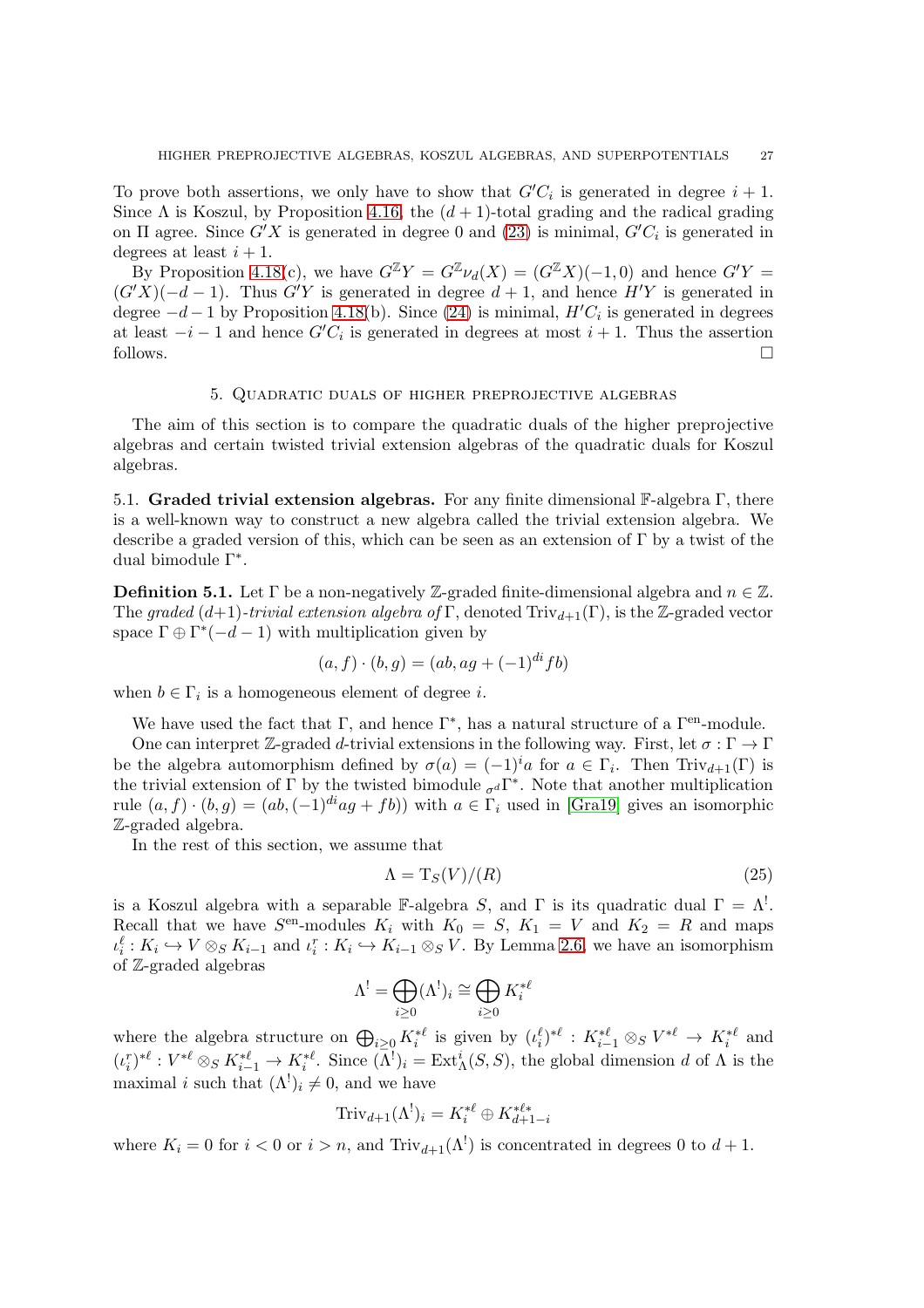To prove both assertions, we only have to show that $G'C_i$ is generated in degree $i+1$. Since $\Lambda$ is Koszul, by Proposition 4.16, the $(d+1)$-total grading and the radical grading on $\Pi$ agree. Since $G'X$ is generated in degree 0 and (23) is minimal, $G'C_i$ is generated in degrees at least $i+1$.

By Proposition 4.18(c), we have $G^{\mathbb{Z}}Y = G^{\mathbb{Z}}\nu_d(X) = (G^{\mathbb{Z}}X)(-1,0)$ and hence $G'Y = (G'X)(-d-1)$. Thus $G'Y$ is generated in degree $d+1$, and hence $H'Y$ is generated in degree $-d-1$ by Proposition 4.18(b). Since (24) is minimal, $H'C_i$ is generated in degrees at least $-i-1$ and hence $G'C_i$ is generated in degrees at most $i+1$. Thus the assertion follows. $\square$

## 5. Quadratic duals of higher preprojective algebras

The aim of this section is to compare the quadratic duals of the higher preprojective algebras and certain twisted trivial extension algebras of the quadratic duals for Koszul algebras.

### 5.1. Graded trivial extension algebras.

For any finite dimensional $\mathbb{F}$-algebra $\Gamma$, there is a well-known way to construct a new algebra called the trivial extension algebra. We describe a graded version of this, which can be seen as an extension of $\Gamma$ by a twist of the dual bimodule $\Gamma^*$.

**Definition 5.1.** Let $\Gamma$ be a non-negatively $\mathbb{Z}$-graded finite-dimensional algebra and $n \in \mathbb{Z}$. The *graded* $(d+1)$*-trivial extension algebra of* $\Gamma$, denoted $\mathrm{Triv}_{d+1}(\Gamma)$, is the $\mathbb{Z}$-graded vector space $\Gamma \oplus \Gamma^*(-d-1)$ with multiplication given by

$$(a,f)\cdot(b,g) = (ab, ag + (-1)^{di} fb)$$

when $b \in \Gamma_i$ is a homogeneous element of degree $i$.

We have used the fact that $\Gamma$, and hence $\Gamma^*$, has a natural structure of a $\Gamma^{\mathrm{en}}$-module.

One can interpret $\mathbb{Z}$-graded $d$-trivial extensions in the following way. First, let $\sigma : \Gamma \to \Gamma$ be the algebra automorphism defined by $\sigma(a) = (-1)^i a$ for $a \in \Gamma_i$. Then $\mathrm{Triv}_{d+1}(\Gamma)$ is the trivial extension of $\Gamma$ by the twisted bimodule ${}_{\sigma^d}\Gamma^*$. Note that another multiplication rule $(a,f)\cdot(b,g) = (ab, (-1)^{di}ag + fb))$ with $a \in \Gamma_i$ used in [Gra19] gives an isomorphic $\mathbb{Z}$-graded algebra.

In the rest of this section, we assume that

$$\Lambda = \mathrm{T}_S(V)/(R) \tag{25}$$

is a Koszul algebra with a separable $\mathbb{F}$-algebra $S$, and $\Gamma$ is its quadratic dual $\Gamma = \Lambda^!$. Recall that we have $S^{\mathrm{en}}$-modules $K_i$ with $K_0 = S$, $K_1 = V$ and $K_2 = R$ and maps $\iota_i^\ell : K_i \hookrightarrow V \otimes_S K_{i-1}$ and $\iota_i^r : K_i \hookrightarrow K_{i-1} \otimes_S V$. By Lemma 2.6, we have an isomorphism of $\mathbb{Z}$-graded algebras

$$\Lambda^! = \bigoplus_{i\geq 0} (\Lambda^!)_i \cong \bigoplus_{i \geq 0} K_i^{*\ell}$$

where the algebra structure on $\bigoplus_{i\geq 0} K_i^{*\ell}$ is given by $(\iota_i^\ell)^{*\ell} : K_{i-1}^{*\ell} \otimes_S V^{*\ell} \to K_i^{*\ell}$ and $(\iota_i^r)^{*\ell} : V^{*\ell} \otimes_S K_{i-1}^{*\ell} \to K_i^{*\ell}$. Since $(\Lambda^!)_i = \mathrm{Ext}^i_\Lambda(S,S)$, the global dimension $d$ of $\Lambda$ is the maximal $i$ such that $(\Lambda^!)_i \neq 0$, and we have

$$\mathrm{Triv}_{d+1}(\Lambda^!)_i = K_i^{*\ell} \oplus K_{d+1-i}^{*\ell *}$$

where $K_i = 0$ for $i < 0$ or $i > n$, and $\mathrm{Triv}_{d+1}(\Lambda^!)$ is concentrated in degrees 0 to $d+1$.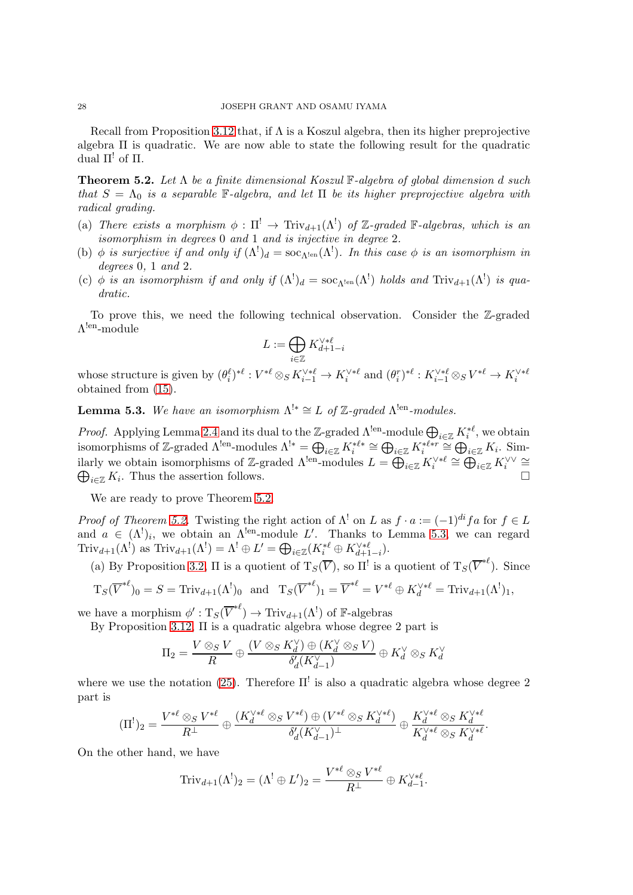Recall from Proposition 3.12 that, if $\Lambda$ is a Koszul algebra, then its higher preprojective algebra $\Pi$ is quadratic. We are now able to state the following result for the quadratic dual $\Pi^!$ of $\Pi$.

**Theorem 5.2.** *Let $\Lambda$ be a finite dimensional Koszul $\mathbb{F}$-algebra of global dimension $d$ such that $S = \Lambda_0$ is a separable $\mathbb{F}$-algebra, and let $\Pi$ be its higher preprojective algebra with radical grading.*

(a) *There exists a morphism $\phi : \Pi^! \to \mathrm{Triv}_{d+1}(\Lambda^!)$ of $\mathbb{Z}$-graded $\mathbb{F}$-algebras, which is an isomorphism in degrees 0 and 1 and is injective in degree 2.*

(b) *$\phi$ is surjective if and only if $(\Lambda^!)_d = \mathrm{soc}_{\Lambda^{!\mathrm{en}}}(\Lambda^!)$. In this case $\phi$ is an isomorphism in degrees 0, 1 and 2.*

(c) *$\phi$ is an isomorphism if and only if $(\Lambda^!)_d = \mathrm{soc}_{\Lambda^{!\mathrm{en}}}(\Lambda^!)$ holds and $\mathrm{Triv}_{d+1}(\Lambda^!)$ is quadratic.*

To prove this, we need the following technical observation. Consider the $\mathbb{Z}$-graded $\Lambda^{!\mathrm{en}}$-module

$$L := \bigoplus_{i\in\mathbb{Z}} K_{d+1-i}^{\vee *\ell}$$

whose structure is given by $(\theta_i^\ell)^{*\ell} : V^{*\ell} \otimes_S K_{i-1}^{\vee *\ell} \to K_i^{\vee *\ell}$ and $(\theta_i^r)^{*\ell} : K_{i-1}^{\vee *\ell} \otimes_S V^{*\ell} \to K_i^{\vee *\ell}$ obtained from (15).

**Lemma 5.3.** *We have an isomorphism $\Lambda^{!*} \cong L$ of $\mathbb{Z}$-graded $\Lambda^{!\mathrm{en}}$-modules.*

*Proof.* Applying Lemma 2.4 and its dual to the $\mathbb{Z}$-graded $\Lambda^{!\mathrm{en}}$-module $\bigoplus_{i\in\mathbb{Z}} K_i^{*\ell}$, we obtain isomorphisms of $\mathbb{Z}$-graded $\Lambda^{!\mathrm{en}}$-modules $\Lambda^{!*} = \bigoplus_{i\in\mathbb{Z}} K_i^{*\ell *} \cong \bigoplus_{i\in\mathbb{Z}} K_i^{*\ell *r} \cong \bigoplus_{i\in\mathbb{Z}} K_i$. Similarly we obtain isomorphisms of $\mathbb{Z}$-graded $\Lambda^{!\mathrm{en}}$-modules $L = \bigoplus_{i\in\mathbb{Z}} K_i^{\vee *\ell} \cong \bigoplus_{i\in\mathbb{Z}} K_i^{\vee\vee} \cong \bigoplus_{i\in\mathbb{Z}} K_i$. Thus the assertion follows. $\square$

We are ready to prove Theorem 5.2.

*Proof of Theorem 5.2.* Twisting the right action of $\Lambda^!$ on $L$ as $f \cdot a := (-1)^{di} fa$ for $f \in L$ and $a \in (\Lambda^!)_i$, we obtain an $\Lambda^{!\mathrm{en}}$-module $L'$. Thanks to Lemma 5.3, we can regard $\mathrm{Triv}_{d+1}(\Lambda^!)$ as $\mathrm{Triv}_{d+1}(\Lambda^!) = \Lambda^! \oplus L' = \bigoplus_{i\in\mathbb{Z}}(K_i^{*\ell} \oplus K_{d+1-i}^{\vee *\ell})$.

(a) By Proposition 3.2, $\Pi$ is a quotient of $\mathrm{T}_S(\overline{V})$, so $\Pi^!$ is a quotient of $\mathrm{T}_S(\overline{V}^{*\ell})$. Since

$$\mathrm{T}_S(\overline{V}^{*\ell})_0 = S = \mathrm{Triv}_{d+1}(\Lambda^!)_0 \quad \text{and} \quad \mathrm{T}_S(\overline{V}^{*\ell})_1 = \overline{V}^{*\ell} = V^{*\ell} \oplus K_d^{\vee *\ell} = \mathrm{Triv}_{d+1}(\Lambda^!)_1,$$

we have a morphism $\phi' : \mathrm{T}_S(\overline{V}^{*\ell}) \to \mathrm{Triv}_{d+1}(\Lambda^!)$ of $\mathbb{F}$-algebras

By Proposition 3.12, $\Pi$ is a quadratic algebra whose degree 2 part is

$$\Pi_2 = \frac{V \otimes_S V}{R} \oplus \frac{(V \otimes_S K_d^\vee) \oplus (K_d^\vee \otimes_S V)}{\delta_d'(K_{d-1}^\vee)} \oplus K_d^\vee \otimes_S K_d^\vee$$

where we use the notation (25). Therefore $\Pi^!$ is also a quadratic algebra whose degree 2 part is

$$(\Pi^!)_2 = \frac{V^{*\ell} \otimes_S V^{*\ell}}{R^\perp} \oplus \frac{(K_d^{\vee *\ell} \otimes_S V^{*\ell}) \oplus (V^{*\ell} \otimes_S K_d^{\vee *\ell})}{\delta_d'(K_{d-1}^\vee)^\perp} \oplus \frac{K_d^{\vee *\ell} \otimes_S K_d^{\vee *\ell}}{K_d^{\vee *\ell} \otimes_S K_d^{\vee *\ell}}.$$

On the other hand, we have

$$\mathrm{Triv}_{d+1}(\Lambda^!)_2 = (\Lambda^! \oplus L')_2 = \frac{V^{*\ell} \otimes_S V^{*\ell}}{R^\perp} \oplus K_{d-1}^{\vee *\ell}.$$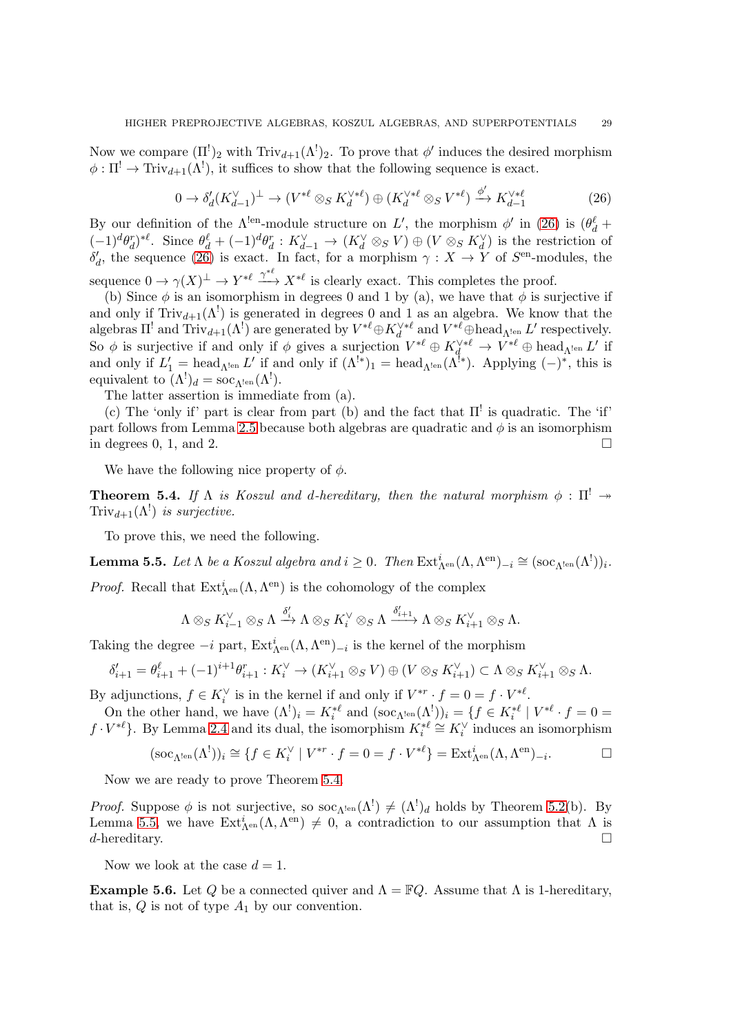Now we compare $(\Pi^!)_2$ with $\mathrm{Triv}_{d+1}(\Lambda^!)_2$. To prove that $\phi'$ induces the desired morphism $\phi : \Pi^! \to \mathrm{Triv}_{d+1}(\Lambda^!)$, it suffices to show that the following sequence is exact.

$$0 \to \delta'_d(K^\vee_{d-1})^\perp \to (V^{*\ell} \otimes_S K_d^{\vee *\ell}) \oplus (K_d^{\vee *\ell} \otimes_S V^{*\ell}) \xrightarrow{\phi'} K_{d-1}^{\vee *\ell} \tag{26}$$

By our definition of the $\Lambda^{!\mathrm{en}}$-module structure on $L'$, the morphism $\phi'$ in (26) is $(\theta_d^\ell + (-1)^d \theta_d^r)^{*\ell}$. Since $\theta_d^\ell + (-1)^d\theta_d^r : K_{d-1}^\vee \to (K_d^\vee \otimes_S V) \oplus (V \otimes_S K_d^\vee)$ is the restriction of $\delta'_d$, the sequence (26) is exact. In fact, for a morphism $\gamma : X \to Y$ of $S^{\mathrm{en}}$-modules, the sequence $0 \to \gamma(X)^\perp \to Y^{*\ell} \xrightarrow{\gamma^{*\ell}} X^{*\ell}$ is clearly exact. This completes the proof.

(b) Since $\phi$ is an isomorphism in degrees 0 and 1 by (a), we have that $\phi$ is surjective if and only if $\mathrm{Triv}_{d+1}(\Lambda^!)$ is generated in degrees 0 and 1 as an algebra. We know that the algebras $\Pi^!$ and $\mathrm{Triv}_{d+1}(\Lambda^!)$ are generated by $V^{*\ell} \oplus K_d^{\vee *\ell}$ and $V^{*\ell} \oplus \mathrm{head}_{\Lambda^{!\mathrm{en}}} L'$ respectively. So $\phi$ is surjective if and only if $\phi$ gives a surjection $V^{*\ell} \oplus K_d^{\vee *\ell} \to V^{*\ell} \oplus \mathrm{head}_{\Lambda^{!\mathrm{en}}} L'$ if and only if $L'_1 = \mathrm{head}_{\Lambda^{!\mathrm{en}}} L'$ if and only if $(\Lambda^{!*})_1 = \mathrm{head}_{\Lambda^{!\mathrm{en}}}(\Lambda^{!*})$. Applying $(-)^*$, this is equivalent to $(\Lambda^!)_d = \mathrm{soc}_{\Lambda^{!\mathrm{en}}}(\Lambda^!)$.

The latter assertion is immediate from (a).

(c) The 'only if' part is clear from part (b) and the fact that $\Pi^!$ is quadratic. The 'if' part follows from Lemma 2.5 because both algebras are quadratic and $\phi$ is an isomorphism in degrees 0, 1, and 2. $\square$

We have the following nice property of $\phi$.

**Theorem 5.4.** *If $\Lambda$ is Koszul and $d$-hereditary, then the natural morphism $\phi : \Pi^! \twoheadrightarrow \mathrm{Triv}_{d+1}(\Lambda^!)$ is surjective.*

To prove this, we need the following.

**Lemma 5.5.** *Let $\Lambda$ be a Koszul algebra and $i \geq 0$. Then $\mathrm{Ext}^i_{\Lambda^{\mathrm{en}}}(\Lambda, \Lambda^{\mathrm{en}})_{-i} \cong (\mathrm{soc}_{\Lambda^{!\mathrm{en}}}(\Lambda^!))_i$.*

*Proof.* Recall that $\mathrm{Ext}^i_{\Lambda^{\mathrm{en}}}(\Lambda, \Lambda^{\mathrm{en}})$ is the cohomology of the complex

$$\Lambda \otimes_S K_{i-1}^\vee \otimes_S \Lambda \xrightarrow{\delta'_i} \Lambda \otimes_S K_i^\vee \otimes_S \Lambda \xrightarrow{\delta'_{i+1}} \Lambda \otimes_S K_{i+1}^\vee \otimes_S \Lambda.$$

Taking the degree $-i$ part, $\mathrm{Ext}^i_{\Lambda^{\mathrm{en}}}(\Lambda, \Lambda^{\mathrm{en}})_{-i}$ is the kernel of the morphism

$$\delta'_{i+1} = \theta_{i+1}^\ell + (-1)^{i+1}\theta_{i+1}^r : K_i^\vee \to (K_{i+1}^\vee \otimes_S V) \oplus (V \otimes_S K_{i+1}^\vee) \subset \Lambda \otimes_S K_{i+1}^\vee \otimes_S \Lambda.$$

By adjunctions, $f \in K_i^\vee$ is in the kernel if and only if $V^{*r} \cdot f = 0 = f \cdot V^{*\ell}$.

On the other hand, we have $(\Lambda^!)_i = K_i^{*\ell}$ and $(\mathrm{soc}_{\Lambda^{!\mathrm{en}}}(\Lambda^!))_i = \{f \in K_i^{*\ell} \mid V^{*\ell} \cdot f = 0 = f \cdot V^{*\ell}\}$. By Lemma 2.4 and its dual, the isomorphism $K_i^{*\ell} \cong K_i^\vee$ induces an isomorphism

$$(\mathrm{soc}_{\Lambda^{!\mathrm{en}}}(\Lambda^!))_i \cong \{f \in K_i^\vee \mid V^{*r} \cdot f = 0 = f \cdot V^{*\ell}\} = \mathrm{Ext}^i_{\Lambda^{\mathrm{en}}}(\Lambda, \Lambda^{\mathrm{en}})_{-i}. \qquad \square$$

Now we are ready to prove Theorem 5.4.

*Proof.* Suppose $\phi$ is not surjective, so $\mathrm{soc}_{\Lambda^{!\mathrm{en}}}(\Lambda^!) \neq (\Lambda^!)_d$ holds by Theorem 5.2(b). By Lemma 5.5, we have $\mathrm{Ext}^i_{\Lambda^{\mathrm{en}}}(\Lambda, \Lambda^{\mathrm{en}}) \neq 0$, a contradiction to our assumption that $\Lambda$ is $d$-hereditary. $\square$

Now we look at the case $d = 1$.

**Example 5.6.** Let $Q$ be a connected quiver and $\Lambda = \mathbb{F}Q$. Assume that $\Lambda$ is 1-hereditary, that is, $Q$ is not of type $A_1$ by our convention.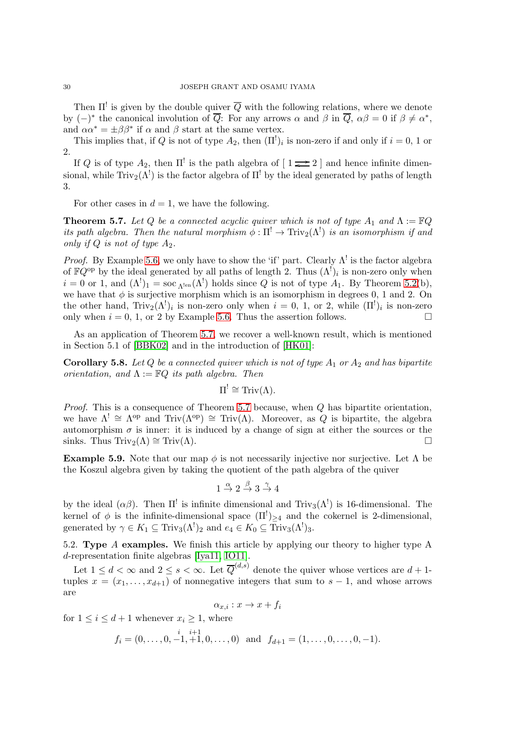Then $\Pi^!$ is given by the double quiver $\overline{Q}$ with the following relations, where we denote by $(-)^*$ the canonical involution of $\overline{Q}$: For any arrows $\alpha$ and $\beta$ in $\overline{Q}$, $\alpha\beta = 0$ if $\beta \neq \alpha^*$, and $\alpha\alpha^* = \pm\beta\beta^*$ if $\alpha$ and $\beta$ start at the same vertex.

This implies that, if $Q$ is not of type $A_2$, then $(\Pi^!)_i$ is non-zero if and only if $i = 0$, 1 or 2.

If $Q$ is of type $A_2$, then $\Pi^!$ is the path algebra of $[\ 1 \rightleftarrows 2\ ]$ and hence infinite dimensional, while $\mathrm{Triv}_2(\Lambda^!)$ is the factor algebra of $\Pi^!$ by the ideal generated by paths of length 3.

For other cases in $d = 1$, we have the following.

**Theorem 5.7.** *Let $Q$ be a connected acyclic quiver which is not of type $A_1$ and $\Lambda := \mathbb{F}Q$ its path algebra. Then the natural morphism $\phi : \Pi^! \to \mathrm{Triv}_2(\Lambda^!)$ is an isomorphism if and only if $Q$ is not of type $A_2$.*

*Proof.* By Example 5.6, we only have to show the 'if' part. Clearly $\Lambda^!$ is the factor algebra of $\mathbb{F}Q^{\mathrm{op}}$ by the ideal generated by all paths of length 2. Thus $(\Lambda^!)_i$ is non-zero only when $i = 0$ or 1, and $(\Lambda^!)_1 = \mathrm{soc}_{\Lambda^{!\mathrm{en}}}(\Lambda^!)$ holds since $Q$ is not of type $A_1$. By Theorem 5.2(b), we have that $\phi$ is surjective morphism which is an isomorphism in degrees 0, 1 and 2. On the other hand, $\mathrm{Triv}_2(\Lambda^!)_i$ is non-zero only when $i = 0$, 1, or 2, while $(\Pi^!)_i$ is non-zero only when $i = 0$, 1, or 2 by Example 5.6. Thus the assertion follows. □

As an application of Theorem 5.7, we recover a well-known result, which is mentioned in Section 5.1 of [BBK02] and in the introduction of [HK01]:

**Corollary 5.8.** *Let $Q$ be a connected quiver which is not of type $A_1$ or $A_2$ and has bipartite orientation, and $\Lambda := \mathbb{F}Q$ its path algebra. Then*

$$\Pi^! \cong \mathrm{Triv}(\Lambda).$$

*Proof.* This is a consequence of Theorem 5.7 because, when $Q$ has bipartite orientation, we have $\Lambda^! \cong \Lambda^{\mathrm{op}}$ and $\mathrm{Triv}(\Lambda^{\mathrm{op}}) \cong \mathrm{Triv}(\Lambda)$. Moreover, as $Q$ is bipartite, the algebra automorphism $\sigma$ is inner: it is induced by a change of sign at either the sources or the sinks. Thus $\mathrm{Triv}_2(\Lambda) \cong \mathrm{Triv}(\Lambda)$. □

**Example 5.9.** Note that our map $\phi$ is not necessarily injective nor surjective. Let $\Lambda$ be the Koszul algebra given by taking the quotient of the path algebra of the quiver

$$1 \xrightarrow{\alpha} 2 \xrightarrow{\beta} 3 \xrightarrow{\gamma} 4$$

by the ideal $(\alpha\beta)$. Then $\Pi^!$ is infinite dimensional and $\mathrm{Triv}_3(\Lambda^!)$ is 16-dimensional. The kernel of $\phi$ is the infinite-dimensional space $(\Pi^!)_{\geq 4}$ and the cokernel is 2-dimensional, generated by $\gamma \in K_1 \subseteq \mathrm{Triv}_3(\Lambda^!)_2$ and $e_4 \in K_0 \subseteq \mathrm{Triv}_3(\Lambda^!)_3$.

## 5.2. Type $A$ examples.

We finish this article by applying our theory to higher type A $d$-representation finite algebras [Iya11, IO11].

Let $1 \leq d < \infty$ and $2 \leq s < \infty$. Let $\overline{Q}^{(d,s)}$ denote the quiver whose vertices are $d+1$-tuples $x = (x_1, \ldots, x_{d+1})$ of nonnegative integers that sum to $s - 1$, and whose arrows are

$$\alpha_{x,i} : x \to x + f_i$$

for $1 \leq i \leq d+1$ whenever $x_i \geq 1$, where

$$f_i = (0, \ldots, 0, \overset{i}{-1}, \overset{i+1}{+1}, 0, \ldots, 0) \text{ and } f_{d+1} = (1, \ldots, 0, \ldots, 0, -1).$$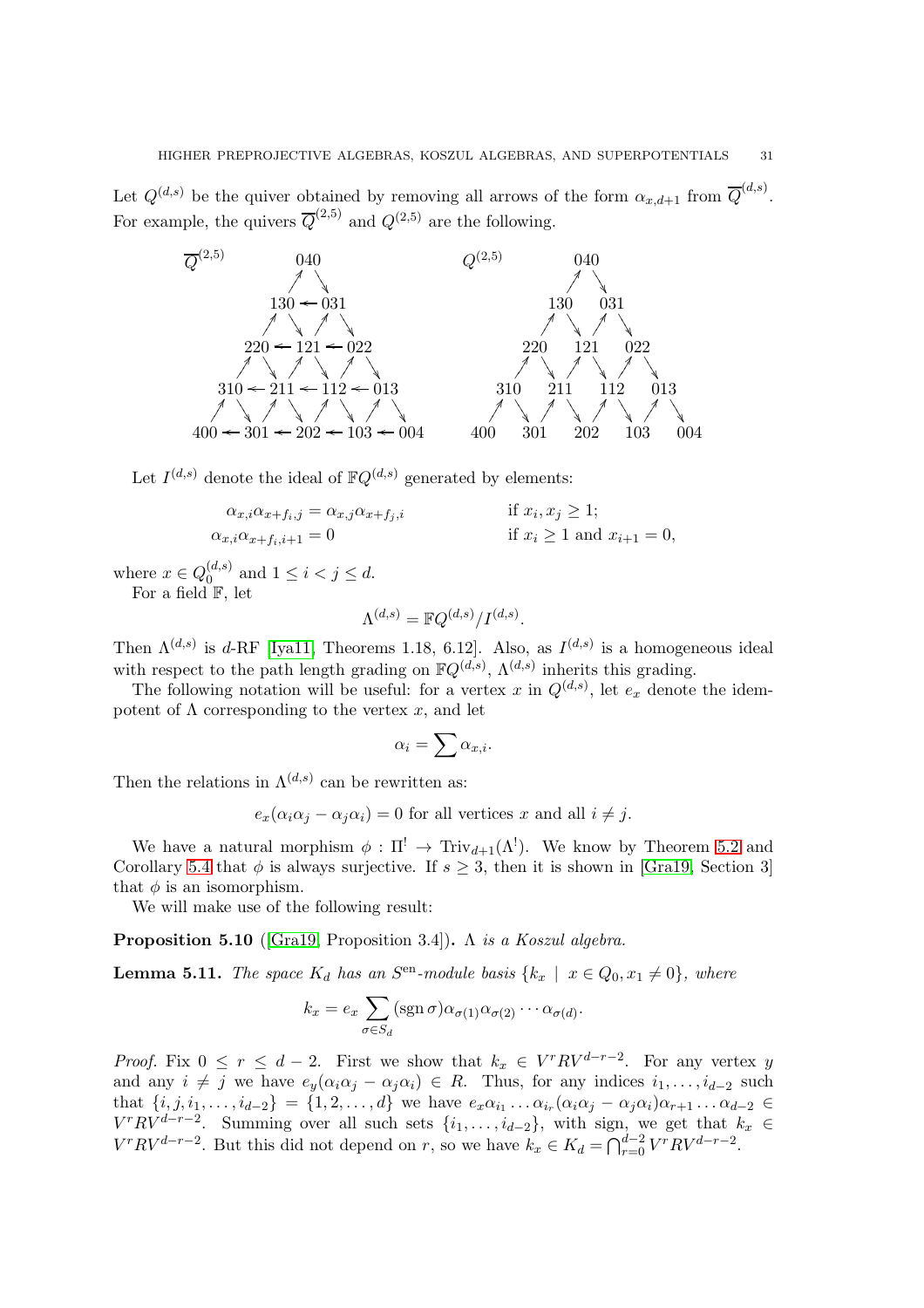Let $Q^{(d,s)}$ be the quiver obtained by removing all arrows of the form $\alpha_{x,d+1}$ from $\overline{Q}^{(d,s)}$. For example, the quivers $\overline{Q}^{(2,5)}$ and $Q^{(2,5)}$ are the following.

$$
\begin{array}{ccccccccc}
 & & & & 040 & & & & \\
 & & & 130 & \leftarrow & 031 & & & \\
 & & 220 & \leftarrow & 121 & \leftarrow & 022 & & \\
 & 310 & \leftarrow & 211 & \leftarrow & 112 & \leftarrow & 013 & \\
400 & \leftarrow & 301 & \leftarrow & 202 & \leftarrow & 103 & \leftarrow & 004
\end{array}
\qquad (\overline{Q}^{(2,5)})
$$

$$
\begin{array}{ccccccccc}
 & & & & 040 & & & & \\
 & & & 130 & & 031 & & & \\
 & & 220 & & 121 & & 022 & & \\
 & 310 & & 211 & & 112 & & 013 & \\
400 & & 301 & & 202 & & 103 & & 004
\end{array}
\qquad (Q^{(2,5)})
$$

Let $I^{(d,s)}$ denote the ideal of $\mathbb{F}Q^{(d,s)}$ generated by elements:

$$
\begin{aligned}
\alpha_{x,i}\alpha_{x+f_i,j} &= \alpha_{x,j}\alpha_{x+f_j,i} && \text{if } x_i, x_j \geq 1;\\
\alpha_{x,i}\alpha_{x+f_i,i+1} &= 0 && \text{if } x_i \geq 1 \text{ and } x_{i+1} = 0,
\end{aligned}
$$

where $x \in Q_0^{(d,s)}$ and $1 \leq i < j \leq d$.

For a field $\mathbb{F}$, let

$$\Lambda^{(d,s)} = \mathbb{F}Q^{(d,s)}/I^{(d,s)}.$$

Then $\Lambda^{(d,s)}$ is $d$-RF [Iya11, Theorems 1.18, 6.12]. Also, as $I^{(d,s)}$ is a homogeneous ideal with respect to the path length grading on $\mathbb{F}Q^{(d,s)}$, $\Lambda^{(d,s)}$ inherits this grading.

The following notation will be useful: for a vertex $x$ in $Q^{(d,s)}$, let $e_x$ denote the idempotent of $\Lambda$ corresponding to the vertex $x$, and let

$$\alpha_i = \sum \alpha_{x,i}.$$

Then the relations in $\Lambda^{(d,s)}$ can be rewritten as:

$$e_x(\alpha_i\alpha_j - \alpha_j\alpha_i) = 0 \text{ for all vertices } x \text{ and all } i \neq j.$$

We have a natural morphism $\phi : \Pi^! \to \mathrm{Triv}_{d+1}(\Lambda^!)$. We know by Theorem 5.2 and Corollary 5.4 that $\phi$ is always surjective. If $s \geq 3$, then it is shown in [Gra19, Section 3] that $\phi$ is an isomorphism.

We will make use of the following result:

**Proposition 5.10** ([Gra19, Proposition 3.4])**.** *$\Lambda$ is a Koszul algebra.*

**Lemma 5.11.** *The space $K_d$ has an $S^{\mathrm{en}}$-module basis $\{k_x \mid x \in Q_0, x_1 \neq 0\}$, where*

$$k_x = e_x \sum_{\sigma \in S_d} (\operatorname{sgn}\sigma)\alpha_{\sigma(1)}\alpha_{\sigma(2)}\cdots\alpha_{\sigma(d)}.$$

*Proof.* Fix $0 \leq r \leq d-2$. First we show that $k_x \in V^rRV^{d-r-2}$. For any vertex $y$ and any $i \neq j$ we have $e_y(\alpha_i\alpha_j - \alpha_j\alpha_i) \in R$. Thus, for any indices $i_1, \ldots, i_{d-2}$ such that $\{i, j, i_1, \ldots, i_{d-2}\} = \{1, 2, \ldots, d\}$ we have $e_x\alpha_{i_1}\ldots\alpha_{i_r}(\alpha_i\alpha_j - \alpha_j\alpha_i)\alpha_{r+1}\ldots\alpha_{d-2} \in V^rRV^{d-r-2}$. Summing over all such sets $\{i_1, \ldots, i_{d-2}\}$, with sign, we get that $k_x \in V^rRV^{d-r-2}$. But this did not depend on $r$, so we have $k_x \in K_d = \bigcap_{r=0}^{d-2} V^rRV^{d-r-2}$.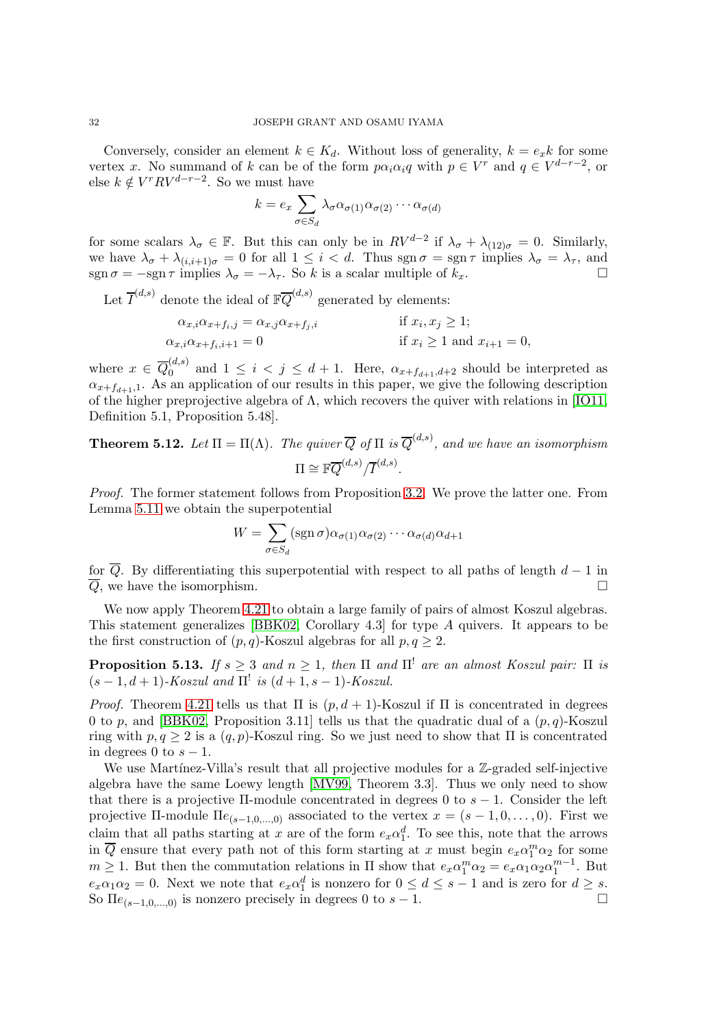Conversely, consider an element $k \in K_d$. Without loss of generality, $k = e_x k$ for some vertex $x$. No summand of $k$ can be of the form $p\alpha_i\alpha_i q$ with $p \in V^r$ and $q \in V^{d-r-2}$, or else $k \notin V^r R V^{d-r-2}$. So we must have

$$k = e_x \sum_{\sigma \in S_d} \lambda_\sigma \alpha_{\sigma(1)} \alpha_{\sigma(2)} \cdots \alpha_{\sigma(d)}$$

for some scalars $\lambda_\sigma \in \mathbb{F}$. But this can only be in $RV^{d-2}$ if $\lambda_\sigma + \lambda_{(12)\sigma} = 0$. Similarly, we have $\lambda_\sigma + \lambda_{(i,i+1)\sigma} = 0$ for all $1 \le i < d$. Thus $\operatorname{sgn} \sigma = \operatorname{sgn} \tau$ implies $\lambda_\sigma = \lambda_\tau$, and $\operatorname{sgn} \sigma = -\operatorname{sgn} \tau$ implies $\lambda_\sigma = -\lambda_\tau$. So $k$ is a scalar multiple of $k_x$. □

Let $\overline{I}^{(d,s)}$ denote the ideal of $\mathbb{F}\overline{Q}^{(d,s)}$ generated by elements:

$$\alpha_{x,i}\alpha_{x+f_i,j} = \alpha_{x,j}\alpha_{x+f_j,i} \qquad \text{if } x_i, x_j \ge 1;$$
$$\alpha_{x,i}\alpha_{x+f_i,i+1} = 0 \qquad \text{if } x_i \ge 1 \text{ and } x_{i+1} = 0,$$

where $x \in \overline{Q}_0^{(d,s)}$ and $1 \le i < j \le d+1$. Here, $\alpha_{x+f_{d+1},d+2}$ should be interpreted as $\alpha_{x+f_{d+1},1}$. As an application of our results in this paper, we give the following description of the higher preprojective algebra of $\Lambda$, which recovers the quiver with relations in [IO11, Definition 5.1, Proposition 5.48].

**Theorem 5.12.** *Let $\Pi = \Pi(\Lambda)$. The quiver $\overline{Q}$ of $\Pi$ is $\overline{Q}^{(d,s)}$, and we have an isomorphism*

$$\Pi \cong \mathbb{F}\overline{Q}^{(d,s)} / \overline{I}^{(d,s)}.$$

*Proof.* The former statement follows from Proposition 3.2. We prove the latter one. From Lemma 5.11 we obtain the superpotential

$$W = \sum_{\sigma \in S_d} (\operatorname{sgn} \sigma) \alpha_{\sigma(1)} \alpha_{\sigma(2)} \cdots \alpha_{\sigma(d)} \alpha_{d+1}$$

for $\overline{Q}$. By differentiating this superpotential with respect to all paths of length $d-1$ in $\overline{Q}$, we have the isomorphism. □

We now apply Theorem 4.21 to obtain a large family of pairs of almost Koszul algebras. This statement generalizes [BBK02, Corollary 4.3] for type $A$ quivers. It appears to be the first construction of $(p,q)$-Koszul algebras for all $p, q \ge 2$.

**Proposition 5.13.** *If $s \ge 3$ and $n \ge 1$, then $\Pi$ and $\Pi^!$ are an almost Koszul pair: $\Pi$ is $(s-1, d+1)$-Koszul and $\Pi^!$ is $(d+1, s-1)$-Koszul.*

*Proof.* Theorem 4.21 tells us that $\Pi$ is $(p, d+1)$-Koszul if $\Pi$ is concentrated in degrees 0 to $p$, and [BBK02, Proposition 3.11] tells us that the quadratic dual of a $(p,q)$-Koszul ring with $p, q \ge 2$ is a $(q,p)$-Koszul ring. So we just need to show that $\Pi$ is concentrated in degrees 0 to $s-1$.

We use Martínez-Villa's result that all projective modules for a $\mathbb{Z}$-graded self-injective algebra have the same Loewy length [MV99, Theorem 3.3]. Thus we only need to show that there is a projective $\Pi$-module concentrated in degrees 0 to $s-1$. Consider the left projective $\Pi$-module $\Pi e_{(s-1,0,\dots,0)}$ associated to the vertex $x = (s-1, 0, \dots, 0)$. First we claim that all paths starting at $x$ are of the form $e_x \alpha_1^d$. To see this, note that the arrows in $\overline{Q}$ ensure that every path not of this form starting at $x$ must begin $e_x \alpha_1^m \alpha_2$ for some $m \ge 1$. But then the commutation relations in $\Pi$ show that $e_x \alpha_1^m \alpha_2 = e_x \alpha_1 \alpha_2 \alpha_1^{m-1}$. But $e_x \alpha_1 \alpha_2 = 0$. Next we note that $e_x \alpha_1^d$ is nonzero for $0 \le d \le s-1$ and is zero for $d \ge s$. So $\Pi e_{(s-1,0,\dots,0)}$ is nonzero precisely in degrees 0 to $s-1$. □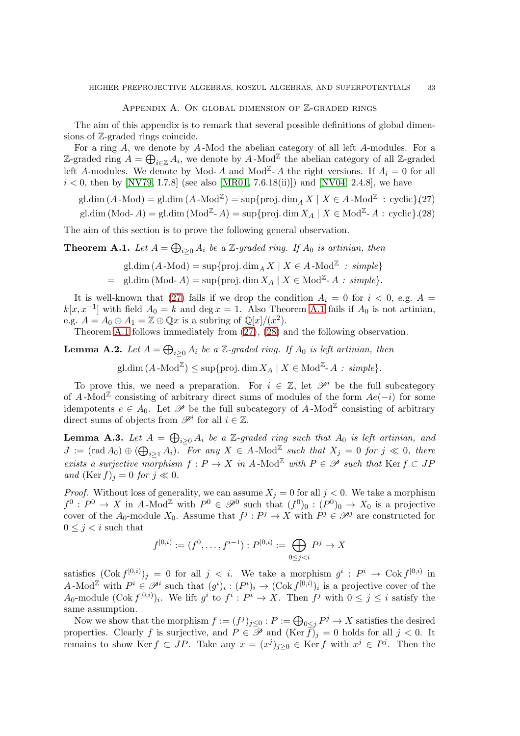## Appendix A. On global dimension of $\mathbb{Z}$-graded rings

The aim of this appendix is to remark that several possible definitions of global dimensions of $\mathbb{Z}$-graded rings coincide.

For a ring $A$, we denote by $A\text{-Mod}$ the abelian category of all left $A$-modules. For a $\mathbb{Z}$-graded ring $A = \bigoplus_{i\in\mathbb{Z}} A_i$, we denote by $A\text{-Mod}^{\mathbb{Z}}$ the abelian category of all $\mathbb{Z}$-graded left $A$-modules. We denote by $\text{Mod-}A$ and $\text{Mod}^{\mathbb{Z}}\text{-}A$ the right versions. If $A_i = 0$ for all $i < 0$, then by [NV79, I.7.8] (see also [MR01, 7.6.18(ii)]) and [NV04, 2.4.8], we have

$$\text{gl.dim}\,(A\text{-Mod}) = \text{gl.dim}\,(A\text{-Mod}^{\mathbb{Z}}) = \sup\{\text{proj.dim}_A X \mid X \in A\text{-Mod}^{\mathbb{Z}} : \text{cyclic}\}\tag{27}$$

$$\text{gl.dim}\,(\text{Mod-}A) = \text{gl.dim}\,(\text{Mod}^{\mathbb{Z}}\text{-}A) = \sup\{\text{proj.dim}\, X_A \mid X \in \text{Mod}^{\mathbb{Z}}\text{-}A : \text{cyclic}\}.\tag{28}$$

The aim of this section is to prove the following general observation.

**Theorem A.1.** *Let $A = \bigoplus_{i\geq 0} A_i$ be a $\mathbb{Z}$-graded ring. If $A_0$ is artinian, then*

$$\begin{aligned}
&\text{gl.dim}\,(A\text{-Mod}) = \sup\{\text{proj.dim}_A X \mid X \in A\text{-Mod}^{\mathbb{Z}} \textit{ : simple}\}\\
=\ &\text{gl.dim}\,(\text{Mod-}A) = \sup\{\text{proj.dim}\, X_A \mid X \in \text{Mod}^{\mathbb{Z}}\text{-}A \textit{ : simple}\}.
\end{aligned}$$

It is well-known that (27) fails if we drop the condition $A_i = 0$ for $i < 0$, e.g. $A = k[x, x^{-1}]$ with field $A_0 = k$ and $\deg x = 1$. Also Theorem A.1 fails if $A_0$ is not artinian, e.g. $A = A_0 \oplus A_1 = \mathbb{Z} \oplus \mathbb{Q}x$ is a subring of $\mathbb{Q}[x]/(x^2)$.

Theorem A.1 follows immediately from (27), (28) and the following observation.

**Lemma A.2.** *Let $A = \bigoplus_{i\geq 0} A_i$ be a $\mathbb{Z}$-graded ring. If $A_0$ is left artinian, then*

$$\text{gl.dim}\,(A\text{-Mod}^{\mathbb{Z}}) \leq \sup\{\text{proj.dim}\, X_A \mid X \in \text{Mod}^{\mathbb{Z}}\text{-}A \textit{ : simple}\}.$$

To prove this, we need a preparation. For $i \in \mathbb{Z}$, let $\mathscr{P}^i$ be the full subcategory of $A\text{-Mod}^{\mathbb{Z}}$ consisting of arbitrary direct sums of modules of the form $Ae(-i)$ for some idempotents $e \in A_0$. Let $\mathscr{P}$ be the full subcategory of $A\text{-Mod}^{\mathbb{Z}}$ consisting of arbitrary direct sums of objects from $\mathscr{P}^i$ for all $i \in \mathbb{Z}$.

**Lemma A.3.** *Let $A = \bigoplus_{i\geq 0} A_i$ be a $\mathbb{Z}$-graded ring such that $A_0$ is left artinian, and $J := (\text{rad}\, A_0) \oplus (\bigoplus_{i\geq 1} A_i)$. For any $X \in A\text{-Mod}^{\mathbb{Z}}$ such that $X_j = 0$ for $j \ll 0$, there exists a surjective morphism $f : P \to X$ in $A\text{-Mod}^{\mathbb{Z}}$ with $P \in \mathscr{P}$ such that $\text{Ker}\, f \subset JP$ and $(\text{Ker}\, f)_j = 0$ for $j \ll 0$.*

*Proof.* Without loss of generality, we can assume $X_j = 0$ for all $j < 0$. We take a morphism $f^0 : P^0 \to X$ in $A\text{-Mod}^{\mathbb{Z}}$ with $P^0 \in \mathscr{P}^0$ such that $(f^0)_0 : (P^0)_0 \to X_0$ is a projective cover of the $A_0$-module $X_0$. Assume that $f^j : P^j \to X$ with $P^j \in \mathscr{P}^j$ are constructed for $0 \leq j < i$ such that

$$f^{[0,i)} := (f^0, \ldots, f^{i-1}) : P^{[0,i)} := \bigoplus_{0\leq j<i} P^j \to X$$

satisfies $(\text{Cok}\, f^{[0,i)})_j = 0$ for all $j < i$. We take a morphism $g^i : P^i \to \text{Cok}\, f^{[0,i)}$ in $A\text{-Mod}^{\mathbb{Z}}$ with $P^i \in \mathscr{P}^i$ such that $(g^i)_i : (P^i)_i \to (\text{Cok}\, f^{[0,i)})_i$ is a projective cover of the $A_0$-module $(\text{Cok}\, f^{[0,i)})_i$. We lift $g^i$ to $f^i : P^i \to X$. Then $f^j$ with $0 \leq j \leq i$ satisfy the same assumption.

Now we show that the morphism $f := (f^j)_{j\leq 0} : P := \bigoplus_{0\leq j} P^j \to X$ satisfies the desired properties. Clearly $f$ is surjective, and $P \in \mathscr{P}$ and $(\text{Ker}\, f)_j = 0$ holds for all $j < 0$. It remains to show $\text{Ker}\, f \subset JP$. Take any $x = (x^j)_{j\geq 0} \in \text{Ker}\, f$ with $x^j \in P^j$. Then the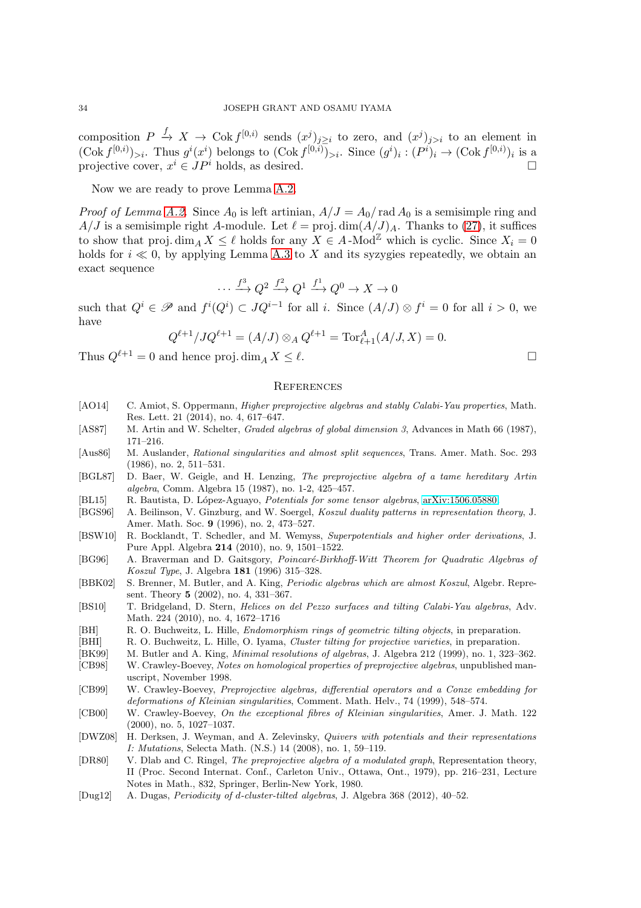composition $P \xrightarrow{f} X \to \operatorname{Cok} f^{[0,i)}$ sends $(x^j)_{j\geq i}$ to zero, and $(x^j)_{j>i}$ to an element in $(\operatorname{Cok} f^{[0,i)})_{>i}$. Thus $g^i(x^i)$ belongs to $(\operatorname{Cok} f^{[0,i)})_{>i}$. Since $(g^i)_i : (P^i)_i \to (\operatorname{Cok} f^{[0,i)})_i$ is a projective cover, $x^i \in JP^i$ holds, as desired. $\square$

Now we are ready to prove Lemma A.2.

*Proof of Lemma A.2.* Since $A_0$ is left artinian, $A/J = A_0/\operatorname{rad} A_0$ is a semisimple ring and $A/J$ is a semisimple right $A$-module. Let $\ell = \operatorname{proj.dim}(A/J)_A$. Thanks to (27), it suffices to show that $\operatorname{proj.dim}_A X \leq \ell$ holds for any $X \in A\text{-}\mathrm{Mod}^{\mathbb{Z}}$ which is cyclic. Since $X_i = 0$ holds for $i \ll 0$, by applying Lemma A.3 to $X$ and its syzygies repeatedly, we obtain an exact sequence

$$\cdots \xrightarrow{f^3} Q^2 \xrightarrow{f^2} Q^1 \xrightarrow{f^1} Q^0 \to X \to 0$$

such that $Q^i \in \mathscr{P}$ and $f^i(Q^i) \subset JQ^{i-1}$ for all $i$. Since $(A/J) \otimes f^i = 0$ for all $i > 0$, we have

$$Q^{\ell+1}/JQ^{\ell+1} = (A/J) \otimes_A Q^{\ell+1} = \operatorname{Tor}^A_{\ell+1}(A/J, X) = 0.$$

Thus $Q^{\ell+1} = 0$ and hence $\operatorname{proj.dim}_A X \leq \ell$. $\square$

## References

- [AO14] C. Amiot, S. Oppermann, *Higher preprojective algebras and stably Calabi-Yau properties*, Math. Res. Lett. 21 (2014), no. 4, 617–647.
- [AS87] M. Artin and W. Schelter, *Graded algebras of global dimension 3*, Advances in Math 66 (1987), 171–216.
- [Aus86] M. Auslander, *Rational singularities and almost split sequences*, Trans. Amer. Math. Soc. 293 (1986), no. 2, 511–531.
- [BGL87] D. Baer, W. Geigle, and H. Lenzing, *The preprojective algebra of a tame hereditary Artin algebra*, Comm. Algebra 15 (1987), no. 1-2, 425–457.
- [BL15] R. Bautista, D. López-Aguayo, *Potentials for some tensor algebras*, arXiv:1506.05880.
- [BGS96] A. Beilinson, V. Ginzburg, and W. Soergel, *Koszul duality patterns in representation theory*, J. Amer. Math. Soc. **9** (1996), no. 2, 473–527.
- [BSW10] R. Bocklandt, T. Schedler, and M. Wemyss, *Superpotentials and higher order derivations*, J. Pure Appl. Algebra **214** (2010), no. 9, 1501–1522.
- [BG96] A. Braverman and D. Gaitsgory, *Poincaré-Birkhoff-Witt Theorem for Quadratic Algebras of Koszul Type*, J. Algebra **181** (1996) 315–328.
- [BBK02] S. Brenner, M. Butler, and A. King, *Periodic algebras which are almost Koszul*, Algebr. Represent. Theory **5** (2002), no. 4, 331–367.
- [BS10] T. Bridgeland, D. Stern, *Helices on del Pezzo surfaces and tilting Calabi-Yau algebras*, Adv. Math. 224 (2010), no. 4, 1672–1716
- [BH] R. O. Buchweitz, L. Hille, *Endomorphism rings of geometric tilting objects*, in preparation.
- [BHI] R. O. Buchweitz, L. Hille, O. Iyama, *Cluster tilting for projective varieties*, in preparation.
- [BK99] M. Butler and A. King, *Minimal resolutions of algebras*, J. Algebra 212 (1999), no. 1, 323–362.
- [CB98] W. Crawley-Boevey, *Notes on homological properties of preprojective algebras*, unpublished manuscript, November 1998.
- [CB99] W. Crawley-Boevey, *Preprojective algebras, differential operators and a Conze embedding for deformations of Kleinian singularities*, Comment. Math. Helv., 74 (1999), 548–574.
- [CB00] W. Crawley-Boevey, *On the exceptional fibres of Kleinian singularities*, Amer. J. Math. 122 (2000), no. 5, 1027–1037.
- [DWZ08] H. Derksen, J. Weyman, and A. Zelevinsky, *Quivers with potentials and their representations I: Mutations*, Selecta Math. (N.S.) 14 (2008), no. 1, 59–119.
- [DR80] V. Dlab and C. Ringel, *The preprojective algebra of a modulated graph*, Representation theory, II (Proc. Second Internat. Conf., Carleton Univ., Ottawa, Ont., 1979), pp. 216–231, Lecture Notes in Math., 832, Springer, Berlin-New York, 1980.
- [Dug12] A. Dugas, *Periodicity of d-cluster-tilted algebras*, J. Algebra 368 (2012), 40–52.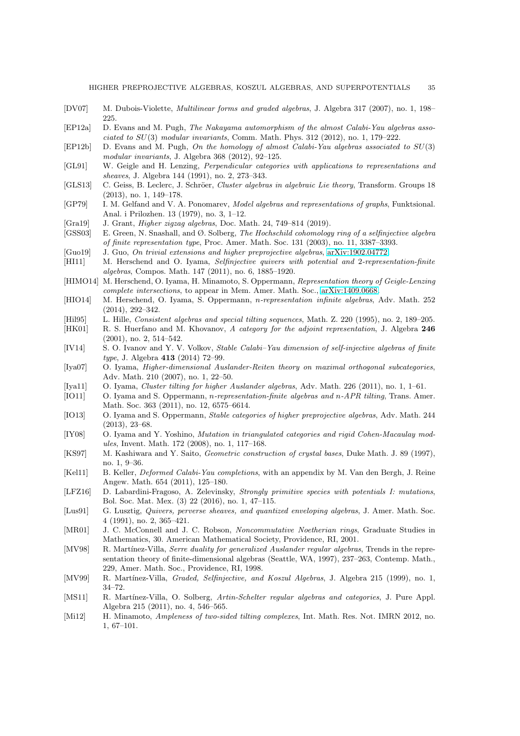[DV07] M. Dubois-Violette, *Multilinear forms and graded algebras*, J. Algebra 317 (2007), no. 1, 198–225.

[EP12a] D. Evans and M. Pugh, *The Nakayama automorphism of the almost Calabi-Yau algebras associated to $SU(3)$ modular invariants*, Comm. Math. Phys. 312 (2012), no. 1, 179–222.

[EP12b] D. Evans and M. Pugh, *On the homology of almost Calabi-Yau algebras associated to $SU(3)$ modular invariants*, J. Algebra 368 (2012), 92–125.

[GL91] W. Geigle and H. Lenzing, *Perpendicular categories with applications to representations and sheaves*, J. Algebra 144 (1991), no. 2, 273–343.

[GLS13] C. Geiss, B. Leclerc, J. Schröer, *Cluster algebras in algebraic Lie theory*, Transform. Groups 18 (2013), no. 1, 149–178.

[GP79] I. M. Gelfand and V. A. Ponomarev, *Model algebras and representations of graphs*, Funktsional. Anal. i Prilozhen. 13 (1979), no. 3, 1–12.

[Gra19] J. Grant, *Higher zigzag algebras*, Doc. Math. 24, 749–814 (2019).

[GSS03] E. Green, N. Snashall, and Ø. Solberg, *The Hochschild cohomology ring of a selfinjective algebra of finite representation type*, Proc. Amer. Math. Soc. 131 (2003), no. 11, 3387–3393.

[Guo19] J. Guo, *On trivial extensions and higher preprojective algebras*, arXiv:1902.04772.

[HI11] M. Herschend and O. Iyama, *Selfinjective quivers with potential and 2-representation-finite algebras*, Compos. Math. 147 (2011), no. 6, 1885–1920.

[HIMO14] M. Herschend, O. Iyama, H. Minamoto, S. Oppermann, *Representation theory of Geigle-Lenzing complete intersections*, to appear in Mem. Amer. Math. Soc., arXiv:1409.0668.

[HIO14] M. Herschend, O. Iyama, S. Oppermann, *n-representation infinite algebras*, Adv. Math. 252 (2014), 292–342.

[Hil95] L. Hille, *Consistent algebras and special tilting sequences*, Math. Z. 220 (1995), no. 2, 189–205.

[HK01] R. S. Huerfano and M. Khovanov, *A category for the adjoint representation*, J. Algebra **246** (2001), no. 2, 514–542.

[IV14] S. O. Ivanov and Y. V. Volkov, *Stable Calabi–Yau dimension of self-injective algebras of finite type*, J. Algebra **413** (2014) 72–99.

[Iya07] O. Iyama, *Higher-dimensional Auslander-Reiten theory on maximal orthogonal subcategories*, Adv. Math. 210 (2007), no. 1, 22–50.

[Iya11] O. Iyama, *Cluster tilting for higher Auslander algebras*, Adv. Math. 226 (2011), no. 1, 1–61.

[IO11] O. Iyama and S. Oppermann, *n-representation-finite algebras and n-APR tilting*, Trans. Amer. Math. Soc. 363 (2011), no. 12, 6575–6614.

[IO13] O. Iyama and S. Oppermann, *Stable categories of higher preprojective algebras*, Adv. Math. 244 (2013), 23–68.

[IY08] O. Iyama and Y. Yoshino, *Mutation in triangulated categories and rigid Cohen-Macaulay modules*, Invent. Math. 172 (2008), no. 1, 117–168.

[KS97] M. Kashiwara and Y. Saito, *Geometric construction of crystal bases*, Duke Math. J. 89 (1997), no. 1, 9–36.

[Kel11] B. Keller, *Deformed Calabi-Yau completions*, with an appendix by M. Van den Bergh, J. Reine Angew. Math. 654 (2011), 125–180.

[LFZ16] D. Labardini-Fragoso, A. Zelevinsky, *Strongly primitive species with potentials I: mutations*, Bol. Soc. Mat. Mex. (3) 22 (2016), no. 1, 47–115.

[Lus91] G. Lusztig, *Quivers, perverse sheaves, and quantized enveloping algebras*, J. Amer. Math. Soc. 4 (1991), no. 2, 365–421.

[MR01] J. C. McConnell and J. C. Robson, *Noncommutative Noetherian rings*, Graduate Studies in Mathematics, 30. American Mathematical Society, Providence, RI, 2001.

[MV98] R. Martínez-Villa, *Serre duality for generalized Auslander regular algebras*, Trends in the representation theory of finite-dimensional algebras (Seattle, WA, 1997), 237–263, Contemp. Math., 229, Amer. Math. Soc., Providence, RI, 1998.

[MV99] R. Martínez-Villa, *Graded, Selfinjective, and Koszul Algebras*, J. Algebra 215 (1999), no. 1, 34–72.

[MS11] R. Martínez-Villa, O. Solberg, *Artin-Schelter regular algebras and categories*, J. Pure Appl. Algebra 215 (2011), no. 4, 546–565.

[Mi12] H. Minamoto, *Ampleness of two-sided tilting complexes*, Int. Math. Res. Not. IMRN 2012, no. 1, 67–101.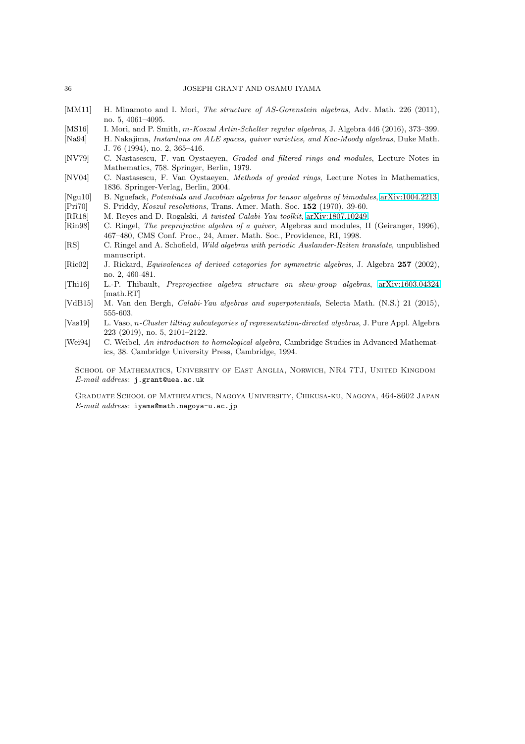[MM11] H. Minamoto and I. Mori, *The structure of AS-Gorenstein algebras*, Adv. Math. 226 (2011), no. 5, 4061–4095.

[MS16] I. Mori, and P. Smith, *m-Koszul Artin-Schelter regular algebras*, J. Algebra 446 (2016), 373–399.

[Na94] H. Nakajima, *Instantons on ALE spaces, quiver varieties, and Kac-Moody algebras*, Duke Math. J. 76 (1994), no. 2, 365–416.

[NV79] C. Nastasescu, F. van Oystaeyen, *Graded and filtered rings and modules*, Lecture Notes in Mathematics, 758. Springer, Berlin, 1979.

[NV04] C. Nastasescu, F. Van Oystaeyen, *Methods of graded rings*, Lecture Notes in Mathematics, 1836. Springer-Verlag, Berlin, 2004.

[Ngu10] B. Nguefack, *Potentials and Jacobian algebras for tensor algebras of bimodules*, arXiv:1004.2213.

[Pri70] S. Priddy, *Koszul resolutions*, Trans. Amer. Math. Soc. **152** (1970), 39-60.

[RR18] M. Reyes and D. Rogalski, *A twisted Calabi-Yau toolkit*, arXiv:1807.10249.

[Rin98] C. Ringel, *The preprojective algebra of a quiver*, Algebras and modules, II (Geiranger, 1996), 467–480, CMS Conf. Proc., 24, Amer. Math. Soc., Providence, RI, 1998.

[RS] C. Ringel and A. Schofield, *Wild algebras with periodic Auslander-Reiten translate*, unpublished manuscript.

[Ric02] J. Rickard, *Equivalences of derived categories for symmetric algebras*, J. Algebra **257** (2002), no. 2, 460-481.

[Thi16] L.-P. Thibault, *Preprojective algebra structure on skew-group algebras*, arXiv:1603.04324 [math.RT]

[VdB15] M. Van den Bergh, *Calabi-Yau algebras and superpotentials*, Selecta Math. (N.S.) 21 (2015), 555-603.

[Vas19] L. Vaso, *n-Cluster tilting subcategories of representation-directed algebras*, J. Pure Appl. Algebra 223 (2019), no. 5, 2101–2122.

[Wei94] C. Weibel, *An introduction to homological algebra*, Cambridge Studies in Advanced Mathematics, 38. Cambridge University Press, Cambridge, 1994.

School of Mathematics, University of East Anglia, Norwich, NR4 7TJ, United Kingdom
*E-mail address*: j.grant@uea.ac.uk

Graduate School of Mathematics, Nagoya University, Chikusa-ku, Nagoya, 464-8602 Japan
*E-mail address*: iyama@math.nagoya-u.ac.jp